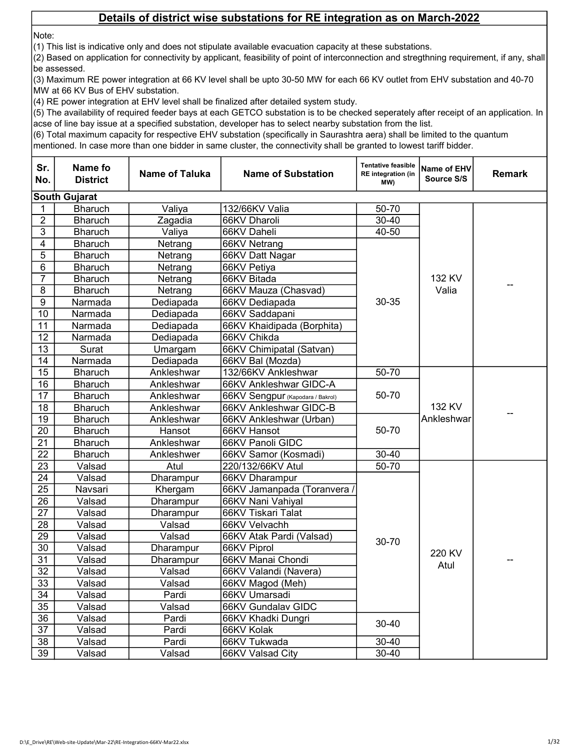# Details of district wise substations for RE integration as on March-2022

Note:

(1) This list is indicative only and does not stipulate available evacuation capacity at these substations.

(2) Based on application for connectivity by applicant, feasibility of point of interconnection and stregthning requirement, if any, shall be assessed.

(3) Maximum RE power integration at 66 KV level shall be upto 30-50 MW for each 66 KV outlet from EHV substation and 40-70 MW at 66 KV Bus of EHV substation.

(4) RE power integration at EHV level shall be finalized after detailed system study.

(5) The availability of required feeder bays at each GETCO substation is to be checked seperately after receipt of an application. In acse of line bay issue at a specified substation, developer has to select nearby substation from the list.

(6) Total maximum capacity for respective EHV substation (specifically in Saurashtra aera) shall be limited to the quantum mentioned. In case more than one bidder in same cluster, the connectivity shall be granted to lowest tariff bidder.

| Sr. No. | Name fo District | Name of Taluka | Name of Substation | Tentative feasible RE integration (in MW) | Name of EHV Source S/S | Remark |
|---|---|---|---|---|---|---|
| **South Gujarat** | | | | | | |
| 1 | Bharuch | Valiya | 132/66KV Valia | 50-70 | 132 KV Valia | -- |
| 2 | Bharuch | Zagadia | 66KV Dharoli | 30-40 | | |
| 3 | Bharuch | Valiya | 66KV Daheli | 40-50 | | |
| 4 | Bharuch | Netrang | 66KV Netrang | 30-35 | | |
| 5 | Bharuch | Netrang | 66KV Datt Nagar | | | |
| 6 | Bharuch | Netrang | 66KV Petiya | | | |
| 7 | Bharuch | Netrang | 66KV Bitada | | | |
| 8 | Bharuch | Netrang | 66KV Mauza (Chasvad) | | | |
| 9 | Narmada | Dediapada | 66KV Dediapada | | | |
| 10 | Narmada | Dediapada | 66KV Saddapani | | | |
| 11 | Narmada | Dediapada | 66KV Khaidipada (Borphita) | | | |
| 12 | Narmada | Dediapada | 66KV Chikda | | | |
| 13 | Surat | Umargam | 66KV Chimipatal (Satvan) | | | |
| 14 | Narmada | Dediapada | 66KV Bal (Mozda) | | | |
| 15 | Bharuch | Ankleshwar | 132/66KV Ankleshwar | 50-70 | 132 KV Ankleshwar | -- |
| 16 | Bharuch | Ankleshwar | 66KV Ankleshwar GIDC-A | 50-70 | | |
| 17 | Bharuch | Ankleshwar | 66KV Sengpur (Kapodara / Bakrol) | | | |
| 18 | Bharuch | Ankleshwar | 66KV Ankleshwar GIDC-B | | | |
| 19 | Bharuch | Ankleshwar | 66KV Ankleshwar (Urban) | 50-70 | | |
| 20 | Bharuch | Hansot | 66KV Hansot | | | |
| 21 | Bharuch | Ankleshwar | 66KV Panoli GIDC | | | |
| 22 | Bharuch | Ankleshwer | 66KV Samor (Kosmadi) | 30-40 | | |
| 23 | Valsad | Atul | 220/132/66KV Atul | 50-70 | 220 KV Atul | -- |
| 24 | Valsad | Dharampur | 66KV Dharampur | 30-70 | | |
| 25 | Navsari | Khergam | 66KV Jamanpada (Toranvera / | | | |
| 26 | Valsad | Dharampur | 66KV Nani Vahiyal | | | |
| 27 | Valsad | Dharampur | 66KV Tiskari Talat | | | |
| 28 | Valsad | Valsad | 66KV Velvachh | | | |
| 29 | Valsad | Valsad | 66KV Atak Pardi (Valsad) | | | |
| 30 | Valsad | Dharampur | 66KV Piprol | | | |
| 31 | Valsad | Dharampur | 66KV Manai Chondi | | | |
| 32 | Valsad | Valsad | 66KV Valandi (Navera) | | | |
| 33 | Valsad | Valsad | 66KV Magod (Meh) | | | |
| 34 | Valsad | Pardi | 66KV Umarsadi | | | |
| 35 | Valsad | Valsad | 66KV Gundalav GIDC | | | |
| 36 | Valsad | Pardi | 66KV Khadki Dungri | 30-40 | | |
| 37 | Valsad | Pardi | 66KV Kolak | | | |
| 38 | Valsad | Pardi | 66KV Tukwada | 30-40 | | |
| 39 | Valsad | Valsad | 66KV Valsad City | 30-40 | | |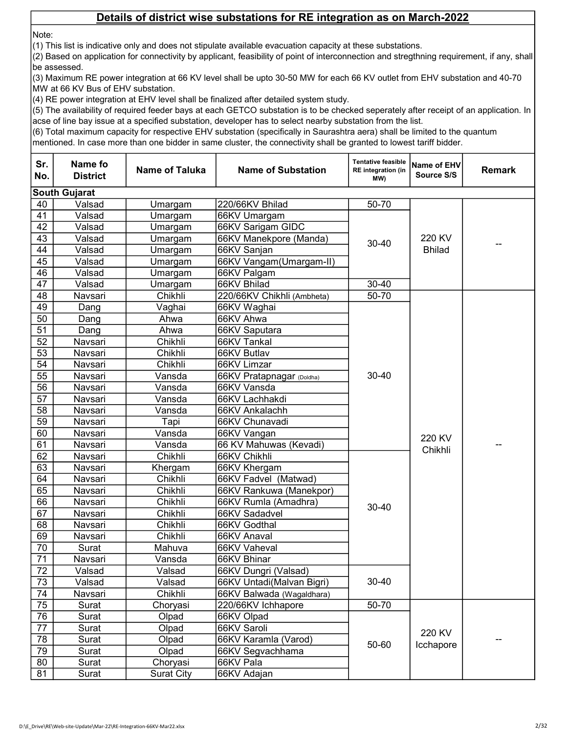## Details of district wise substations for RE integration as on March-2022

Note:

(1) This list is indicative only and does not stipulate available evacuation capacity at these substations.

(2) Based on application for connectivity by applicant, feasibility of point of interconnection and stregthning requirement, if any, shall be assessed.

(3) Maximum RE power integration at 66 KV level shall be upto 30-50 MW for each 66 KV outlet from EHV substation and 40-70 MW at 66 KV Bus of EHV substation.

(4) RE power integration at EHV level shall be finalized after detailed system study.

(5) The availability of required feeder bays at each GETCO substation is to be checked seperately after receipt of an application. In acse of line bay issue at a specified substation, developer has to select nearby substation from the list.

(6) Total maximum capacity for respective EHV substation (specifically in Saurashtra aera) shall be limited to the quantum mentioned. In case more than one bidder in same cluster, the connectivity shall be granted to lowest tariff bidder.

| Sr. No. | Name fo District | Name of Taluka | Name of Substation | Tentative feasible RE integration (in MW) | Name of EHV Source S/S | Remark |
|---|---|---|---|---|---|---|
| **South Gujarat** | | | | | | |
| 40 | Valsad | Umargam | 220/66KV Bhilad | 50-70 | 220 KV Bhilad | -- |
| 41 | Valsad | Umargam | 66KV Umargam | 30-40 | | |
| 42 | Valsad | Umargam | 66KV Sarigam GIDC | | | |
| 43 | Valsad | Umargam | 66KV Manekpore (Manda) | | | |
| 44 | Valsad | Umargam | 66KV Sanjan | | | |
| 45 | Valsad | Umargam | 66KV Vangam(Umargam-II) | | | |
| 46 | Valsad | Umargam | 66KV Palgam | | | |
| 47 | Valsad | Umargam | 66KV Bhilad | 30-40 | | |
| 48 | Navsari | Chikhli | 220/66KV Chikhli (Ambheta) | 50-70 | 220 KV Chikhli | -- |
| 49 | Dang | Vaghai | 66KV Waghai | 30-40 | | |
| 50 | Dang | Ahwa | 66KV Ahwa | | | |
| 51 | Dang | Ahwa | 66KV Saputara | | | |
| 52 | Navsari | Chikhli | 66KV Tankal | | | |
| 53 | Navsari | Chikhli | 66KV Butlav | | | |
| 54 | Navsari | Chikhli | 66KV Limzar | | | |
| 55 | Navsari | Vansda | 66KV Pratapnagar (Doldha) | | | |
| 56 | Navsari | Vansda | 66KV Vansda | | | |
| 57 | Navsari | Vansda | 66KV Lachhakdi | | | |
| 58 | Navsari | Vansda | 66KV Ankalachh | | | |
| 59 | Navsari | Tapi | 66KV Chunavadi | | | |
| 60 | Navsari | Vansda | 66KV Vangan | | | |
| 61 | Navsari | Vansda | 66 KV Mahuwas (Kevadi) | | | |
| 62 | Navsari | Chikhli | 66KV Chikhli | 30-40 | | |
| 63 | Navsari | Khergam | 66KV Khergam | | | |
| 64 | Navsari | Chikhli | 66KV Fadvel (Matwad) | | | |
| 65 | Navsari | Chikhli | 66KV Rankuwa (Manekpor) | | | |
| 66 | Navsari | Chikhli | 66KV Rumla (Amadhra) | | | |
| 67 | Navsari | Chikhli | 66KV Sadadvel | | | |
| 68 | Navsari | Chikhli | 66KV Godthal | | | |
| 69 | Navsari | Chikhli | 66KV Anaval | | | |
| 70 | Surat | Mahuva | 66KV Vaheval | | | |
| 71 | Navsari | Vansda | 66KV Bhinar | | | |
| 72 | Valsad | Valsad | 66KV Dungri (Valsad) | 30-40 | | |
| 73 | Valsad | Valsad | 66KV Untadi(Malvan Bigri) | | | |
| 74 | Navsari | Chikhli | 66KV Balwada (Wagaldhara) | | | |
| 75 | Surat | Choryasi | 220/66KV Ichhapore | 50-70 | 220 KV Icchapore | -- |
| 76 | Surat | Olpad | 66KV Olpad | 50-60 | | |
| 77 | Surat | Olpad | 66KV Saroli | | | |
| 78 | Surat | Olpad | 66KV Karamla (Varod) | | | |
| 79 | Surat | Olpad | 66KV Segvachhama | | | |
| 80 | Surat | Choryasi | 66KV Pala | | | |
| 81 | Surat | Surat City | 66KV Adajan | | | |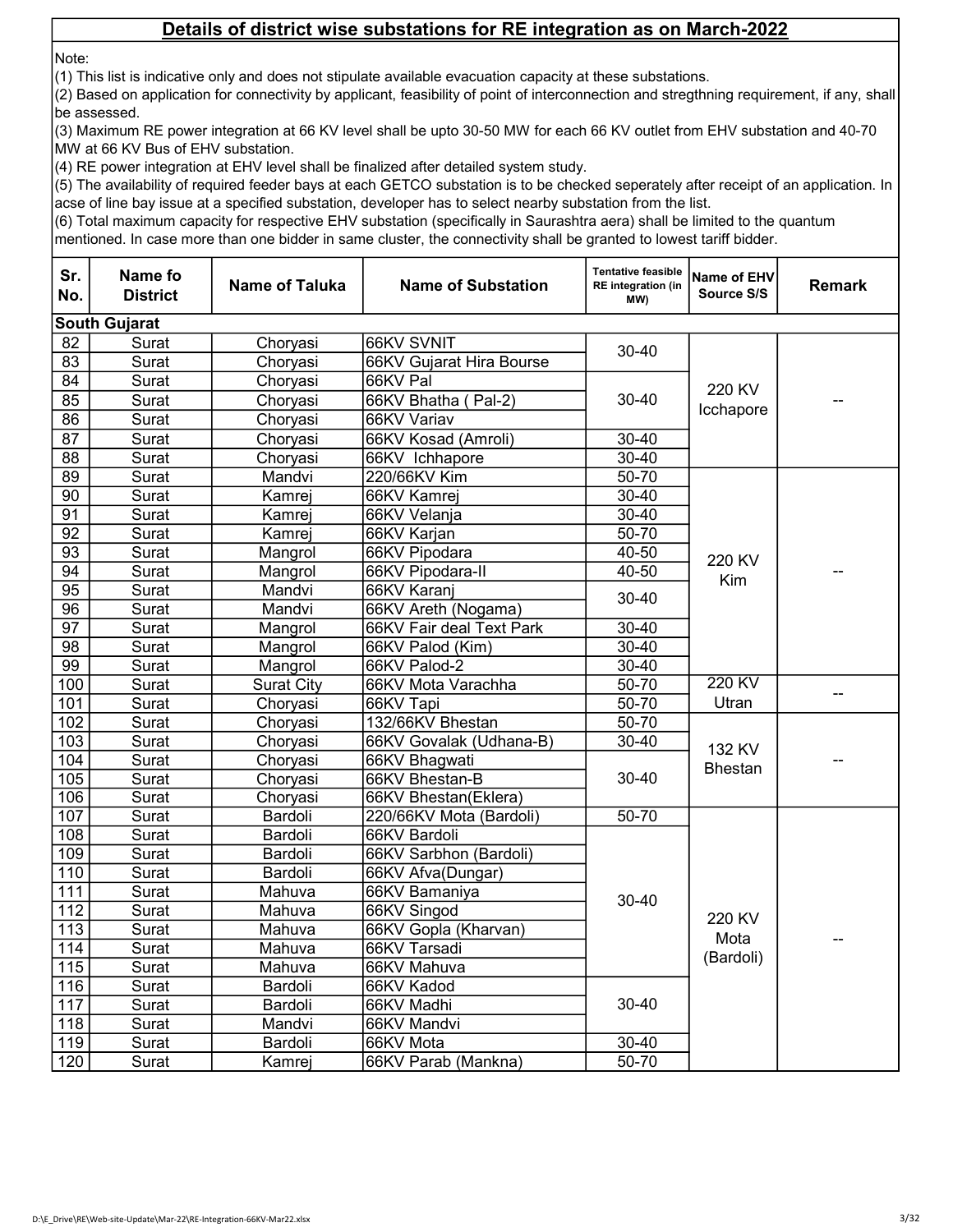# Details of district wise substations for RE integration as on March-2022

Note:

(1) This list is indicative only and does not stipulate available evacuation capacity at these substations.

(2) Based on application for connectivity by applicant, feasibility of point of interconnection and stregthning requirement, if any, shall be assessed.

(3) Maximum RE power integration at 66 KV level shall be upto 30-50 MW for each 66 KV outlet from EHV substation and 40-70 MW at 66 KV Bus of EHV substation.

(4) RE power integration at EHV level shall be finalized after detailed system study.

(5) The availability of required feeder bays at each GETCO substation is to be checked seperately after receipt of an application. In acse of line bay issue at a specified substation, developer has to select nearby substation from the list.

(6) Total maximum capacity for respective EHV substation (specifically in Saurashtra aera) shall be limited to the quantum mentioned. In case more than one bidder in same cluster, the connectivity shall be granted to lowest tariff bidder.

| Sr. No. | Name fo District | Name of Taluka | Name of Substation | Tentative feasible RE integration (in MW) | Name of EHV Source S/S | Remark |
|---|---|---|---|---|---|---|
| **South Gujarat** | | | | | | |
| 82 | Surat | Choryasi | 66KV SVNIT | 30-40 | 220 KV Icchapore | -- |
| 83 | Surat | Choryasi | 66KV Gujarat Hira Bourse | | | |
| 84 | Surat | Choryasi | 66KV Pal | 30-40 | | |
| 85 | Surat | Choryasi | 66KV Bhatha ( Pal-2) | | | |
| 86 | Surat | Choryasi | 66KV Variav | | | |
| 87 | Surat | Choryasi | 66KV Kosad (Amroli) | 30-40 | | |
| 88 | Surat | Choryasi | 66KV Ichhapore | 30-40 | | |
| 89 | Surat | Mandvi | 220/66KV Kim | 50-70 | 220 KV Kim | -- |
| 90 | Surat | Kamrej | 66KV Kamrej | 30-40 | | |
| 91 | Surat | Kamrej | 66KV Velanja | 30-40 | | |
| 92 | Surat | Kamrej | 66KV Karjan | 50-70 | | |
| 93 | Surat | Mangrol | 66KV Pipodara | 40-50 | | |
| 94 | Surat | Mangrol | 66KV Pipodara-II | 40-50 | | |
| 95 | Surat | Mandvi | 66KV Karanj | 30-40 | | |
| 96 | Surat | Mandvi | 66KV Areth (Nogama) | | | |
| 97 | Surat | Mangrol | 66KV Fair deal Text Park | 30-40 | | |
| 98 | Surat | Mangrol | 66KV Palod (Kim) | 30-40 | | |
| 99 | Surat | Mangrol | 66KV Palod-2 | 30-40 | | |
| 100 | Surat | Surat City | 66KV Mota Varachha | 50-70 | 220 KV Utran | -- |
| 101 | Surat | Choryasi | 66KV Tapi | 50-70 | | |
| 102 | Surat | Choryasi | 132/66KV Bhestan | 50-70 | 132 KV Bhestan | -- |
| 103 | Surat | Choryasi | 66KV Govalak (Udhana-B) | 30-40 | | |
| 104 | Surat | Choryasi | 66KV Bhagwati | 30-40 | | |
| 105 | Surat | Choryasi | 66KV Bhestan-B | | | |
| 106 | Surat | Choryasi | 66KV Bhestan(Eklera) | | | |
| 107 | Surat | Bardoli | 220/66KV Mota (Bardoli) | 50-70 | 220 KV Mota (Bardoli) | -- |
| 108 | Surat | Bardoli | 66KV Bardoli | 30-40 | | |
| 109 | Surat | Bardoli | 66KV Sarbhon (Bardoli) | | | |
| 110 | Surat | Bardoli | 66KV Afva(Dungar) | | | |
| 111 | Surat | Mahuva | 66KV Bamaniya | | | |
| 112 | Surat | Mahuva | 66KV Singod | | | |
| 113 | Surat | Mahuva | 66KV Gopla (Kharvan) | | | |
| 114 | Surat | Mahuva | 66KV Tarsadi | | | |
| 115 | Surat | Mahuva | 66KV Mahuva | | | |
| 116 | Surat | Bardoli | 66KV Kadod | 30-40 | | |
| 117 | Surat | Bardoli | 66KV Madhi | | | |
| 118 | Surat | Mandvi | 66KV Mandvi | | | |
| 119 | Surat | Bardoli | 66KV Mota | 30-40 | | |
| 120 | Surat | Kamrej | 66KV Parab (Mankna) | 50-70 | | |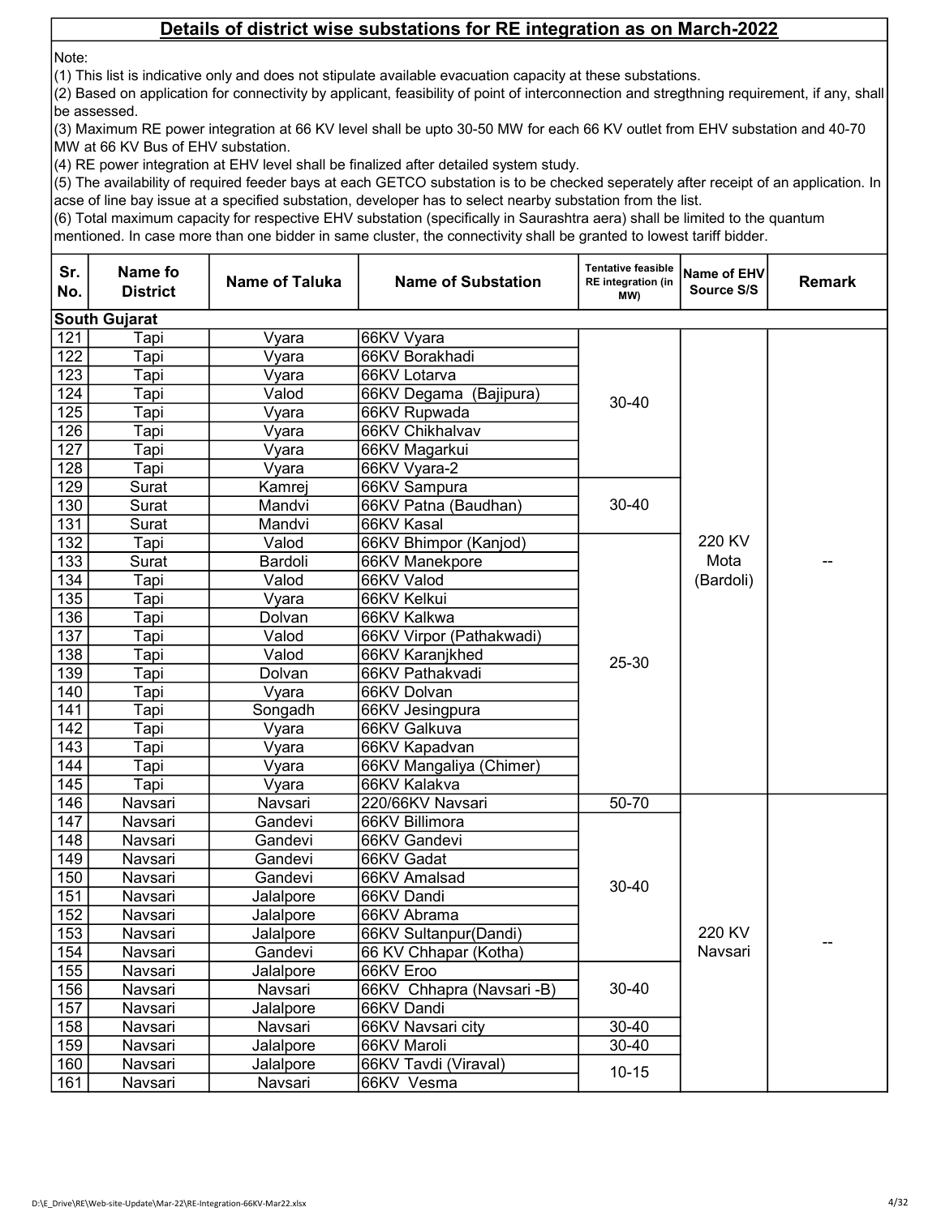## Details of district wise substations for RE integration as on March-2022

Note:

(1) This list is indicative only and does not stipulate available evacuation capacity at these substations.

(2) Based on application for connectivity by applicant, feasibility of point of interconnection and stregthning requirement, if any, shall be assessed.

(3) Maximum RE power integration at 66 KV level shall be upto 30-50 MW for each 66 KV outlet from EHV substation and 40-70 MW at 66 KV Bus of EHV substation.

(4) RE power integration at EHV level shall be finalized after detailed system study.

(5) The availability of required feeder bays at each GETCO substation is to be checked seperately after receipt of an application. In acse of line bay issue at a specified substation, developer has to select nearby substation from the list.

(6) Total maximum capacity for respective EHV substation (specifically in Saurashtra aera) shall be limited to the quantum mentioned. In case more than one bidder in same cluster, the connectivity shall be granted to lowest tariff bidder.

| Sr. No. | Name fo District | Name of Taluka | Name of Substation | Tentative feasible RE integration (in MW) | Name of EHV Source S/S | Remark |
|---|---|---|---|---|---|---|
| **South Gujarat** | | | | | | |
| 121 | Tapi | Vyara | 66KV Vyara | 30-40 | 220 KV Mota (Bardoli) | -- |
| 122 | Tapi | Vyara | 66KV Borakhadi | | | |
| 123 | Tapi | Vyara | 66KV Lotarva | | | |
| 124 | Tapi | Valod | 66KV Degama (Bajipura) | | | |
| 125 | Tapi | Vyara | 66KV Rupwada | | | |
| 126 | Tapi | Vyara | 66KV Chikhalvav | | | |
| 127 | Tapi | Vyara | 66KV Magarkui | | | |
| 128 | Tapi | Vyara | 66KV Vyara-2 | | | |
| 129 | Surat | Kamrej | 66KV Sampura | 30-40 | | |
| 130 | Surat | Mandvi | 66KV Patna (Baudhan) | | | |
| 131 | Surat | Mandvi | 66KV Kasal | | | |
| 132 | Tapi | Valod | 66KV Bhimpor (Kanjod) | 25-30 | | |
| 133 | Surat | Bardoli | 66KV Manekpore | | | |
| 134 | Tapi | Valod | 66KV Valod | | | |
| 135 | Tapi | Vyara | 66KV Kelkui | | | |
| 136 | Tapi | Dolvan | 66KV Kalkwa | | | |
| 137 | Tapi | Valod | 66KV Virpor (Pathakwadi) | | | |
| 138 | Tapi | Valod | 66KV Karanjkhed | | | |
| 139 | Tapi | Dolvan | 66KV Pathakvadi | | | |
| 140 | Tapi | Vyara | 66KV Dolvan | | | |
| 141 | Tapi | Songadh | 66KV Jesingpura | | | |
| 142 | Tapi | Vyara | 66KV Galkuva | | | |
| 143 | Tapi | Vyara | 66KV Kapadvan | | | |
| 144 | Tapi | Vyara | 66KV Mangaliya (Chimer) | | | |
| 145 | Tapi | Vyara | 66KV Kalakva | | | |
| 146 | Navsari | Navsari | 220/66KV Navsari | 50-70 | 220 KV Navsari | -- |
| 147 | Navsari | Gandevi | 66KV Billimora | 30-40 | | |
| 148 | Navsari | Gandevi | 66KV Gandevi | | | |
| 149 | Navsari | Gandevi | 66KV Gadat | | | |
| 150 | Navsari | Gandevi | 66KV Amalsad | | | |
| 151 | Navsari | Jalalpore | 66KV Dandi | | | |
| 152 | Navsari | Jalalpore | 66KV Abrama | | | |
| 153 | Navsari | Jalalpore | 66KV Sultanpur(Dandi) | | | |
| 154 | Navsari | Gandevi | 66 KV Chhapar (Kotha) | | | |
| 155 | Navsari | Jalalpore | 66KV Eroo | 30-40 | | |
| 156 | Navsari | Navsari | 66KV Chhapra (Navsari -B) | | | |
| 157 | Navsari | Jalalpore | 66KV Dandi | | | |
| 158 | Navsari | Navsari | 66KV Navsari city | 30-40 | | |
| 159 | Navsari | Jalalpore | 66KV Maroli | 30-40 | | |
| 160 | Navsari | Jalalpore | 66KV Tavdi (Viraval) | 10-15 | | |
| 161 | Navsari | Navsari | 66KV Vesma | | | |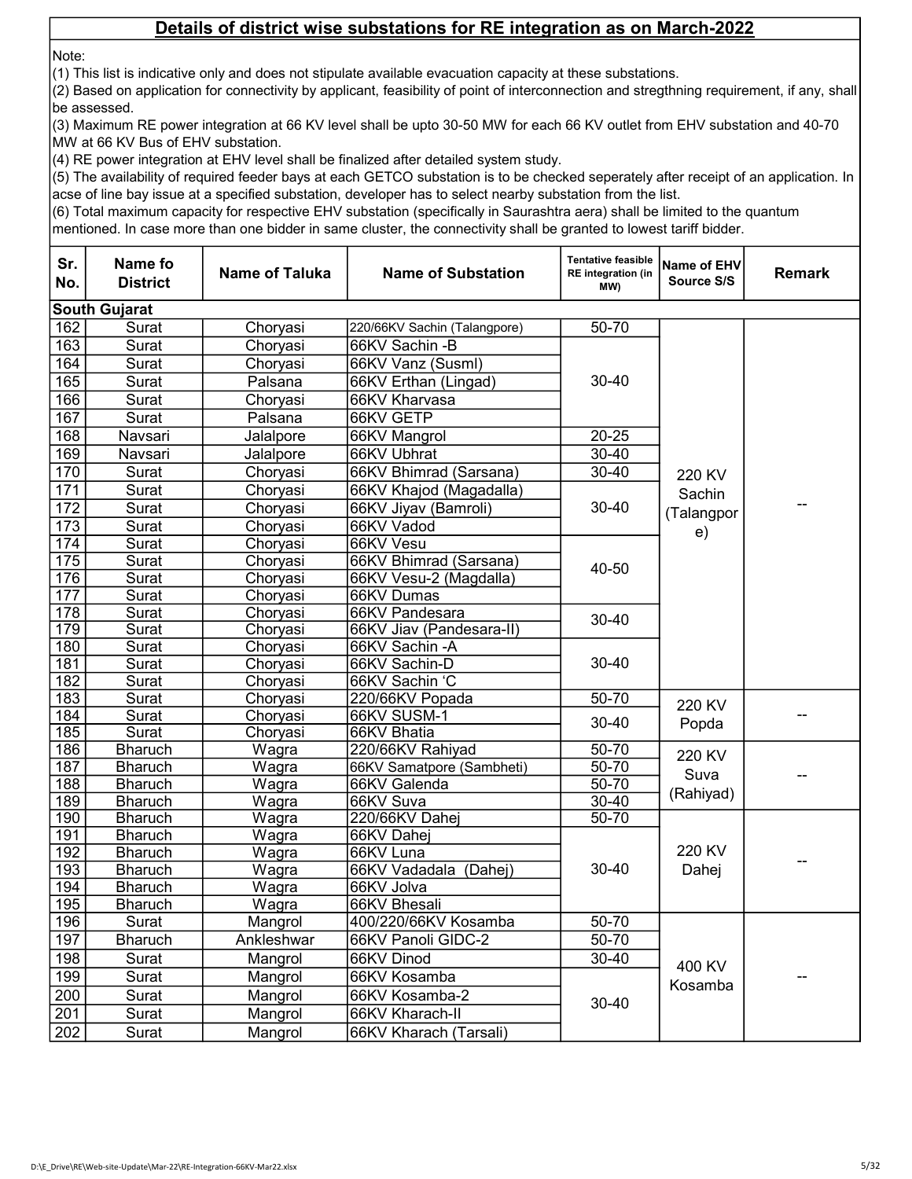## Details of district wise substations for RE integration as on March-2022

Note:

(1) This list is indicative only and does not stipulate available evacuation capacity at these substations.

(2) Based on application for connectivity by applicant, feasibility of point of interconnection and stregthning requirement, if any, shall be assessed.

(3) Maximum RE power integration at 66 KV level shall be upto 30-50 MW for each 66 KV outlet from EHV substation and 40-70 MW at 66 KV Bus of EHV substation.

(4) RE power integration at EHV level shall be finalized after detailed system study.

(5) The availability of required feeder bays at each GETCO substation is to be checked seperately after receipt of an application. In acse of line bay issue at a specified substation, developer has to select nearby substation from the list.

(6) Total maximum capacity for respective EHV substation (specifically in Saurashtra aera) shall be limited to the quantum mentioned. In case more than one bidder in same cluster, the connectivity shall be granted to lowest tariff bidder.

| Sr. No. | Name fo District | Name of Taluka | Name of Substation | Tentative feasible RE integration (in MW) | Name of EHV Source S/S | Remark |
|---|---|---|---|---|---|---|
| **South Gujarat** | | | | | | |
| 162 | Surat | Choryasi | 220/66KV Sachin (Talangpore) | 50-70 | 220 KV Sachin (Talangpore) | -- |
| 163 | Surat | Choryasi | 66KV Sachin -B | 30-40 | | |
| 164 | Surat | Choryasi | 66KV Vanz (Susml) | | | |
| 165 | Surat | Palsana | 66KV Erthan (Lingad) | | | |
| 166 | Surat | Choryasi | 66KV Kharvasa | | | |
| 167 | Surat | Palsana | 66KV GETP | | | |
| 168 | Navsari | Jalalpore | 66KV Mangrol | 20-25 | | |
| 169 | Navsari | Jalalpore | 66KV Ubhrat | 30-40 | | |
| 170 | Surat | Choryasi | 66KV Bhimrad (Sarsana) | 30-40 | | |
| 171 | Surat | Choryasi | 66KV Khajod (Magadalla) | 30-40 | | |
| 172 | Surat | Choryasi | 66KV Jiyav (Bamroli) | | | |
| 173 | Surat | Choryasi | 66KV Vadod | | | |
| 174 | Surat | Choryasi | 66KV Vesu | 40-50 | | |
| 175 | Surat | Choryasi | 66KV Bhimrad (Sarsana) | | | |
| 176 | Surat | Choryasi | 66KV Vesu-2 (Magdalla) | | | |
| 177 | Surat | Choryasi | 66KV Dumas | | | |
| 178 | Surat | Choryasi | 66KV Pandesara | 30-40 | | |
| 179 | Surat | Choryasi | 66KV Jiav (Pandesara-II) | | | |
| 180 | Surat | Choryasi | 66KV Sachin -A | 30-40 | | |
| 181 | Surat | Choryasi | 66KV Sachin-D | | | |
| 182 | Surat | Choryasi | 66KV Sachin 'C | | | |
| 183 | Surat | Choryasi | 220/66KV Popada | 50-70 | 220 KV Popda | -- |
| 184 | Surat | Choryasi | 66KV SUSM-1 | 30-40 | | |
| 185 | Surat | Choryasi | 66KV Bhatia | | | |
| 186 | Bharuch | Wagra | 220/66KV Rahiyad | 50-70 | 220 KV Suva (Rahiyad) | -- |
| 187 | Bharuch | Wagra | 66KV Samatpore (Sambheti) | 50-70 | | |
| 188 | Bharuch | Wagra | 66KV Galenda | 50-70 | | |
| 189 | Bharuch | Wagra | 66KV Suva | 30-40 | | |
| 190 | Bharuch | Wagra | 220/66KV Dahej | 50-70 | 220 KV Dahej | -- |
| 191 | Bharuch | Wagra | 66KV Dahej | 30-40 | | |
| 192 | Bharuch | Wagra | 66KV Luna | | | |
| 193 | Bharuch | Wagra | 66KV Vadadala (Dahej) | | | |
| 194 | Bharuch | Wagra | 66KV Jolva | | | |
| 195 | Bharuch | Wagra | 66KV Bhesali | | | |
| 196 | Surat | Mangrol | 400/220/66KV Kosamba | 50-70 | 400 KV Kosamba | -- |
| 197 | Bharuch | Ankleshwar | 66KV Panoli GIDC-2 | 50-70 | | |
| 198 | Surat | Mangrol | 66KV Dinod | 30-40 | | |
| 199 | Surat | Mangrol | 66KV Kosamba | 30-40 | | |
| 200 | Surat | Mangrol | 66KV Kosamba-2 | | | |
| 201 | Surat | Mangrol | 66KV Kharach-II | | | |
| 202 | Surat | Mangrol | 66KV Kharach (Tarsali) | | | |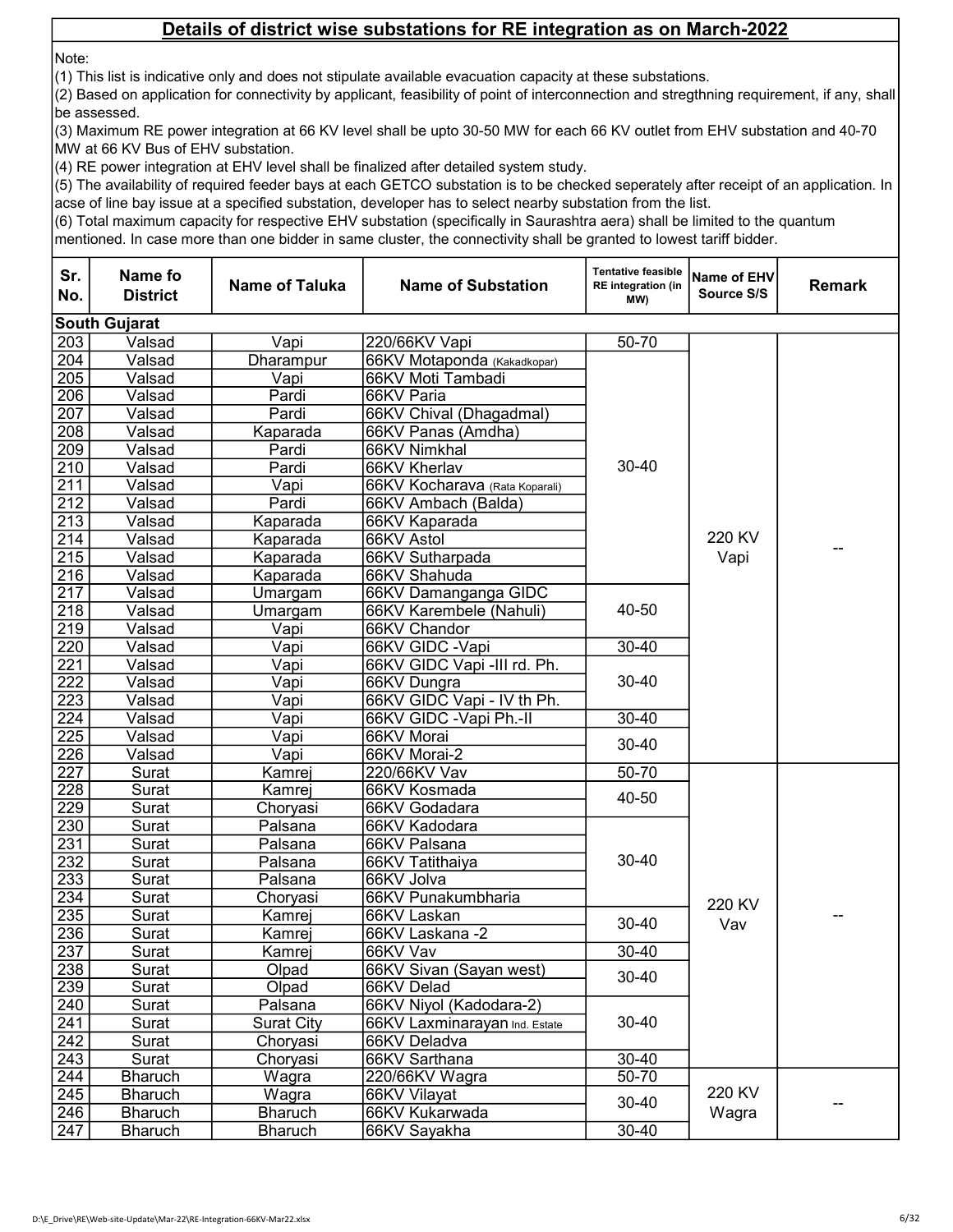## Details of district wise substations for RE integration as on March-2022

Note:

(1) This list is indicative only and does not stipulate available evacuation capacity at these substations.

(2) Based on application for connectivity by applicant, feasibility of point of interconnection and stregthning requirement, if any, shall be assessed.

(3) Maximum RE power integration at 66 KV level shall be upto 30-50 MW for each 66 KV outlet from EHV substation and 40-70 MW at 66 KV Bus of EHV substation.

(4) RE power integration at EHV level shall be finalized after detailed system study.

(5) The availability of required feeder bays at each GETCO substation is to be checked seperately after receipt of an application. In acse of line bay issue at a specified substation, developer has to select nearby substation from the list.

(6) Total maximum capacity for respective EHV substation (specifically in Saurashtra aera) shall be limited to the quantum mentioned. In case more than one bidder in same cluster, the connectivity shall be granted to lowest tariff bidder.

| Sr. No. | Name fo District | Name of Taluka | Name of Substation | Tentative feasible RE integration (in MW) | Name of EHV Source S/S | Remark |
|---|---|---|---|---|---|---|
| **South Gujarat** | | | | | | |
| 203 | Valsad | Vapi | 220/66KV Vapi | 50-70 | 220 KV Vapi | -- |
| 204 | Valsad | Dharampur | 66KV Motaponda (Kakadkopar) | 30-40 | | |
| 205 | Valsad | Vapi | 66KV Moti Tambadi | | | |
| 206 | Valsad | Pardi | 66KV Paria | | | |
| 207 | Valsad | Pardi | 66KV Chival (Dhagadmal) | | | |
| 208 | Valsad | Kaparada | 66KV Panas (Amdha) | | | |
| 209 | Valsad | Pardi | 66KV Nimkhal | | | |
| 210 | Valsad | Pardi | 66KV Kherlav | | | |
| 211 | Valsad | Vapi | 66KV Kocharava (Rata Koparali) | | | |
| 212 | Valsad | Pardi | 66KV Ambach (Balda) | | | |
| 213 | Valsad | Kaparada | 66KV Kaparada | | | |
| 214 | Valsad | Kaparada | 66KV Astol | | | |
| 215 | Valsad | Kaparada | 66KV Sutharpada | | | |
| 216 | Valsad | Kaparada | 66KV Shahuda | | | |
| 217 | Valsad | Umargam | 66KV Damanganga GIDC | 40-50 | | |
| 218 | Valsad | Umargam | 66KV Karembele (Nahuli) | | | |
| 219 | Valsad | Vapi | 66KV Chandor | | | |
| 220 | Valsad | Vapi | 66KV GIDC -Vapi | 30-40 | | |
| 221 | Valsad | Vapi | 66KV GIDC Vapi -III rd. Ph. | 30-40 | | |
| 222 | Valsad | Vapi | 66KV Dungra | | | |
| 223 | Valsad | Vapi | 66KV GIDC Vapi - IV th Ph. | | | |
| 224 | Valsad | Vapi | 66KV GIDC -Vapi Ph.-II | 30-40 | | |
| 225 | Valsad | Vapi | 66KV Morai | 30-40 | | |
| 226 | Valsad | Vapi | 66KV Morai-2 | | | |
| 227 | Surat | Kamrej | 220/66KV Vav | 50-70 | 220 KV Vav | -- |
| 228 | Surat | Kamrej | 66KV Kosmada | 40-50 | | |
| 229 | Surat | Choryasi | 66KV Godadara | | | |
| 230 | Surat | Palsana | 66KV Kadodara | 30-40 | | |
| 231 | Surat | Palsana | 66KV Palsana | | | |
| 232 | Surat | Palsana | 66KV Tatithaiya | | | |
| 233 | Surat | Palsana | 66KV Jolva | | | |
| 234 | Surat | Choryasi | 66KV Punakumbharia | | | |
| 235 | Surat | Kamrej | 66KV Laskan | 30-40 | | |
| 236 | Surat | Kamrej | 66KV Laskana -2 | | | |
| 237 | Surat | Kamrej | 66KV Vav | 30-40 | | |
| 238 | Surat | Olpad | 66KV Sivan (Sayan west) | 30-40 | | |
| 239 | Surat | Olpad | 66KV Delad | | | |
| 240 | Surat | Palsana | 66KV Niyol (Kadodara-2) | 30-40 | | |
| 241 | Surat | Surat City | 66KV Laxminarayan Ind. Estate | | | |
| 242 | Surat | Choryasi | 66KV Deladva | | | |
| 243 | Surat | Choryasi | 66KV Sarthana | 30-40 | | |
| 244 | Bharuch | Wagra | 220/66KV Wagra | 50-70 | 220 KV Wagra | -- |
| 245 | Bharuch | Wagra | 66KV Vilayat | 30-40 | | |
| 246 | Bharuch | Bharuch | 66KV Kukarwada | | | |
| 247 | Bharuch | Bharuch | 66KV Sayakha | 30-40 | | |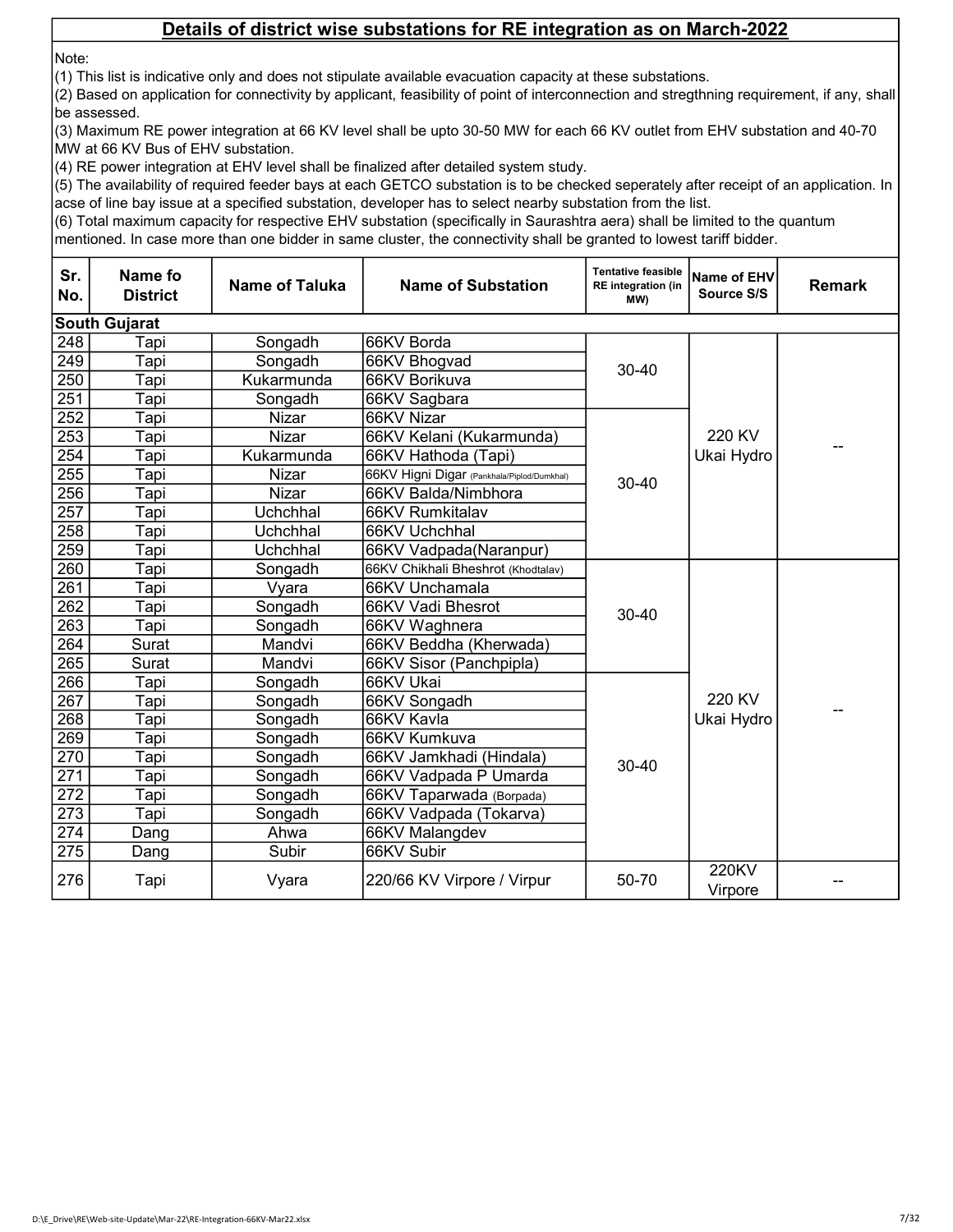## Details of district wise substations for RE integration as on March-2022

Note:

(1) This list is indicative only and does not stipulate available evacuation capacity at these substations.

(2) Based on application for connectivity by applicant, feasibility of point of interconnection and stregthning requirement, if any, shall be assessed.

(3) Maximum RE power integration at 66 KV level shall be upto 30-50 MW for each 66 KV outlet from EHV substation and 40-70 MW at 66 KV Bus of EHV substation.

(4) RE power integration at EHV level shall be finalized after detailed system study.

(5) The availability of required feeder bays at each GETCO substation is to be checked seperately after receipt of an application. In acse of line bay issue at a specified substation, developer has to select nearby substation from the list.

(6) Total maximum capacity for respective EHV substation (specifically in Saurashtra aera) shall be limited to the quantum mentioned. In case more than one bidder in same cluster, the connectivity shall be granted to lowest tariff bidder.

| Sr. No. | Name fo District | Name of Taluka | Name of Substation | Tentative feasible RE integration (in MW) | Name of EHV Source S/S | Remark |
|---|---|---|---|---|---|---|
| **South Gujarat** | | | | | | |
| 248 | Tapi | Songadh | 66KV Borda | 30-40 | 220 KV Ukai Hydro | -- |
| 249 | Tapi | Songadh | 66KV Bhogvad | | | |
| 250 | Tapi | Kukarmunda | 66KV Borikuva | | | |
| 251 | Tapi | Songadh | 66KV Sagbara | | | |
| 252 | Tapi | Nizar | 66KV Nizar | 30-40 | | |
| 253 | Tapi | Nizar | 66KV Kelani (Kukarmunda) | | | |
| 254 | Tapi | Kukarmunda | 66KV Hathoda (Tapi) | | | |
| 255 | Tapi | Nizar | 66KV Higni Digar (Pankhala/Piplod/Dumkhal) | | | |
| 256 | Tapi | Nizar | 66KV Balda/Nimbhora | | | |
| 257 | Tapi | Uchchhal | 66KV Rumkitalav | | | |
| 258 | Tapi | Uchchhal | 66KV Uchchhal | | | |
| 259 | Tapi | Uchchhal | 66KV Vadpada(Naranpur) | | | |
| 260 | Tapi | Songadh | 66KV Chikhali Bheshrot (Khodtalav) | 30-40 | 220 KV Ukai Hydro | -- |
| 261 | Tapi | Vyara | 66KV Unchamala | | | |
| 262 | Tapi | Songadh | 66KV Vadi Bhesrot | | | |
| 263 | Tapi | Songadh | 66KV Waghnera | | | |
| 264 | Surat | Mandvi | 66KV Beddha (Kherwada) | | | |
| 265 | Surat | Mandvi | 66KV Sisor (Panchpipla) | | | |
| 266 | Tapi | Songadh | 66KV Ukai | 30-40 | | |
| 267 | Tapi | Songadh | 66KV Songadh | | | |
| 268 | Tapi | Songadh | 66KV Kavla | | | |
| 269 | Tapi | Songadh | 66KV Kumkuva | | | |
| 270 | Tapi | Songadh | 66KV Jamkhadi (Hindala) | | | |
| 271 | Tapi | Songadh | 66KV Vadpada P Umarda | | | |
| 272 | Tapi | Songadh | 66KV Taparwada (Borpada) | | | |
| 273 | Tapi | Songadh | 66KV Vadpada (Tokarva) | | | |
| 274 | Dang | Ahwa | 66KV Malangdev | | | |
| 275 | Dang | Subir | 66KV Subir | | | |
| 276 | Tapi | Vyara | 220/66 KV Virpore / Virpur | 50-70 | 220KV Virpore | -- |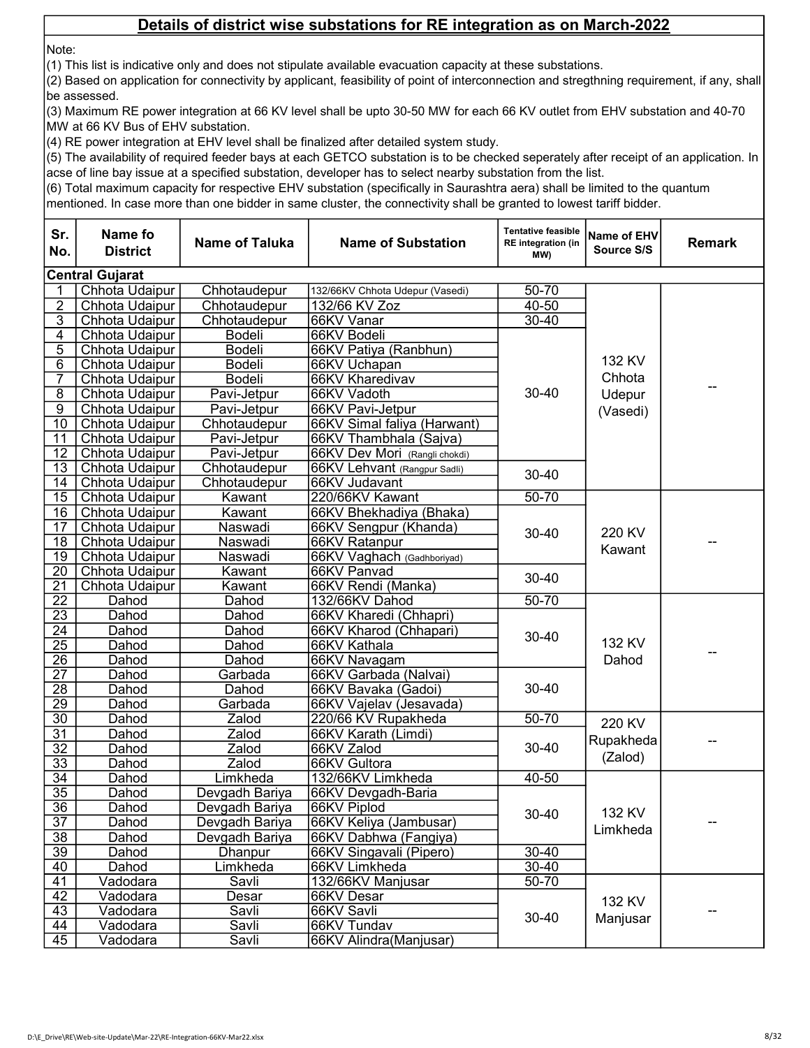## Details of district wise substations for RE integration as on March-2022

Note:

(1) This list is indicative only and does not stipulate available evacuation capacity at these substations.

(2) Based on application for connectivity by applicant, feasibility of point of interconnection and stregthning requirement, if any, shall be assessed.

(3) Maximum RE power integration at 66 KV level shall be upto 30-50 MW for each 66 KV outlet from EHV substation and 40-70 MW at 66 KV Bus of EHV substation.

(4) RE power integration at EHV level shall be finalized after detailed system study.

(5) The availability of required feeder bays at each GETCO substation is to be checked seperately after receipt of an application. In acse of line bay issue at a specified substation, developer has to select nearby substation from the list.

(6) Total maximum capacity for respective EHV substation (specifically in Saurashtra aera) shall be limited to the quantum mentioned. In case more than one bidder in same cluster, the connectivity shall be granted to lowest tariff bidder.

| Sr. No. | Name fo District | Name of Taluka | Name of Substation | Tentative feasible RE integration (in MW) | Name of EHV Source S/S | Remark |
|---|---|---|---|---|---|---|
| **Central Gujarat** | | | | | | |
| 1 | Chhota Udaipur | Chhotaudepur | 132/66KV Chhota Udepur (Vasedi) | 50-70 | 132 KV Chhota Udepur (Vasedi) | -- |
| 2 | Chhota Udaipur | Chhotaudepur | 132/66 KV Zoz | 40-50 | | |
| 3 | Chhota Udaipur | Chhotaudepur | 66KV Vanar | 30-40 | | |
| 4 | Chhota Udaipur | Bodeli | 66KV Bodeli | 30-40 | | |
| 5 | Chhota Udaipur | Bodeli | 66KV Patiya (Ranbhun) | | | |
| 6 | Chhota Udaipur | Bodeli | 66KV Uchapan | | | |
| 7 | Chhota Udaipur | Bodeli | 66KV Kharedivav | | | |
| 8 | Chhota Udaipur | Pavi-Jetpur | 66KV Vadoth | | | |
| 9 | Chhota Udaipur | Pavi-Jetpur | 66KV Pavi-Jetpur | | | |
| 10 | Chhota Udaipur | Chhotaudepur | 66KV Simal faliya (Harwant) | | | |
| 11 | Chhota Udaipur | Pavi-Jetpur | 66KV Thambhala (Sajva) | | | |
| 12 | Chhota Udaipur | Pavi-Jetpur | 66KV Dev Mori (Rangli chokdi) | | | |
| 13 | Chhota Udaipur | Chhotaudepur | 66KV Lehvant (Rangpur Sadli) | 30-40 | | |
| 14 | Chhota Udaipur | Chhotaudepur | 66KV Judavant | | | |
| 15 | Chhota Udaipur | Kawant | 220/66KV Kawant | 50-70 | 220 KV Kawant | -- |
| 16 | Chhota Udaipur | Kawant | 66KV Bhekhadiya (Bhaka) | 30-40 | | |
| 17 | Chhota Udaipur | Naswadi | 66KV Sengpur (Khanda) | | | |
| 18 | Chhota Udaipur | Naswadi | 66KV Ratanpur | | | |
| 19 | Chhota Udaipur | Naswadi | 66KV Vaghach (Gadhboriyad) | | | |
| 20 | Chhota Udaipur | Kawant | 66KV Panvad | 30-40 | | |
| 21 | Chhota Udaipur | Kawant | 66KV Rendi (Manka) | | | |
| 22 | Dahod | Dahod | 132/66KV Dahod | 50-70 | 132 KV Dahod | -- |
| 23 | Dahod | Dahod | 66KV Kharedi (Chhapri) | 30-40 | | |
| 24 | Dahod | Dahod | 66KV Kharod (Chhapari) | | | |
| 25 | Dahod | Dahod | 66KV Kathala | | | |
| 26 | Dahod | Dahod | 66KV Navagam | | | |
| 27 | Dahod | Garbada | 66KV Garbada (Nalvai) | 30-40 | | |
| 28 | Dahod | Dahod | 66KV Bavaka (Gadoi) | | | |
| 29 | Dahod | Garbada | 66KV Vajelav (Jesavada) | | | |
| 30 | Dahod | Zalod | 220/66 KV Rupakheda | 50-70 | 220 KV Rupakheda (Zalod) | -- |
| 31 | Dahod | Zalod | 66KV Karath (Limdi) | 30-40 | | |
| 32 | Dahod | Zalod | 66KV Zalod | | | |
| 33 | Dahod | Zalod | 66KV Gultora | | | |
| 34 | Dahod | Limkheda | 132/66KV Limkheda | 40-50 | 132 KV Limkheda | -- |
| 35 | Dahod | Devgadh Bariya | 66KV Devgadh-Baria | 30-40 | | |
| 36 | Dahod | Devgadh Bariya | 66KV Piplod | | | |
| 37 | Dahod | Devgadh Bariya | 66KV Keliya (Jambusar) | | | |
| 38 | Dahod | Devgadh Bariya | 66KV Dabhwa (Fangiya) | | | |
| 39 | Dahod | Dhanpur | 66KV Singavali (Pipero) | 30-40 | | |
| 40 | Dahod | Limkheda | 66KV Limkheda | 30-40 | | |
| 41 | Vadodara | Savli | 132/66KV Manjusar | 50-70 | 132 KV Manjusar | -- |
| 42 | Vadodara | Desar | 66KV Desar | 30-40 | | |
| 43 | Vadodara | Savli | 66KV Savli | | | |
| 44 | Vadodara | Savli | 66KV Tundav | | | |
| 45 | Vadodara | Savli | 66KV Alindra(Manjusar) | | | |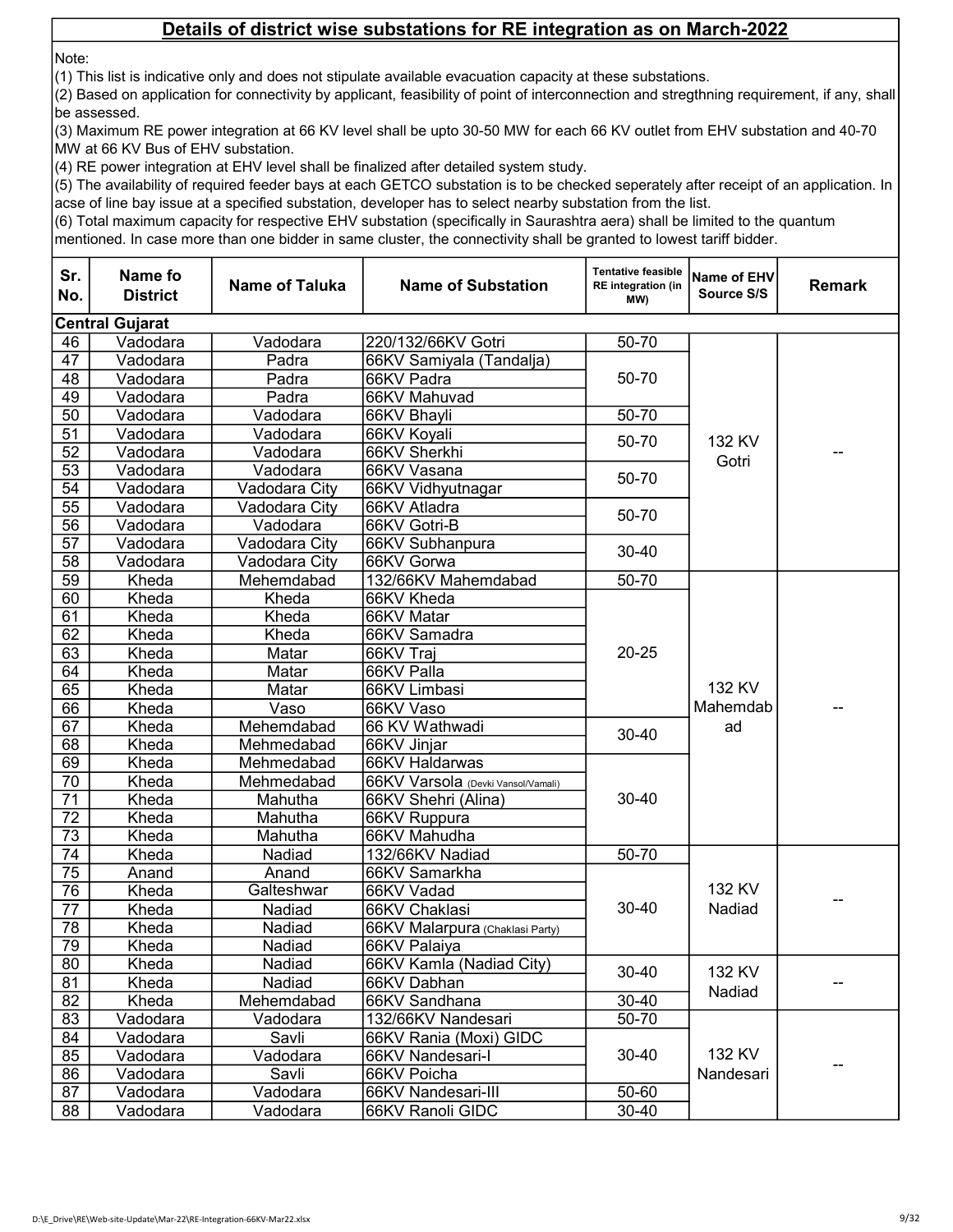## Details of district wise substations for RE integration as on March-2022

Note:

(1) This list is indicative only and does not stipulate available evacuation capacity at these substations.

(2) Based on application for connectivity by applicant, feasibility of point of interconnection and stregthning requirement, if any, shall be assessed.

(3) Maximum RE power integration at 66 KV level shall be upto 30-50 MW for each 66 KV outlet from EHV substation and 40-70 MW at 66 KV Bus of EHV substation.

(4) RE power integration at EHV level shall be finalized after detailed system study.

(5) The availability of required feeder bays at each GETCO substation is to be checked seperately after receipt of an application. In acse of line bay issue at a specified substation, developer has to select nearby substation from the list.

(6) Total maximum capacity for respective EHV substation (specifically in Saurashtra aera) shall be limited to the quantum mentioned. In case more than one bidder in same cluster, the connectivity shall be granted to lowest tariff bidder.

| Sr. No. | Name fo District | Name of Taluka | Name of Substation | Tentative feasible RE integration (in MW) | Name of EHV Source S/S | Remark |
|---|---|---|---|---|---|---|
| **Central Gujarat** | | | | | | |
| 46 | Vadodara | Vadodara | 220/132/66KV Gotri | 50-70 | 132 KV Gotri | -- |
| 47 | Vadodara | Padra | 66KV Samiyala (Tandalja) | 50-70 | | |
| 48 | Vadodara | Padra | 66KV Padra | | | |
| 49 | Vadodara | Padra | 66KV Mahuvad | | | |
| 50 | Vadodara | Vadodara | 66KV Bhayli | 50-70 | | |
| 51 | Vadodara | Vadodara | 66KV Koyali | 50-70 | | |
| 52 | Vadodara | Vadodara | 66KV Sherkhi | | | |
| 53 | Vadodara | Vadodara | 66KV Vasana | 50-70 | | |
| 54 | Vadodara | Vadodara City | 66KV Vidhyutnagar | | | |
| 55 | Vadodara | Vadodara City | 66KV Atladra | 50-70 | | |
| 56 | Vadodara | Vadodara | 66KV Gotri-B | | | |
| 57 | Vadodara | Vadodara City | 66KV Subhanpura | 30-40 | | |
| 58 | Vadodara | Vadodara City | 66KV Gorwa | | | |
| 59 | Kheda | Mehemdabad | 132/66KV Mahemdabad | 50-70 | 132 KV Mahemdabad | -- |
| 60 | Kheda | Kheda | 66KV Kheda | 20-25 | | |
| 61 | Kheda | Kheda | 66KV Matar | | | |
| 62 | Kheda | Kheda | 66KV Samadra | | | |
| 63 | Kheda | Matar | 66KV Traj | | | |
| 64 | Kheda | Matar | 66KV Palla | | | |
| 65 | Kheda | Matar | 66KV Limbasi | | | |
| 66 | Kheda | Vaso | 66KV Vaso | | | |
| 67 | Kheda | Mehemdabad | 66 KV Wathwadi | 30-40 | | |
| 68 | Kheda | Mehmedabad | 66KV Jinjar | | | |
| 69 | Kheda | Mehmedabad | 66KV Haldarwas | 30-40 | | |
| 70 | Kheda | Mehmedabad | 66KV Varsola (Devki Vansol/Vamali) | | | |
| 71 | Kheda | Mahutha | 66KV Shehri (Alina) | | | |
| 72 | Kheda | Mahutha | 66KV Ruppura | | | |
| 73 | Kheda | Mahutha | 66KV Mahudha | | | |
| 74 | Kheda | Nadiad | 132/66KV Nadiad | 50-70 | 132 KV Nadiad | -- |
| 75 | Anand | Anand | 66KV Samarkha | 30-40 | | |
| 76 | Kheda | Galteshwar | 66KV Vadad | | | |
| 77 | Kheda | Nadiad | 66KV Chaklasi | | | |
| 78 | Kheda | Nadiad | 66KV Malarpura (Chaklasi Party) | | | |
| 79 | Kheda | Nadiad | 66KV Palaiya | | | |
| 80 | Kheda | Nadiad | 66KV Kamla (Nadiad City) | 30-40 | 132 KV Nadiad | -- |
| 81 | Kheda | Nadiad | 66KV Dabhan | | | |
| 82 | Kheda | Mehemdabad | 66KV Sandhana | 30-40 | | |
| 83 | Vadodara | Vadodara | 132/66KV Nandesari | 50-70 | 132 KV Nandesari | -- |
| 84 | Vadodara | Savli | 66KV Rania (Moxi) GIDC | 30-40 | | |
| 85 | Vadodara | Vadodara | 66KV Nandesari-I | | | |
| 86 | Vadodara | Savli | 66KV Poicha | | | |
| 87 | Vadodara | Vadodara | 66KV Nandesari-III | 50-60 | | |
| 88 | Vadodara | Vadodara | 66KV Ranoli GIDC | 30-40 | | |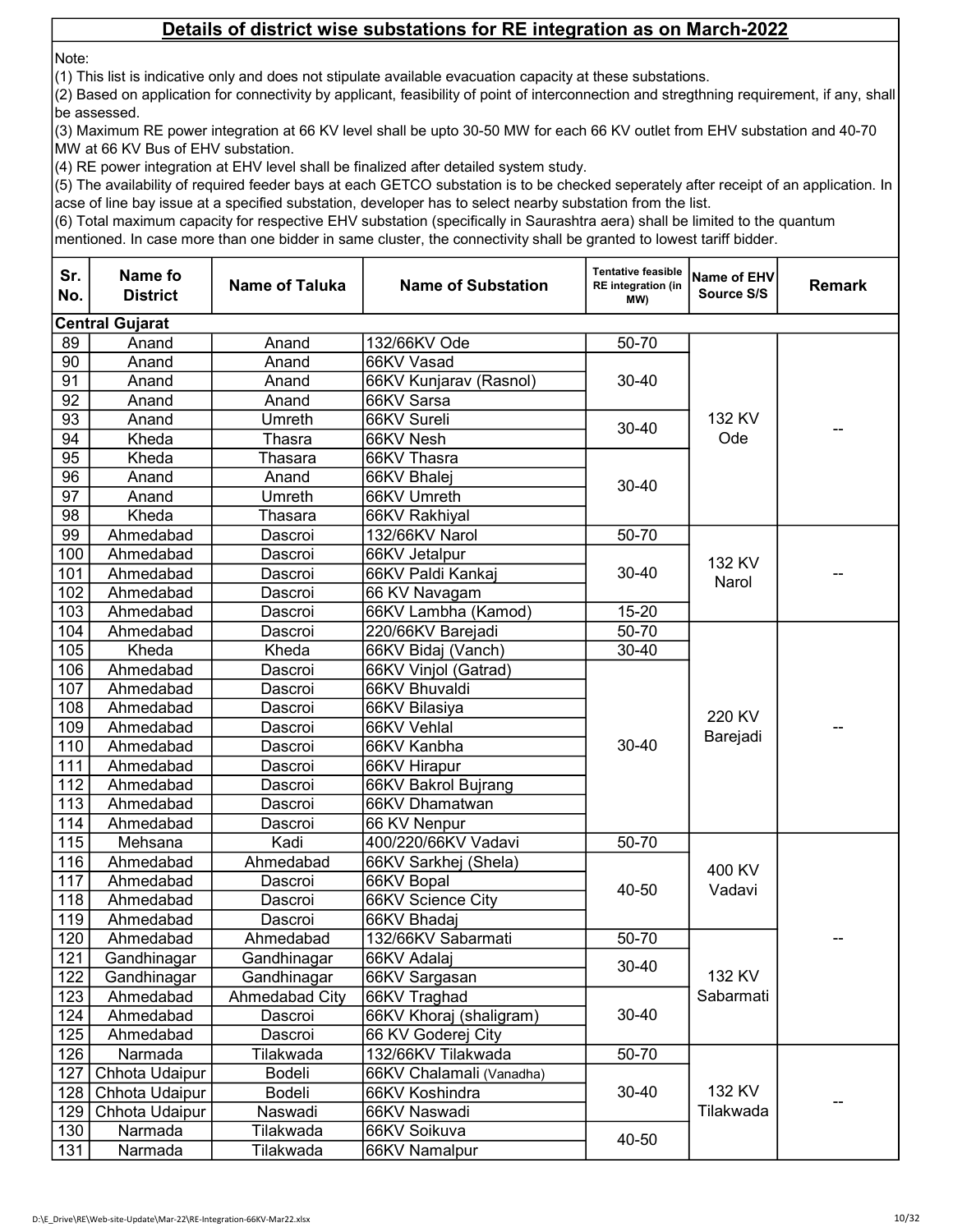# Details of district wise substations for RE integration as on March-2022

Note:

(1) This list is indicative only and does not stipulate available evacuation capacity at these substations.

(2) Based on application for connectivity by applicant, feasibility of point of interconnection and stregthning requirement, if any, shall be assessed.

(3) Maximum RE power integration at 66 KV level shall be upto 30-50 MW for each 66 KV outlet from EHV substation and 40-70 MW at 66 KV Bus of EHV substation.

(4) RE power integration at EHV level shall be finalized after detailed system study.

(5) The availability of required feeder bays at each GETCO substation is to be checked seperately after receipt of an application. In acse of line bay issue at a specified substation, developer has to select nearby substation from the list.

(6) Total maximum capacity for respective EHV substation (specifically in Saurashtra aera) shall be limited to the quantum mentioned. In case more than one bidder in same cluster, the connectivity shall be granted to lowest tariff bidder.

| Sr. No. | Name fo District | Name of Taluka | Name of Substation | Tentative feasible RE integration (in MW) | Name of EHV Source S/S | Remark |
|---|---|---|---|---|---|---|
| **Central Gujarat** | | | | | | |
| 89 | Anand | Anand | 132/66KV Ode | 50-70 | 132 KV Ode | -- |
| 90 | Anand | Anand | 66KV Vasad | 30-40 | | |
| 91 | Anand | Anand | 66KV Kunjarav (Rasnol) | | | |
| 92 | Anand | Anand | 66KV Sarsa | | | |
| 93 | Anand | Umreth | 66KV Sureli | 30-40 | | |
| 94 | Kheda | Thasra | 66KV Nesh | | | |
| 95 | Kheda | Thasara | 66KV Thasra | 30-40 | | |
| 96 | Anand | Anand | 66KV Bhalej | | | |
| 97 | Anand | Umreth | 66KV Umreth | | | |
| 98 | Kheda | Thasara | 66KV Rakhiyal | | | |
| 99 | Ahmedabad | Dascroi | 132/66KV Narol | 50-70 | 132 KV Narol | -- |
| 100 | Ahmedabad | Dascroi | 66KV Jetalpur | 30-40 | | |
| 101 | Ahmedabad | Dascroi | 66KV Paldi Kankaj | | | |
| 102 | Ahmedabad | Dascroi | 66 KV Navagam | | | |
| 103 | Ahmedabad | Dascroi | 66KV Lambha (Kamod) | 15-20 | | |
| 104 | Ahmedabad | Dascroi | 220/66KV Barejadi | 50-70 | 220 KV Barejadi | -- |
| 105 | Kheda | Kheda | 66KV Bidaj (Vanch) | 30-40 | | |
| 106 | Ahmedabad | Dascroi | 66KV Vinjol (Gatrad) | 30-40 | | |
| 107 | Ahmedabad | Dascroi | 66KV Bhuvaldi | | | |
| 108 | Ahmedabad | Dascroi | 66KV Bilasiya | | | |
| 109 | Ahmedabad | Dascroi | 66KV Vehlal | | | |
| 110 | Ahmedabad | Dascroi | 66KV Kanbha | | | |
| 111 | Ahmedabad | Dascroi | 66KV Hirapur | | | |
| 112 | Ahmedabad | Dascroi | 66KV Bakrol Bujrang | | | |
| 113 | Ahmedabad | Dascroi | 66KV Dhamatwan | | | |
| 114 | Ahmedabad | Dascroi | 66 KV Nenpur | | | |
| 115 | Mehsana | Kadi | 400/220/66KV Vadavi | 50-70 | 400 KV Vadavi | -- |
| 116 | Ahmedabad | Ahmedabad | 66KV Sarkhej (Shela) | 40-50 | | |
| 117 | Ahmedabad | Dascroi | 66KV Bopal | | | |
| 118 | Ahmedabad | Dascroi | 66KV Science City | | | |
| 119 | Ahmedabad | Dascroi | 66KV Bhadaj | | | |
| 120 | Ahmedabad | Ahmedabad | 132/66KV Sabarmati | 50-70 | 132 KV Sabarmati | |
| 121 | Gandhinagar | Gandhinagar | 66KV Adalaj | 30-40 | | |
| 122 | Gandhinagar | Gandhinagar | 66KV Sargasan | | | |
| 123 | Ahmedabad | Ahmedabad City | 66KV Traghad | 30-40 | | |
| 124 | Ahmedabad | Dascroi | 66KV Khoraj (shaligram) | | | |
| 125 | Ahmedabad | Dascroi | 66 KV Goderej City | | | |
| 126 | Narmada | Tilakwada | 132/66KV Tilakwada | 50-70 | 132 KV Tilakwada | -- |
| 127 | Chhota Udaipur | Bodeli | 66KV Chalamali (Vanadha) | 30-40 | | |
| 128 | Chhota Udaipur | Bodeli | 66KV Koshindra | | | |
| 129 | Chhota Udaipur | Naswadi | 66KV Naswadi | | | |
| 130 | Narmada | Tilakwada | 66KV Soikuva | 40-50 | | |
| 131 | Narmada | Tilakwada | 66KV Namalpur | | | |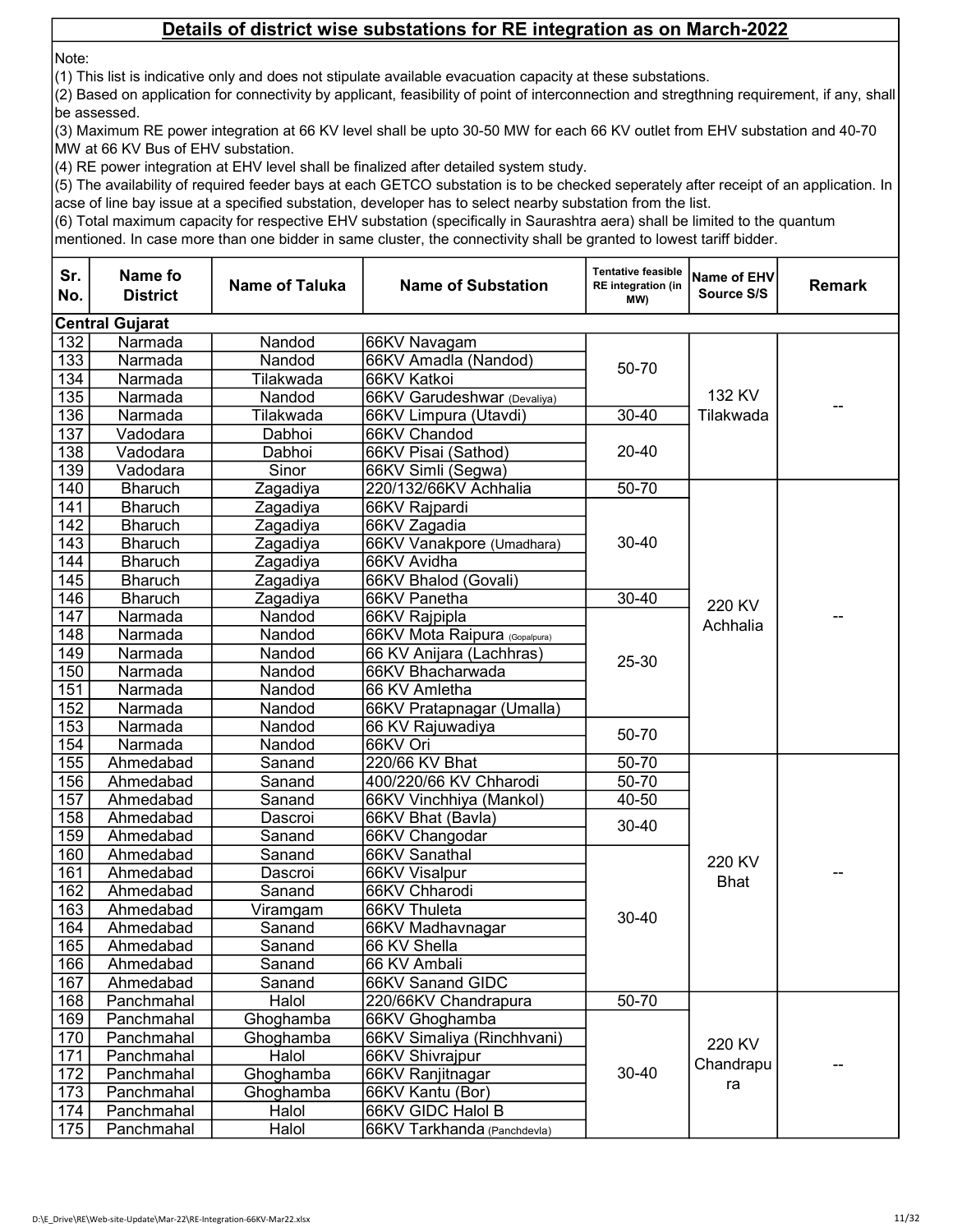# Details of district wise substations for RE integration as on March-2022

Note:

(1) This list is indicative only and does not stipulate available evacuation capacity at these substations.

(2) Based on application for connectivity by applicant, feasibility of point of interconnection and stregthning requirement, if any, shall be assessed.

(3) Maximum RE power integration at 66 KV level shall be upto 30-50 MW for each 66 KV outlet from EHV substation and 40-70 MW at 66 KV Bus of EHV substation.

(4) RE power integration at EHV level shall be finalized after detailed system study.

(5) The availability of required feeder bays at each GETCO substation is to be checked seperately after receipt of an application. In acse of line bay issue at a specified substation, developer has to select nearby substation from the list.

(6) Total maximum capacity for respective EHV substation (specifically in Saurashtra aera) shall be limited to the quantum mentioned. In case more than one bidder in same cluster, the connectivity shall be granted to lowest tariff bidder.

| Sr. No. | Name fo District | Name of Taluka | Name of Substation | Tentative feasible RE integration (in MW) | Name of EHV Source S/S | Remark |
|---|---|---|---|---|---|---|
| **Central Gujarat** | | | | | | |
| 132 | Narmada | Nandod | 66KV Navagam | 50-70 | 132 KV Tilakwada | -- |
| 133 | Narmada | Nandod | 66KV Amadla (Nandod) | | | |
| 134 | Narmada | Tilakwada | 66KV Katkoi | | | |
| 135 | Narmada | Nandod | 66KV Garudeshwar (Devaliya) | | | |
| 136 | Narmada | Tilakwada | 66KV Limpura (Utavdi) | 30-40 | | |
| 137 | Vadodara | Dabhoi | 66KV Chandod | 20-40 | | |
| 138 | Vadodara | Dabhoi | 66KV Pisai (Sathod) | | | |
| 139 | Vadodara | Sinor | 66KV Simli (Segwa) | | | |
| 140 | Bharuch | Zagadiya | 220/132/66KV Achhalia | 50-70 | 220 KV Achhalia | -- |
| 141 | Bharuch | Zagadiya | 66KV Rajpardi | 30-40 | | |
| 142 | Bharuch | Zagadiya | 66KV Zagadia | | | |
| 143 | Bharuch | Zagadiya | 66KV Vanakpore (Umadhara) | | | |
| 144 | Bharuch | Zagadiya | 66KV Avidha | | | |
| 145 | Bharuch | Zagadiya | 66KV Bhalod (Govali) | | | |
| 146 | Bharuch | Zagadiya | 66KV Panetha | 30-40 | | |
| 147 | Narmada | Nandod | 66KV Rajpipla | 25-30 | | |
| 148 | Narmada | Nandod | 66KV Mota Raipura (Gopalpura) | | | |
| 149 | Narmada | Nandod | 66 KV Anijara (Lachhras) | | | |
| 150 | Narmada | Nandod | 66KV Bhacharwada | | | |
| 151 | Narmada | Nandod | 66 KV Amletha | | | |
| 152 | Narmada | Nandod | 66KV Pratapnagar (Umalla) | | | |
| 153 | Narmada | Nandod | 66 KV Rajuwadiya | 50-70 | | |
| 154 | Narmada | Nandod | 66KV Ori | | | |
| 155 | Ahmedabad | Sanand | 220/66 KV Bhat | 50-70 | 220 KV Bhat | -- |
| 156 | Ahmedabad | Sanand | 400/220/66 KV Chharodi | 50-70 | | |
| 157 | Ahmedabad | Sanand | 66KV Vinchhiya (Mankol) | 40-50 | | |
| 158 | Ahmedabad | Dascroi | 66KV Bhat (Bavla) | 30-40 | | |
| 159 | Ahmedabad | Sanand | 66KV Changodar | | | |
| 160 | Ahmedabad | Sanand | 66KV Sanathal | 30-40 | | |
| 161 | Ahmedabad | Dascroi | 66KV Visalpur | | | |
| 162 | Ahmedabad | Sanand | 66KV Chharodi | | | |
| 163 | Ahmedabad | Viramgam | 66KV Thuleta | | | |
| 164 | Ahmedabad | Sanand | 66KV Madhavnagar | | | |
| 165 | Ahmedabad | Sanand | 66 KV Shella | | | |
| 166 | Ahmedabad | Sanand | 66 KV Ambali | | | |
| 167 | Ahmedabad | Sanand | 66KV Sanand GIDC | | | |
| 168 | Panchmahal | Halol | 220/66KV Chandrapura | 50-70 | 220 KV Chandrapura | -- |
| 169 | Panchmahal | Ghoghamba | 66KV Ghoghamba | 30-40 | | |
| 170 | Panchmahal | Ghoghamba | 66KV Simaliya (Rinchhvani) | | | |
| 171 | Panchmahal | Halol | 66KV Shivrajpur | | | |
| 172 | Panchmahal | Ghoghamba | 66KV Ranjitnagar | | | |
| 173 | Panchmahal | Ghoghamba | 66KV Kantu (Bor) | | | |
| 174 | Panchmahal | Halol | 66KV GIDC Halol B | | | |
| 175 | Panchmahal | Halol | 66KV Tarkhanda (Panchdevla) | | | |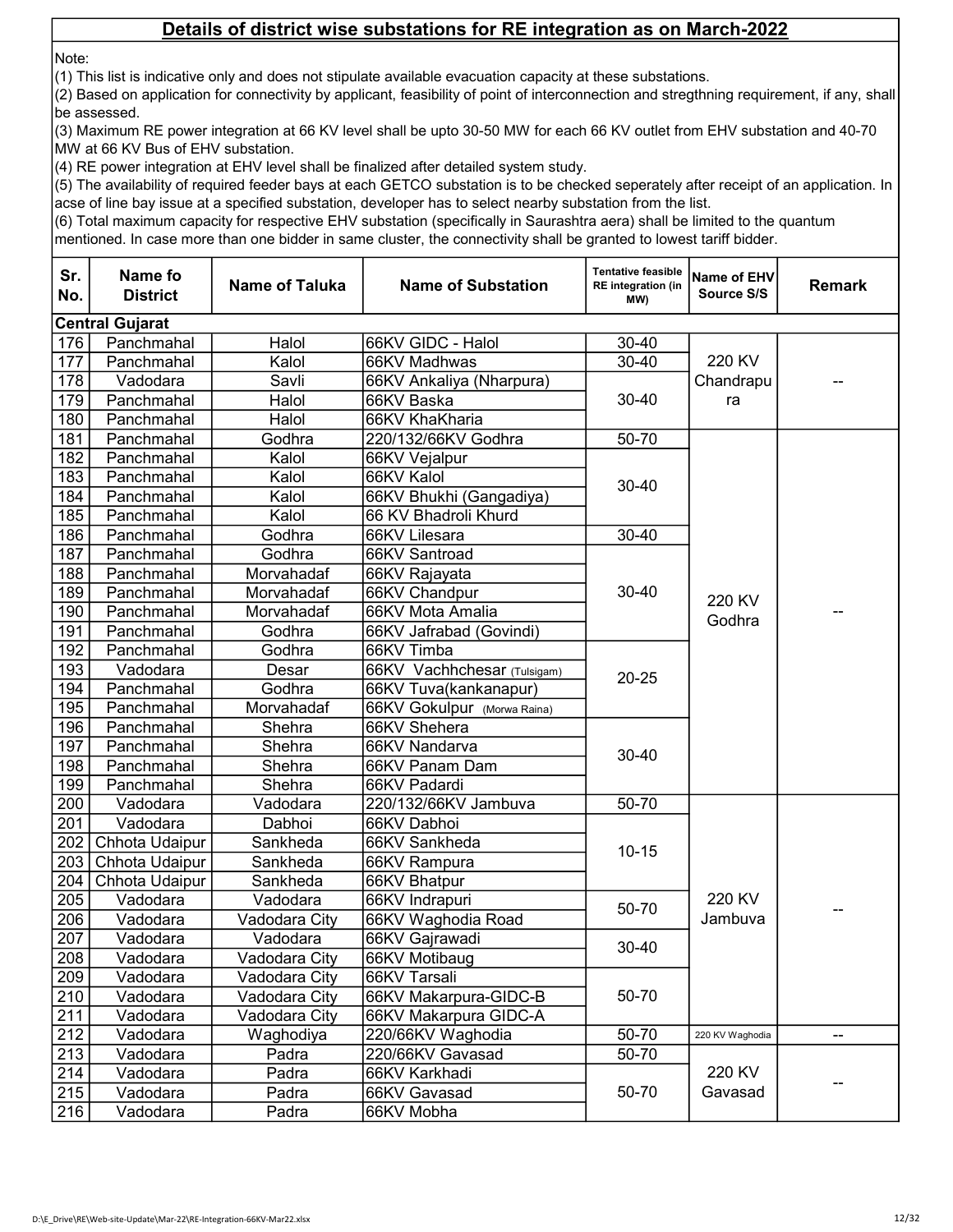## Details of district wise substations for RE integration as on March-2022

Note:

(1) This list is indicative only and does not stipulate available evacuation capacity at these substations.

(2) Based on application for connectivity by applicant, feasibility of point of interconnection and stregthning requirement, if any, shall be assessed.

(3) Maximum RE power integration at 66 KV level shall be upto 30-50 MW for each 66 KV outlet from EHV substation and 40-70 MW at 66 KV Bus of EHV substation.

(4) RE power integration at EHV level shall be finalized after detailed system study.

(5) The availability of required feeder bays at each GETCO substation is to be checked seperately after receipt of an application. In acse of line bay issue at a specified substation, developer has to select nearby substation from the list.

(6) Total maximum capacity for respective EHV substation (specifically in Saurashtra aera) shall be limited to the quantum mentioned. In case more than one bidder in same cluster, the connectivity shall be granted to lowest tariff bidder.

| Sr. No. | Name fo District | Name of Taluka | Name of Substation | Tentative feasible RE integration (in MW) | Name of EHV Source S/S | Remark |
|---|---|---|---|---|---|---|
| **Central Gujarat** | | | | | | |
| 176 | Panchmahal | Halol | 66KV GIDC - Halol | 30-40 | 220 KV Chandrapura | -- |
| 177 | Panchmahal | Kalol | 66KV Madhwas | 30-40 | | |
| 178 | Vadodara | Savli | 66KV Ankaliya (Nharpura) | 30-40 | | |
| 179 | Panchmahal | Halol | 66KV Baska | | | |
| 180 | Panchmahal | Halol | 66KV KhaKharia | | | |
| 181 | Panchmahal | Godhra | 220/132/66KV Godhra | 50-70 | 220 KV Godhra | -- |
| 182 | Panchmahal | Kalol | 66KV Vejalpur | 30-40 | | |
| 183 | Panchmahal | Kalol | 66KV Kalol | | | |
| 184 | Panchmahal | Kalol | 66KV Bhukhi (Gangadiya) | | | |
| 185 | Panchmahal | Kalol | 66 KV Bhadroli Khurd | | | |
| 186 | Panchmahal | Godhra | 66KV Lilesara | 30-40 | | |
| 187 | Panchmahal | Godhra | 66KV Santroad | 30-40 | | |
| 188 | Panchmahal | Morvahadaf | 66KV Rajayata | | | |
| 189 | Panchmahal | Morvahadaf | 66KV Chandpur | | | |
| 190 | Panchmahal | Morvahadaf | 66KV Mota Amalia | | | |
| 191 | Panchmahal | Godhra | 66KV Jafrabad (Govindi) | | | |
| 192 | Panchmahal | Godhra | 66KV Timba | 20-25 | | |
| 193 | Vadodara | Desar | 66KV Vachhchesar (Tulsigam) | | | |
| 194 | Panchmahal | Godhra | 66KV Tuva(kankanapur) | | | |
| 195 | Panchmahal | Morvahadaf | 66KV Gokulpur (Morwa Raina) | | | |
| 196 | Panchmahal | Shehra | 66KV Shehera | 30-40 | | |
| 197 | Panchmahal | Shehra | 66KV Nandarva | | | |
| 198 | Panchmahal | Shehra | 66KV Panam Dam | | | |
| 199 | Panchmahal | Shehra | 66KV Padardi | | | |
| 200 | Vadodara | Vadodara | 220/132/66KV Jambuva | 50-70 | 220 KV Jambuva | -- |
| 201 | Vadodara | Dabhoi | 66KV Dabhoi | 10-15 | | |
| 202 | Chhota Udaipur | Sankheda | 66KV Sankheda | | | |
| 203 | Chhota Udaipur | Sankheda | 66KV Rampura | | | |
| 204 | Chhota Udaipur | Sankheda | 66KV Bhatpur | | | |
| 205 | Vadodara | Vadodara | 66KV Indrapuri | 50-70 | | |
| 206 | Vadodara | Vadodara City | 66KV Waghodia Road | | | |
| 207 | Vadodara | Vadodara | 66KV Gajrawadi | 30-40 | | |
| 208 | Vadodara | Vadodara City | 66KV Motibaug | | | |
| 209 | Vadodara | Vadodara City | 66KV Tarsali | 50-70 | | |
| 210 | Vadodara | Vadodara City | 66KV Makarpura-GIDC-B | | | |
| 211 | Vadodara | Vadodara City | 66KV Makarpura GIDC-A | | | |
| 212 | Vadodara | Waghodiya | 220/66KV Waghodia | 50-70 | 220 KV Waghodia | -- |
| 213 | Vadodara | Padra | 220/66KV Gavasad | 50-70 | 220 KV Gavasad | -- |
| 214 | Vadodara | Padra | 66KV Karkhadi | 50-70 | | |
| 215 | Vadodara | Padra | 66KV Gavasad | | | |
| 216 | Vadodara | Padra | 66KV Mobha | | | |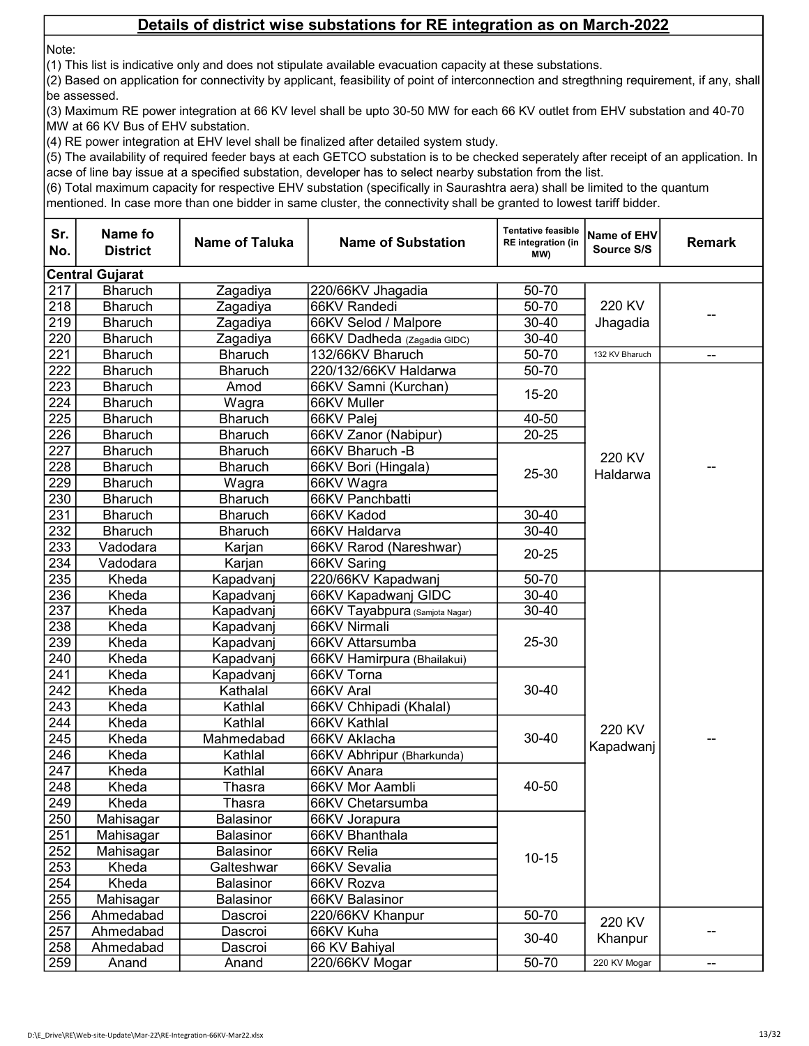## Details of district wise substations for RE integration as on March-2022

Note:

(1) This list is indicative only and does not stipulate available evacuation capacity at these substations.

(2) Based on application for connectivity by applicant, feasibility of point of interconnection and stregthning requirement, if any, shall be assessed.

(3) Maximum RE power integration at 66 KV level shall be upto 30-50 MW for each 66 KV outlet from EHV substation and 40-70 MW at 66 KV Bus of EHV substation.

(4) RE power integration at EHV level shall be finalized after detailed system study.

(5) The availability of required feeder bays at each GETCO substation is to be checked seperately after receipt of an application. In acse of line bay issue at a specified substation, developer has to select nearby substation from the list.

(6) Total maximum capacity for respective EHV substation (specifically in Saurashtra aera) shall be limited to the quantum mentioned. In case more than one bidder in same cluster, the connectivity shall be granted to lowest tariff bidder.

| Sr. No. | Name fo District | Name of Taluka | Name of Substation | Tentative feasible RE integration (in MW) | Name of EHV Source S/S | Remark |
|---|---|---|---|---|---|---|
| **Central Gujarat** | | | | | | |
| 217 | Bharuch | Zagadiya | 220/66KV Jhagadia | 50-70 | 220 KV Jhagadia | -- |
| 218 | Bharuch | Zagadiya | 66KV Randedi | 50-70 | | |
| 219 | Bharuch | Zagadiya | 66KV Selod / Malpore | 30-40 | | |
| 220 | Bharuch | Zagadiya | 66KV Dadheda (Zagadia GIDC) | 30-40 | | |
| 221 | Bharuch | Bharuch | 132/66KV Bharuch | 50-70 | 132 KV Bharuch | -- |
| 222 | Bharuch | Bharuch | 220/132/66KV Haldarwa | 50-70 | 220 KV Haldarwa | -- |
| 223 | Bharuch | Amod | 66KV Samni (Kurchan) | 15-20 | | |
| 224 | Bharuch | Wagra | 66KV Muller | | | |
| 225 | Bharuch | Bharuch | 66KV Palej | 40-50 | | |
| 226 | Bharuch | Bharuch | 66KV Zanor (Nabipur) | 20-25 | | |
| 227 | Bharuch | Bharuch | 66KV Bharuch -B | 25-30 | | |
| 228 | Bharuch | Bharuch | 66KV Bori (Hingala) | | | |
| 229 | Bharuch | Wagra | 66KV Wagra | | | |
| 230 | Bharuch | Bharuch | 66KV Panchbatti | | | |
| 231 | Bharuch | Bharuch | 66KV Kadod | 30-40 | | |
| 232 | Bharuch | Bharuch | 66KV Haldarva | 30-40 | | |
| 233 | Vadodara | Karjan | 66KV Rarod (Nareshwar) | 20-25 | | |
| 234 | Vadodara | Karjan | 66KV Saring | | | |
| 235 | Kheda | Kapadvanj | 220/66KV Kapadwanj | 50-70 | 220 KV Kapadwanj | -- |
| 236 | Kheda | Kapadvanj | 66KV Kapadwanj GIDC | 30-40 | | |
| 237 | Kheda | Kapadvanj | 66KV Tayabpura (Samjota Nagar) | 30-40 | | |
| 238 | Kheda | Kapadvanj | 66KV Nirmali | 25-30 | | |
| 239 | Kheda | Kapadvanj | 66KV Attarsumba | | | |
| 240 | Kheda | Kapadvanj | 66KV Hamirpura (Bhailakui) | | | |
| 241 | Kheda | Kapadvanj | 66KV Torna | 30-40 | | |
| 242 | Kheda | Kathalal | 66KV Aral | | | |
| 243 | Kheda | Kathlal | 66KV Chhipadi (Khalal) | | | |
| 244 | Kheda | Kathlal | 66KV Kathlal | 30-40 | | |
| 245 | Kheda | Mahmedabad | 66KV Aklacha | | | |
| 246 | Kheda | Kathlal | 66KV Abhripur (Bharkunda) | | | |
| 247 | Kheda | Kathlal | 66KV Anara | 40-50 | | |
| 248 | Kheda | Thasra | 66KV Mor Aambli | | | |
| 249 | Kheda | Thasra | 66KV Chetarsumba | | | |
| 250 | Mahisagar | Balasinor | 66KV Jorapura | 10-15 | | |
| 251 | Mahisagar | Balasinor | 66KV Bhanthala | | | |
| 252 | Mahisagar | Balasinor | 66KV Relia | | | |
| 253 | Kheda | Galteshwar | 66KV Sevalia | | | |
| 254 | Kheda | Balasinor | 66KV Rozva | | | |
| 255 | Mahisagar | Balasinor | 66KV Balasinor | | | |
| 256 | Ahmedabad | Dascroi | 220/66KV Khanpur | 50-70 | 220 KV Khanpur | -- |
| 257 | Ahmedabad | Dascroi | 66KV Kuha | 30-40 | | |
| 258 | Ahmedabad | Dascroi | 66 KV Bahiyal | | | |
| 259 | Anand | Anand | 220/66KV Mogar | 50-70 | 220 KV Mogar | -- |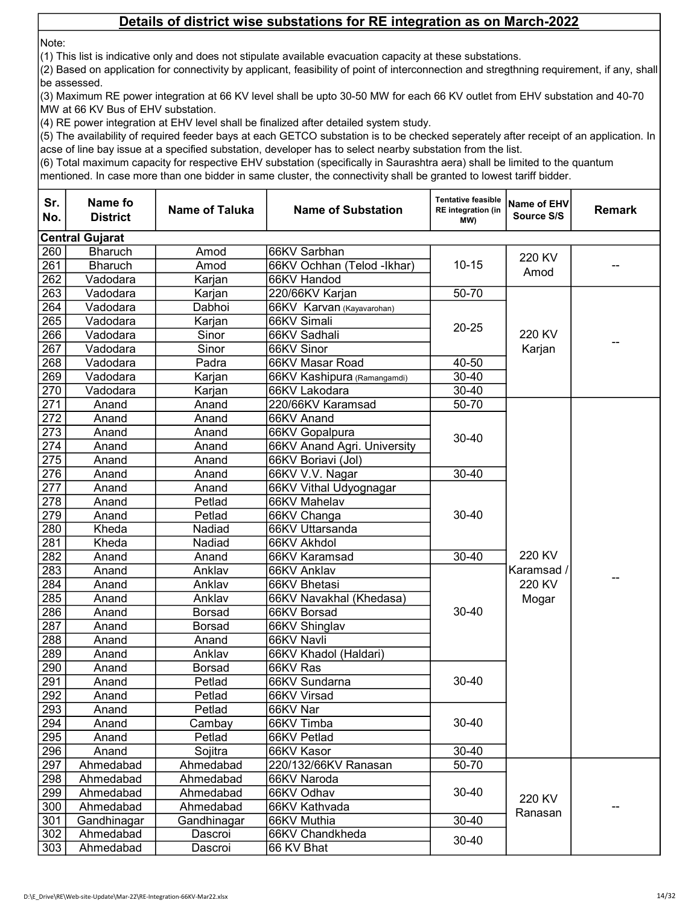## Details of district wise substations for RE integration as on March-2022

Note:

(1) This list is indicative only and does not stipulate available evacuation capacity at these substations.

(2) Based on application for connectivity by applicant, feasibility of point of interconnection and stregthning requirement, if any, shall be assessed.

(3) Maximum RE power integration at 66 KV level shall be upto 30-50 MW for each 66 KV outlet from EHV substation and 40-70 MW at 66 KV Bus of EHV substation.

(4) RE power integration at EHV level shall be finalized after detailed system study.

(5) The availability of required feeder bays at each GETCO substation is to be checked seperately after receipt of an application. In acse of line bay issue at a specified substation, developer has to select nearby substation from the list.

(6) Total maximum capacity for respective EHV substation (specifically in Saurashtra aera) shall be limited to the quantum mentioned. In case more than one bidder in same cluster, the connectivity shall be granted to lowest tariff bidder.

| Sr. No. | Name fo District | Name of Taluka | Name of Substation | Tentative feasible RE integration (in MW) | Name of EHV Source S/S | Remark |
|---|---|---|---|---|---|---|
| **Central Gujarat** | | | | | | |
| 260 | Bharuch | Amod | 66KV Sarbhan | 10-15 | 220 KV Amod | -- |
| 261 | Bharuch | Amod | 66KV Ochhan (Telod -Ikhar) | | | |
| 262 | Vadodara | Karjan | 66KV Handod | | | |
| 263 | Vadodara | Karjan | 220/66KV Karjan | 50-70 | 220 KV Karjan | -- |
| 264 | Vadodara | Dabhoi | 66KV Karvan (Kayavarohan) | 20-25 | | |
| 265 | Vadodara | Karjan | 66KV Simali | | | |
| 266 | Vadodara | Sinor | 66KV Sadhali | | | |
| 267 | Vadodara | Sinor | 66KV Sinor | | | |
| 268 | Vadodara | Padra | 66KV Masar Road | 40-50 | | |
| 269 | Vadodara | Karjan | 66KV Kashipura (Ramangamdi) | 30-40 | | |
| 270 | Vadodara | Karjan | 66KV Lakodara | 30-40 | | |
| 271 | Anand | Anand | 220/66KV Karamsad | 50-70 | 220 KV Karamsad / 220 KV Mogar | -- |
| 272 | Anand | Anand | 66KV Anand | 30-40 | | |
| 273 | Anand | Anand | 66KV Gopalpura | | | |
| 274 | Anand | Anand | 66KV Anand Agri. University | | | |
| 275 | Anand | Anand | 66KV Boriavi (Jol) | | | |
| 276 | Anand | Anand | 66KV V.V. Nagar | 30-40 | | |
| 277 | Anand | Anand | 66KV Vithal Udyognagar | 30-40 | | |
| 278 | Anand | Petlad | 66KV Mahelav | | | |
| 279 | Anand | Petlad | 66KV Changa | | | |
| 280 | Kheda | Nadiad | 66KV Uttarsanda | | | |
| 281 | Kheda | Nadiad | 66KV Akhdol | | | |
| 282 | Anand | Anand | 66KV Karamsad | 30-40 | | |
| 283 | Anand | Anklav | 66KV Anklav | 30-40 | | |
| 284 | Anand | Anklav | 66KV Bhetasi | | | |
| 285 | Anand | Anklav | 66KV Navakhal (Khedasa) | | | |
| 286 | Anand | Borsad | 66KV Borsad | | | |
| 287 | Anand | Borsad | 66KV Shinglav | | | |
| 288 | Anand | Anand | 66KV Navli | | | |
| 289 | Anand | Anklav | 66KV Khadol (Haldari) | | | |
| 290 | Anand | Borsad | 66KV Ras | 30-40 | | |
| 291 | Anand | Petlad | 66KV Sundarna | | | |
| 292 | Anand | Petlad | 66KV Virsad | | | |
| 293 | Anand | Petlad | 66KV Nar | 30-40 | | |
| 294 | Anand | Cambay | 66KV Timba | | | |
| 295 | Anand | Petlad | 66KV Petlad | | | |
| 296 | Anand | Sojitra | 66KV Kasor | 30-40 | | |
| 297 | Ahmedabad | Ahmedabad | 220/132/66KV Ranasan | 50-70 | 220 KV Ranasan | -- |
| 298 | Ahmedabad | Ahmedabad | 66KV Naroda | 30-40 | | |
| 299 | Ahmedabad | Ahmedabad | 66KV Odhav | | | |
| 300 | Ahmedabad | Ahmedabad | 66KV Kathvada | | | |
| 301 | Gandhinagar | Gandhinagar | 66KV Muthia | 30-40 | | |
| 302 | Ahmedabad | Dascroi | 66KV Chandkheda | 30-40 | | |
| 303 | Ahmedabad | Dascroi | 66 KV Bhat | | | |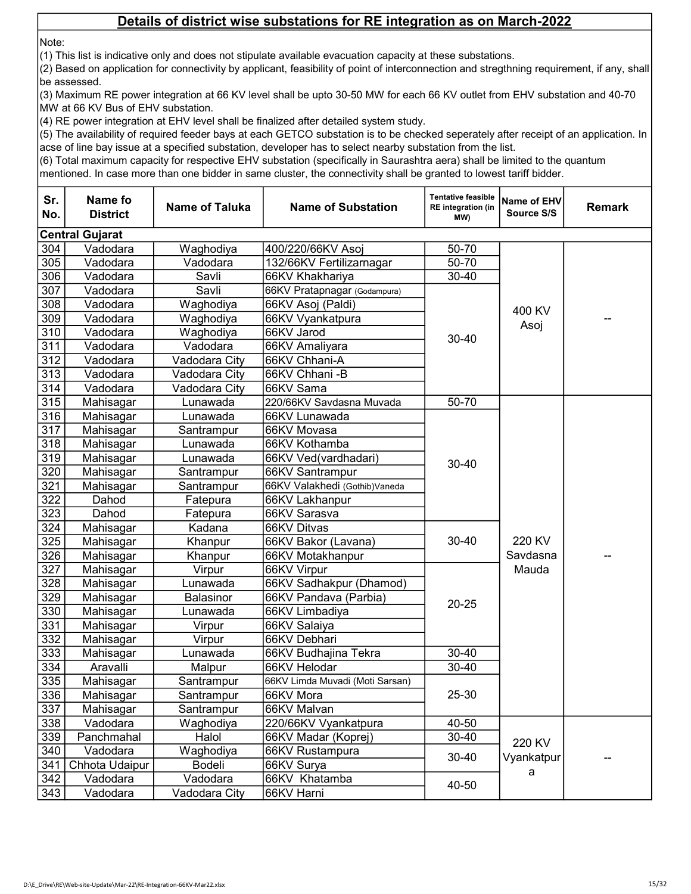# Details of district wise substations for RE integration as on March-2022

Note:

(1) This list is indicative only and does not stipulate available evacuation capacity at these substations.

(2) Based on application for connectivity by applicant, feasibility of point of interconnection and stregthning requirement, if any, shall be assessed.

(3) Maximum RE power integration at 66 KV level shall be upto 30-50 MW for each 66 KV outlet from EHV substation and 40-70 MW at 66 KV Bus of EHV substation.

(4) RE power integration at EHV level shall be finalized after detailed system study.

(5) The availability of required feeder bays at each GETCO substation is to be checked seperately after receipt of an application. In acse of line bay issue at a specified substation, developer has to select nearby substation from the list.

(6) Total maximum capacity for respective EHV substation (specifically in Saurashtra aera) shall be limited to the quantum mentioned. In case more than one bidder in same cluster, the connectivity shall be granted to lowest tariff bidder.

| Sr. No. | Name fo District | Name of Taluka | Name of Substation | Tentative feasible RE integration (in MW) | Name of EHV Source S/S | Remark |
|---|---|---|---|---|---|---|
| **Central Gujarat** | | | | | | |
| 304 | Vadodara | Waghodiya | 400/220/66KV Asoj | 50-70 | 400 KV Asoj | -- |
| 305 | Vadodara | Vadodara | 132/66KV Fertilizarnagar | 50-70 | | |
| 306 | Vadodara | Savli | 66KV Khakhariya | 30-40 | | |
| 307 | Vadodara | Savli | 66KV Pratapnagar (Godampura) | 30-40 | | |
| 308 | Vadodara | Waghodiya | 66KV Asoj (Paldi) | | | |
| 309 | Vadodara | Waghodiya | 66KV Vyankatpura | | | |
| 310 | Vadodara | Waghodiya | 66KV Jarod | | | |
| 311 | Vadodara | Vadodara | 66KV Amaliyara | | | |
| 312 | Vadodara | Vadodara City | 66KV Chhani-A | | | |
| 313 | Vadodara | Vadodara City | 66KV Chhani -B | | | |
| 314 | Vadodara | Vadodara City | 66KV Sama | | | |
| 315 | Mahisagar | Lunawada | 220/66KV Savdasna Muvada | 50-70 | 220 KV Savdasna Mauda | -- |
| 316 | Mahisagar | Lunawada | 66KV Lunawada | 30-40 | | |
| 317 | Mahisagar | Santrampur | 66KV Movasa | | | |
| 318 | Mahisagar | Lunawada | 66KV Kothamba | | | |
| 319 | Mahisagar | Lunawada | 66KV Ved(vardhadari) | | | |
| 320 | Mahisagar | Santrampur | 66KV Santrampur | | | |
| 321 | Mahisagar | Santrampur | 66KV Valakhedi (Gothib)Vaneda | | | |
| 322 | Dahod | Fatepura | 66KV Lakhanpur | | | |
| 323 | Dahod | Fatepura | 66KV Sarasva | | | |
| 324 | Mahisagar | Kadana | 66KV Ditvas | 30-40 | | |
| 325 | Mahisagar | Khanpur | 66KV Bakor (Lavana) | | | |
| 326 | Mahisagar | Khanpur | 66KV Motakhanpur | | | |
| 327 | Mahisagar | Virpur | 66KV Virpur | 20-25 | | |
| 328 | Mahisagar | Lunawada | 66KV Sadhakpur (Dhamod) | | | |
| 329 | Mahisagar | Balasinor | 66KV Pandava (Parbia) | | | |
| 330 | Mahisagar | Lunawada | 66KV Limbadiya | | | |
| 331 | Mahisagar | Virpur | 66KV Salaiya | | | |
| 332 | Mahisagar | Virpur | 66KV Debhari | | | |
| 333 | Mahisagar | Lunawada | 66KV Budhajina Tekra | 30-40 | | |
| 334 | Aravalli | Malpur | 66KV Helodar | 30-40 | | |
| 335 | Mahisagar | Santrampur | 66KV Limda Muvadi (Moti Sarsan) | 25-30 | | |
| 336 | Mahisagar | Santrampur | 66KV Mora | | | |
| 337 | Mahisagar | Santrampur | 66KV Malvan | | | |
| 338 | Vadodara | Waghodiya | 220/66KV Vyankatpura | 40-50 | 220 KV Vyankatpura | -- |
| 339 | Panchmahal | Halol | 66KV Madar (Koprej) | 30-40 | | |
| 340 | Vadodara | Waghodiya | 66KV Rustampura | 30-40 | | |
| 341 | Chhota Udaipur | Bodeli | 66KV Surya | | | |
| 342 | Vadodara | Vadodara | 66KV Khatamba | 40-50 | | |
| 343 | Vadodara | Vadodara City | 66KV Harni | | | |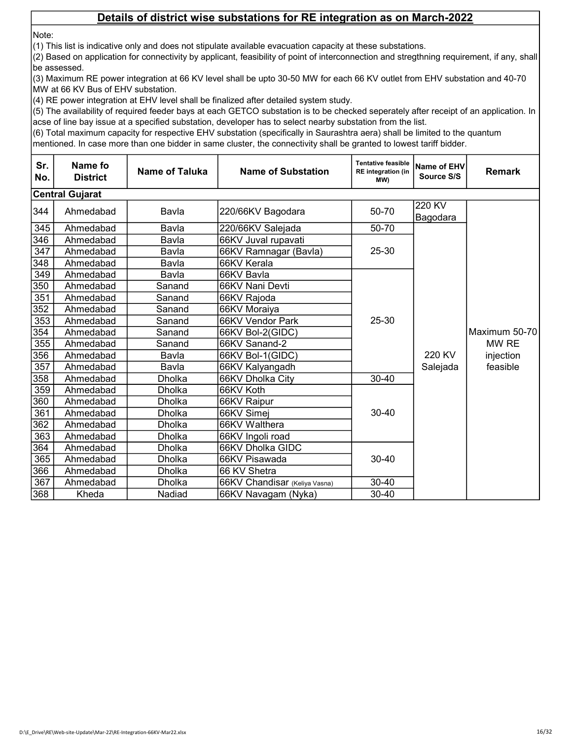## Details of district wise substations for RE integration as on March-2022

Note:

(1) This list is indicative only and does not stipulate available evacuation capacity at these substations.

(2) Based on application for connectivity by applicant, feasibility of point of interconnection and stregthning requirement, if any, shall be assessed.

(3) Maximum RE power integration at 66 KV level shall be upto 30-50 MW for each 66 KV outlet from EHV substation and 40-70 MW at 66 KV Bus of EHV substation.

(4) RE power integration at EHV level shall be finalized after detailed system study.

(5) The availability of required feeder bays at each GETCO substation is to be checked seperately after receipt of an application. In acse of line bay issue at a specified substation, developer has to select nearby substation from the list.

(6) Total maximum capacity for respective EHV substation (specifically in Saurashtra aera) shall be limited to the quantum mentioned. In case more than one bidder in same cluster, the connectivity shall be granted to lowest tariff bidder.

| Sr. No. | Name fo District | Name of Taluka | Name of Substation | Tentative feasible RE integration (in MW) | Name of EHV Source S/S | Remark |
|---|---|---|---|---|---|---|
| **Central Gujarat** | | | | | | |
| 344 | Ahmedabad | Bavla | 220/66KV Bagodara | 50-70 | 220 KV Bagodara | Maximum 50-70 MW RE injection feasible |
| 345 | Ahmedabad | Bavla | 220/66KV Salejada | 50-70 | 220 KV Salejada | |
| 346 | Ahmedabad | Bavla | 66KV Juval rupavati | 25-30 | | |
| 347 | Ahmedabad | Bavla | 66KV Ramnagar (Bavla) | | | |
| 348 | Ahmedabad | Bavla | 66KV Kerala | | | |
| 349 | Ahmedabad | Bavla | 66KV Bavla | 25-30 | | |
| 350 | Ahmedabad | Sanand | 66KV Nani Devti | | | |
| 351 | Ahmedabad | Sanand | 66KV Rajoda | | | |
| 352 | Ahmedabad | Sanand | 66KV Moraiya | | | |
| 353 | Ahmedabad | Sanand | 66KV Vendor Park | | | |
| 354 | Ahmedabad | Sanand | 66KV Bol-2(GIDC) | | | |
| 355 | Ahmedabad | Sanand | 66KV Sanand-2 | | | |
| 356 | Ahmedabad | Bavla | 66KV Bol-1(GIDC) | | | |
| 357 | Ahmedabad | Bavla | 66KV Kalyangadh | | | |
| 358 | Ahmedabad | Dholka | 66KV Dholka City | 30-40 | | |
| 359 | Ahmedabad | Dholka | 66KV Koth | 30-40 | | |
| 360 | Ahmedabad | Dholka | 66KV Raipur | | | |
| 361 | Ahmedabad | Dholka | 66KV Simej | | | |
| 362 | Ahmedabad | Dholka | 66KV Walthera | | | |
| 363 | Ahmedabad | Dholka | 66KV Ingoli road | | | |
| 364 | Ahmedabad | Dholka | 66KV Dholka GIDC | 30-40 | | |
| 365 | Ahmedabad | Dholka | 66KV Pisawada | | | |
| 366 | Ahmedabad | Dholka | 66 KV Shetra | | | |
| 367 | Ahmedabad | Dholka | 66KV Chandisar (Keliya Vasna) | 30-40 | | |
| 368 | Kheda | Nadiad | 66KV Navagam (Nyka) | 30-40 | | |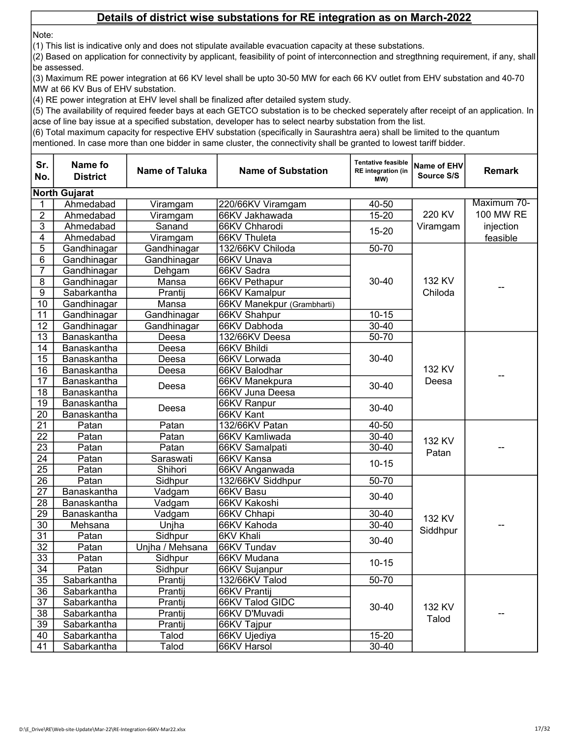## Details of district wise substations for RE integration as on March-2022

Note:
(1) This list is indicative only and does not stipulate available evacuation capacity at these substations.
(2) Based on application for connectivity by applicant, feasibility of point of interconnection and stregthning requirement, if any, shall be assessed.
(3) Maximum RE power integration at 66 KV level shall be upto 30-50 MW for each 66 KV outlet from EHV substation and 40-70 MW at 66 KV Bus of EHV substation.
(4) RE power integration at EHV level shall be finalized after detailed system study.
(5) The availability of required feeder bays at each GETCO substation is to be checked seperately after receipt of an application. In acse of line bay issue at a specified substation, developer has to select nearby substation from the list.
(6) Total maximum capacity for respective EHV substation (specifically in Saurashtra aera) shall be limited to the quantum mentioned. In case more than one bidder in same cluster, the connectivity shall be granted to lowest tariff bidder.

| Sr. No. | Name fo District | Name of Taluka | Name of Substation | Tentative feasible RE integration (in MW) | Name of EHV Source S/S | Remark |
|---|---|---|---|---|---|---|
| **North Gujarat** | | | | | | |
| 1 | Ahmedabad | Viramgam | 220/66KV Viramgam | 40-50 | 220 KV Viramgam | Maximum 70-100 MW RE injection feasible |
| 2 | Ahmedabad | Viramgam | 66KV Jakhawada | 15-20 | | |
| 3 | Ahmedabad | Sanand | 66KV Chharodi | 15-20 | | |
| 4 | Ahmedabad | Viramgam | 66KV Thuleta | | | |
| 5 | Gandhinagar | Gandhinagar | 132/66KV Chiloda | 50-70 | 132 KV Chiloda | -- |
| 6 | Gandhinagar | Gandhinagar | 66KV Unava | 30-40 | | |
| 7 | Gandhinagar | Dehgam | 66KV Sadra | | | |
| 8 | Gandhinagar | Mansa | 66KV Pethapur | | | |
| 9 | Sabarkantha | Prantij | 66KV Kamalpur | | | |
| 10 | Gandhinagar | Mansa | 66KV Manekpur (Grambharti) | | | |
| 11 | Gandhinagar | Gandhinagar | 66KV Shahpur | 10-15 | | |
| 12 | Gandhinagar | Gandhinagar | 66KV Dabhoda | 30-40 | | |
| 13 | Banaskantha | Deesa | 132/66KV Deesa | 50-70 | 132 KV Deesa | -- |
| 14 | Banaskantha | Deesa | 66KV Bhildi | 30-40 | | |
| 15 | Banaskantha | Deesa | 66KV Lorwada | | | |
| 16 | Banaskantha | Deesa | 66KV Balodhar | | | |
| 17 | Banaskantha | Deesa | 66KV Manekpura | 30-40 | | |
| 18 | Banaskantha | | 66KV Juna Deesa | | | |
| 19 | Banaskantha | Deesa | 66KV Ranpur | 30-40 | | |
| 20 | Banaskantha | | 66KV Kant | | | |
| 21 | Patan | Patan | 132/66KV Patan | 40-50 | 132 KV Patan | -- |
| 22 | Patan | Patan | 66KV Kamliwada | 30-40 | | |
| 23 | Patan | Patan | 66KV Samalpati | 30-40 | | |
| 24 | Patan | Saraswati | 66KV Kansa | 10-15 | | |
| 25 | Patan | Shihori | 66KV Anganwada | | | |
| 26 | Patan | Sidhpur | 132/66KV Siddhpur | 50-70 | 132 KV Siddhpur | -- |
| 27 | Banaskantha | Vadgam | 66KV Basu | 30-40 | | |
| 28 | Banaskantha | Vadgam | 66KV Kakoshi | | | |
| 29 | Banaskantha | Vadgam | 66KV Chhapi | 30-40 | | |
| 30 | Mehsana | Unjha | 66KV Kahoda | 30-40 | | |
| 31 | Patan | Sidhpur | 6KV Khali | 30-40 | | |
| 32 | Patan | Unjha / Mehsana | 66KV Tundav | | | |
| 33 | Patan | Sidhpur | 66KV Mudana | 10-15 | | |
| 34 | Patan | Sidhpur | 66KV Sujanpur | | | |
| 35 | Sabarkantha | Prantij | 132/66KV Talod | 50-70 | 132 KV Talod | -- |
| 36 | Sabarkantha | Prantij | 66KV Prantij | 30-40 | | |
| 37 | Sabarkantha | Prantij | 66KV Talod GIDC | | | |
| 38 | Sabarkantha | Prantij | 66KV D'Muvadi | | | |
| 39 | Sabarkantha | Prantij | 66KV Tajpur | | | |
| 40 | Sabarkantha | Talod | 66KV Ujediya | 15-20 | | |
| 41 | Sabarkantha | Talod | 66KV Harsol | 30-40 | | |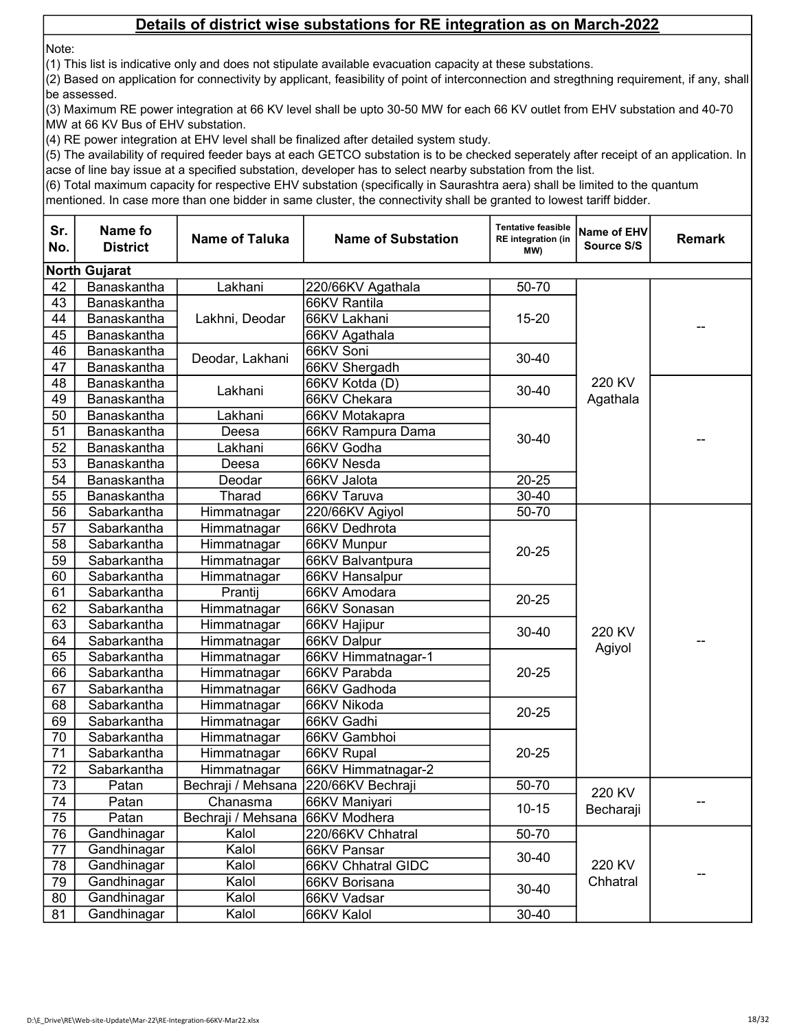## Details of district wise substations for RE integration as on March-2022

Note:

(1) This list is indicative only and does not stipulate available evacuation capacity at these substations.

(2) Based on application for connectivity by applicant, feasibility of point of interconnection and stregthning requirement, if any, shall be assessed.

(3) Maximum RE power integration at 66 KV level shall be upto 30-50 MW for each 66 KV outlet from EHV substation and 40-70 MW at 66 KV Bus of EHV substation.

(4) RE power integration at EHV level shall be finalized after detailed system study.

(5) The availability of required feeder bays at each GETCO substation is to be checked seperately after receipt of an application. In acse of line bay issue at a specified substation, developer has to select nearby substation from the list.

(6) Total maximum capacity for respective EHV substation (specifically in Saurashtra aera) shall be limited to the quantum mentioned. In case more than one bidder in same cluster, the connectivity shall be granted to lowest tariff bidder.

| Sr. No. | Name fo District | Name of Taluka | Name of Substation | Tentative feasible RE integration (in MW) | Name of EHV Source S/S | Remark |
|---|---|---|---|---|---|---|
| **North Gujarat** | | | | | | |
| 42 | Banaskantha | Lakhani | 220/66KV Agathala | 50-70 | 220 KV Agathala | -- |
| 43 | Banaskantha | Lakhni, Deodar | 66KV Rantila | 15-20 | | |
| 44 | Banaskantha | | 66KV Lakhani | | | |
| 45 | Banaskantha | | 66KV Agathala | | | |
| 46 | Banaskantha | Deodar, Lakhani | 66KV Soni | 30-40 | | |
| 47 | Banaskantha | | 66KV Shergadh | | | |
| 48 | Banaskantha | Lakhani | 66KV Kotda (D) | 30-40 | | -- |
| 49 | Banaskantha | | 66KV Chekara | | | |
| 50 | Banaskantha | Lakhani | 66KV Motakapra | 30-40 | | |
| 51 | Banaskantha | Deesa | 66KV Rampura Dama | | | |
| 52 | Banaskantha | Lakhani | 66KV Godha | | | |
| 53 | Banaskantha | Deesa | 66KV Nesda | | | |
| 54 | Banaskantha | Deodar | 66KV Jalota | 20-25 | | |
| 55 | Banaskantha | Tharad | 66KV Taruva | 30-40 | | |
| 56 | Sabarkantha | Himmatnagar | 220/66KV Agiyol | 50-70 | 220 KV Agiyol | -- |
| 57 | Sabarkantha | Himmatnagar | 66KV Dedhrota | 20-25 | | |
| 58 | Sabarkantha | Himmatnagar | 66KV Munpur | | | |
| 59 | Sabarkantha | Himmatnagar | 66KV Balvantpura | | | |
| 60 | Sabarkantha | Himmatnagar | 66KV Hansalpur | | | |
| 61 | Sabarkantha | Prantij | 66KV Amodara | 20-25 | | |
| 62 | Sabarkantha | Himmatnagar | 66KV Sonasan | | | |
| 63 | Sabarkantha | Himmatnagar | 66KV Hajipur | 30-40 | | |
| 64 | Sabarkantha | Himmatnagar | 66KV Dalpur | | | |
| 65 | Sabarkantha | Himmatnagar | 66KV Himmatnagar-1 | 20-25 | | |
| 66 | Sabarkantha | Himmatnagar | 66KV Parabda | | | |
| 67 | Sabarkantha | Himmatnagar | 66KV Gadhoda | | | |
| 68 | Sabarkantha | Himmatnagar | 66KV Nikoda | 20-25 | | |
| 69 | Sabarkantha | Himmatnagar | 66KV Gadhi | | | |
| 70 | Sabarkantha | Himmatnagar | 66KV Gambhoi | 20-25 | | |
| 71 | Sabarkantha | Himmatnagar | 66KV Rupal | | | |
| 72 | Sabarkantha | Himmatnagar | 66KV Himmatnagar-2 | | | |
| 73 | Patan | Bechraji / Mehsana | 220/66KV Bechraji | 50-70 | 220 KV Becharaji | -- |
| 74 | Patan | Chanasma | 66KV Maniyari | 10-15 | | |
| 75 | Patan | Bechraji / Mehsana | 66KV Modhera | | | |
| 76 | Gandhinagar | Kalol | 220/66KV Chhatral | 50-70 | 220 KV Chhatral | -- |
| 77 | Gandhinagar | Kalol | 66KV Pansar | 30-40 | | |
| 78 | Gandhinagar | Kalol | 66KV Chhatral GIDC | | | |
| 79 | Gandhinagar | Kalol | 66KV Borisana | 30-40 | | |
| 80 | Gandhinagar | Kalol | 66KV Vadsar | | | |
| 81 | Gandhinagar | Kalol | 66KV Kalol | 30-40 | | |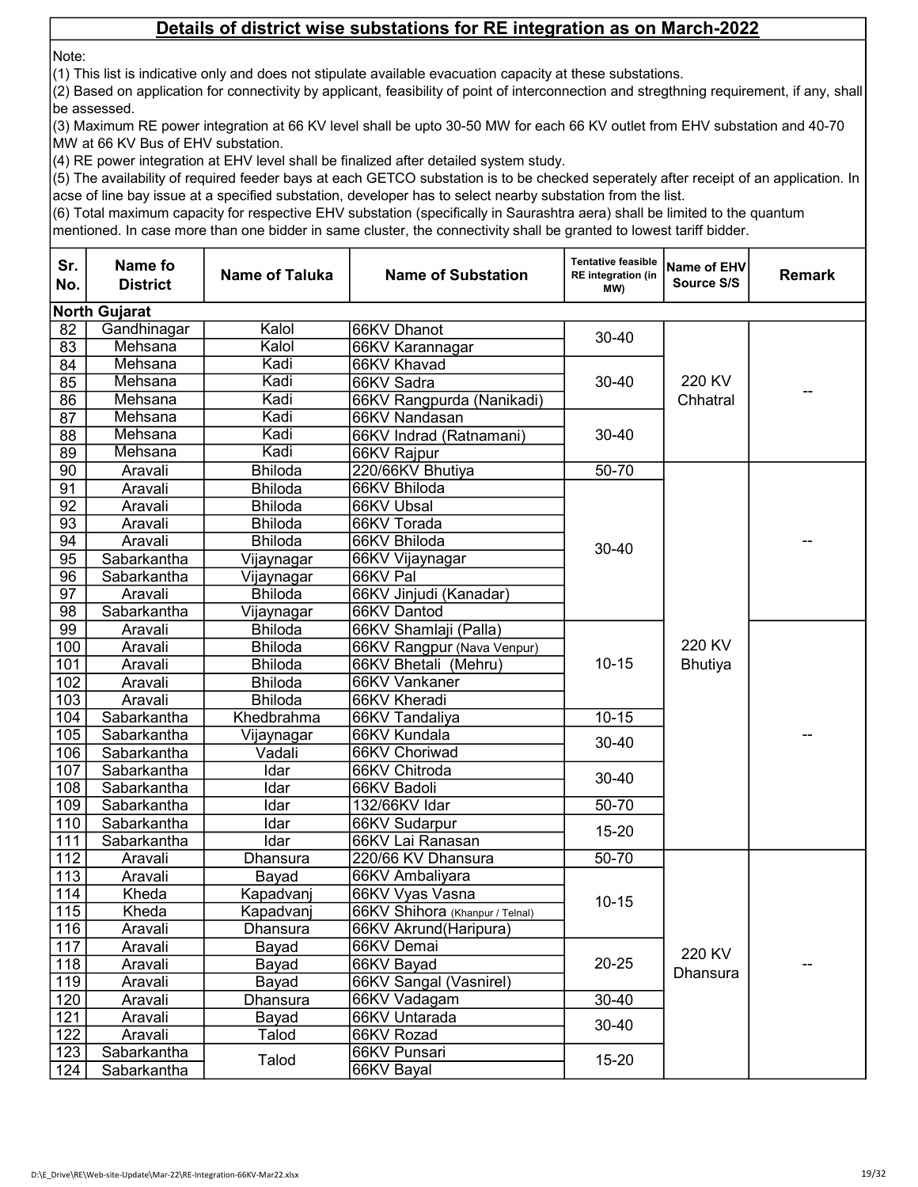## Details of district wise substations for RE integration as on March-2022

Note:
(1) This list is indicative only and does not stipulate available evacuation capacity at these substations.
(2) Based on application for connectivity by applicant, feasibility of point of interconnection and stregthning requirement, if any, shall be assessed.
(3) Maximum RE power integration at 66 KV level shall be upto 30-50 MW for each 66 KV outlet from EHV substation and 40-70 MW at 66 KV Bus of EHV substation.
(4) RE power integration at EHV level shall be finalized after detailed system study.
(5) The availability of required feeder bays at each GETCO substation is to be checked seperately after receipt of an application. In acse of line bay issue at a specified substation, developer has to select nearby substation from the list.
(6) Total maximum capacity for respective EHV substation (specifically in Saurashtra aera) shall be limited to the quantum mentioned. In case more than one bidder in same cluster, the connectivity shall be granted to lowest tariff bidder.

| Sr. No. | Name fo District | Name of Taluka | Name of Substation | Tentative feasible RE integration (in MW) | Name of EHV Source S/S | Remark |
|---|---|---|---|---|---|---|
| **North Gujarat** | | | | | | |
| 82 | Gandhinagar | Kalol | 66KV Dhanot | 30-40 | 220 KV Chhatral | -- |
| 83 | Mehsana | Kalol | 66KV Karannagar | | | |
| 84 | Mehsana | Kadi | 66KV Khavad | 30-40 | | |
| 85 | Mehsana | Kadi | 66KV Sadra | | | |
| 86 | Mehsana | Kadi | 66KV Rangpurda (Nanikadi) | | | |
| 87 | Mehsana | Kadi | 66KV Nandasan | 30-40 | | |
| 88 | Mehsana | Kadi | 66KV Indrad (Ratnamani) | | | |
| 89 | Mehsana | Kadi | 66KV Rajpur | | | |
| 90 | Aravali | Bhiloda | 220/66KV Bhutiya | 50-70 | 220 KV Bhutiya | -- |
| 91 | Aravali | Bhiloda | 66KV Bhiloda | 30-40 | | |
| 92 | Aravali | Bhiloda | 66KV Ubsal | | | |
| 93 | Aravali | Bhiloda | 66KV Torada | | | |
| 94 | Aravali | Bhiloda | 66KV Bhiloda | | | |
| 95 | Sabarkantha | Vijaynagar | 66KV Vijaynagar | | | |
| 96 | Sabarkantha | Vijaynagar | 66KV Pal | | | |
| 97 | Aravali | Bhiloda | 66KV Jinjudi (Kanadar) | | | |
| 98 | Sabarkantha | Vijaynagar | 66KV Dantod | | | |
| 99 | Aravali | Bhiloda | 66KV Shamlaji (Palla) | 10-15 | | -- |
| 100 | Aravali | Bhiloda | 66KV Rangpur (Nava Venpur) | | | |
| 101 | Aravali | Bhiloda | 66KV Bhetali (Mehru) | | | |
| 102 | Aravali | Bhiloda | 66KV Vankaner | | | |
| 103 | Aravali | Bhiloda | 66KV Kheradi | | | |
| 104 | Sabarkantha | Khedbrahma | 66KV Tandaliya | 10-15 | | |
| 105 | Sabarkantha | Vijaynagar | 66KV Kundala | 30-40 | | |
| 106 | Sabarkantha | Vadali | 66KV Choriwad | | | |
| 107 | Sabarkantha | Idar | 66KV Chitroda | 30-40 | | |
| 108 | Sabarkantha | Idar | 66KV Badoli | | | |
| 109 | Sabarkantha | Idar | 132/66KV Idar | 50-70 | | |
| 110 | Sabarkantha | Idar | 66KV Sudarpur | 15-20 | | |
| 111 | Sabarkantha | Idar | 66KV Lai Ranasan | | | |
| 112 | Aravali | Dhansura | 220/66 KV Dhansura | 50-70 | 220 KV Dhansura | -- |
| 113 | Aravali | Bayad | 66KV Ambaliyara | 10-15 | | |
| 114 | Kheda | Kapadvanj | 66KV Vyas Vasna | | | |
| 115 | Kheda | Kapadvanj | 66KV Shihora (Khanpur / Telnal) | | | |
| 116 | Aravali | Dhansura | 66KV Akrund(Haripura) | | | |
| 117 | Aravali | Bayad | 66KV Demai | 20-25 | | |
| 118 | Aravali | Bayad | 66KV Bayad | | | |
| 119 | Aravali | Bayad | 66KV Sangal (Vasnirel) | | | |
| 120 | Aravali | Dhansura | 66KV Vadagam | 30-40 | | |
| 121 | Aravali | Bayad | 66KV Untarada | 30-40 | | |
| 122 | Aravali | Talod | 66KV Rozad | | | |
| 123 | Sabarkantha | Talod | 66KV Punsari | 15-20 | | |
| 124 | Sabarkantha | | 66KV Bayal | | | |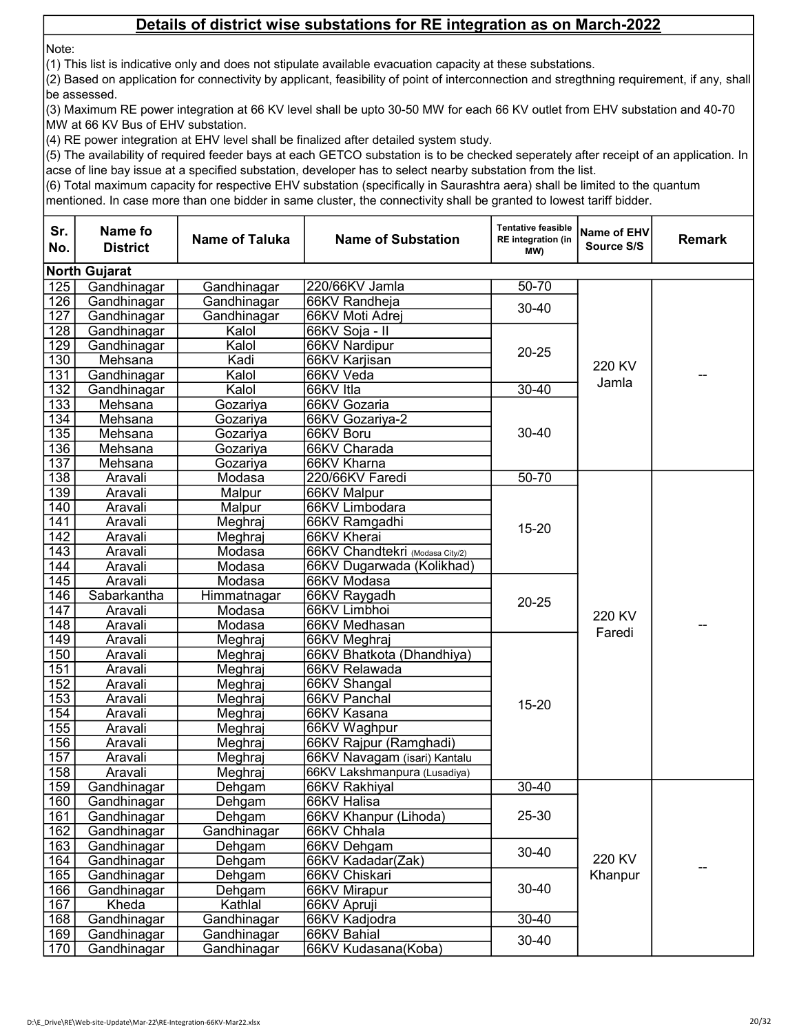## Details of district wise substations for RE integration as on March-2022

Note:
(1) This list is indicative only and does not stipulate available evacuation capacity at these substations.
(2) Based on application for connectivity by applicant, feasibility of point of interconnection and stregthning requirement, if any, shall be assessed.
(3) Maximum RE power integration at 66 KV level shall be upto 30-50 MW for each 66 KV outlet from EHV substation and 40-70 MW at 66 KV Bus of EHV substation.
(4) RE power integration at EHV level shall be finalized after detailed system study.
(5) The availability of required feeder bays at each GETCO substation is to be checked seperately after receipt of an application. In acse of line bay issue at a specified substation, developer has to select nearby substation from the list.
(6) Total maximum capacity for respective EHV substation (specifically in Saurashtra aera) shall be limited to the quantum mentioned. In case more than one bidder in same cluster, the connectivity shall be granted to lowest tariff bidder.

| Sr. No. | Name fo District | Name of Taluka | Name of Substation | Tentative feasible RE integration (in MW) | Name of EHV Source S/S | Remark |
|---|---|---|---|---|---|---|
| **North Gujarat** | | | | | | |
| 125 | Gandhinagar | Gandhinagar | 220/66KV Jamla | 50-70 | 220 KV Jamla | -- |
| 126 | Gandhinagar | Gandhinagar | 66KV Randheja | 30-40 | | |
| 127 | Gandhinagar | Gandhinagar | 66KV Moti Adrej | | | |
| 128 | Gandhinagar | Kalol | 66KV Soja - II | 20-25 | | |
| 129 | Gandhinagar | Kalol | 66KV Nardipur | | | |
| 130 | Mehsana | Kadi | 66KV Karjisan | | | |
| 131 | Gandhinagar | Kalol | 66KV Veda | | | |
| 132 | Gandhinagar | Kalol | 66KV Itla | 30-40 | | |
| 133 | Mehsana | Gozariya | 66KV Gozaria | 30-40 | | |
| 134 | Mehsana | Gozariya | 66KV Gozariya-2 | | | |
| 135 | Mehsana | Gozariya | 66KV Boru | | | |
| 136 | Mehsana | Gozariya | 66KV Charada | | | |
| 137 | Mehsana | Gozariya | 66KV Kharna | | | |
| 138 | Aravali | Modasa | 220/66KV Faredi | 50-70 | 220 KV Faredi | -- |
| 139 | Aravali | Malpur | 66KV Malpur | 15-20 | | |
| 140 | Aravali | Malpur | 66KV Limbodara | | | |
| 141 | Aravali | Meghraj | 66KV Ramgadhi | | | |
| 142 | Aravali | Meghraj | 66KV Kherai | | | |
| 143 | Aravali | Modasa | 66KV Chandtekri (Modasa City/2) | | | |
| 144 | Aravali | Modasa | 66KV Dugarwada (Kolikhad) | | | |
| 145 | Aravali | Modasa | 66KV Modasa | 20-25 | | |
| 146 | Sabarkantha | Himmatnagar | 66KV Raygadh | | | |
| 147 | Aravali | Modasa | 66KV Limbhoi | | | |
| 148 | Aravali | Modasa | 66KV Medhasan | | | |
| 149 | Aravali | Meghraj | 66KV Meghraj | 15-20 | | |
| 150 | Aravali | Meghraj | 66KV Bhatkota (Dhandhiya) | | | |
| 151 | Aravali | Meghraj | 66KV Relawada | | | |
| 152 | Aravali | Meghraj | 66KV Shangal | | | |
| 153 | Aravali | Meghraj | 66KV Panchal | | | |
| 154 | Aravali | Meghraj | 66KV Kasana | | | |
| 155 | Aravali | Meghraj | 66KV Waghpur | | | |
| 156 | Aravali | Meghraj | 66KV Rajpur (Ramghadi) | | | |
| 157 | Aravali | Meghraj | 66KV Navagam (isari) Kantalu | | | |
| 158 | Aravali | Meghraj | 66KV Lakshmanpura (Lusadiya) | | | |
| 159 | Gandhinagar | Dehgam | 66KV Rakhiyal | 30-40 | 220 KV Khanpur | -- |
| 160 | Gandhinagar | Dehgam | 66KV Halisa | 25-30 | | |
| 161 | Gandhinagar | Dehgam | 66KV Khanpur (Lihoda) | | | |
| 162 | Gandhinagar | Gandhinagar | 66KV Chhala | | | |
| 163 | Gandhinagar | Dehgam | 66KV Dehgam | 30-40 | | |
| 164 | Gandhinagar | Dehgam | 66KV Kadadar(Zak) | | | |
| 165 | Gandhinagar | Dehgam | 66KV Chiskari | 30-40 | | |
| 166 | Gandhinagar | Dehgam | 66KV Mirapur | | | |
| 167 | Kheda | Kathlal | 66KV Apruji | | | |
| 168 | Gandhinagar | Gandhinagar | 66KV Kadjodra | 30-40 | | |
| 169 | Gandhinagar | Gandhinagar | 66KV Bahial | 30-40 | | |
| 170 | Gandhinagar | Gandhinagar | 66KV Kudasana(Koba) | | | |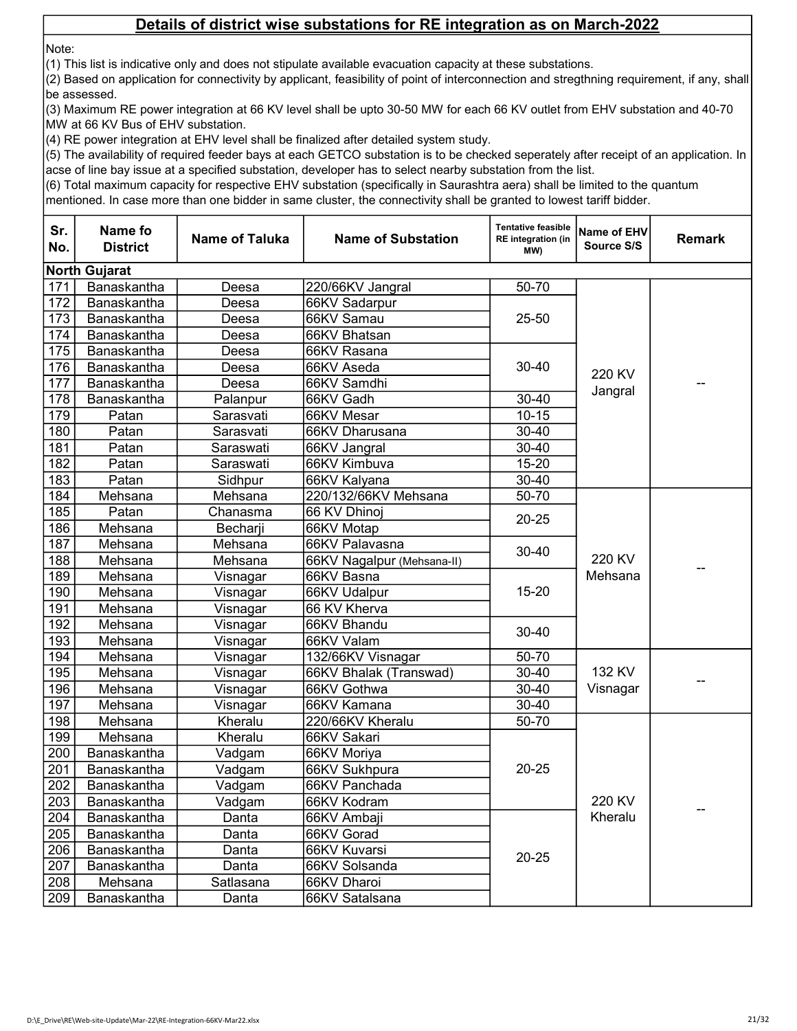## Details of district wise substations for RE integration as on March-2022

Note:
(1) This list is indicative only and does not stipulate available evacuation capacity at these substations.
(2) Based on application for connectivity by applicant, feasibility of point of interconnection and stregthning requirement, if any, shall be assessed.
(3) Maximum RE power integration at 66 KV level shall be upto 30-50 MW for each 66 KV outlet from EHV substation and 40-70 MW at 66 KV Bus of EHV substation.
(4) RE power integration at EHV level shall be finalized after detailed system study.
(5) The availability of required feeder bays at each GETCO substation is to be checked seperately after receipt of an application. In acse of line bay issue at a specified substation, developer has to select nearby substation from the list.
(6) Total maximum capacity for respective EHV substation (specifically in Saurashtra aera) shall be limited to the quantum mentioned. In case more than one bidder in same cluster, the connectivity shall be granted to lowest tariff bidder.

| Sr. No. | Name fo District | Name of Taluka | Name of Substation | Tentative feasible RE integration (in MW) | Name of EHV Source S/S | Remark |
|---|---|---|---|---|---|---|
| **North Gujarat** | | | | | | |
| 171 | Banaskantha | Deesa | 220/66KV Jangral | 50-70 | 220 KV Jangral | -- |
| 172 | Banaskantha | Deesa | 66KV Sadarpur | 25-50 | | |
| 173 | Banaskantha | Deesa | 66KV Samau | | | |
| 174 | Banaskantha | Deesa | 66KV Bhatsan | | | |
| 175 | Banaskantha | Deesa | 66KV Rasana | 30-40 | | |
| 176 | Banaskantha | Deesa | 66KV Aseda | | | |
| 177 | Banaskantha | Deesa | 66KV Samdhi | | | |
| 178 | Banaskantha | Palanpur | 66KV Gadh | 30-40 | | |
| 179 | Patan | Sarasvati | 66KV Mesar | 10-15 | | |
| 180 | Patan | Sarasvati | 66KV Dharusana | 30-40 | | |
| 181 | Patan | Saraswati | 66KV Jangral | 30-40 | | |
| 182 | Patan | Saraswati | 66KV Kimbuva | 15-20 | | |
| 183 | Patan | Sidhpur | 66KV Kalyana | 30-40 | | |
| 184 | Mehsana | Mehsana | 220/132/66KV Mehsana | 50-70 | 220 KV Mehsana | -- |
| 185 | Patan | Chanasma | 66 KV Dhinoj | 20-25 | | |
| 186 | Mehsana | Becharji | 66KV Motap | | | |
| 187 | Mehsana | Mehsana | 66KV Palavasna | 30-40 | | |
| 188 | Mehsana | Mehsana | 66KV Nagalpur (Mehsana-II) | | | |
| 189 | Mehsana | Visnagar | 66KV Basna | 15-20 | | |
| 190 | Mehsana | Visnagar | 66KV Udalpur | | | |
| 191 | Mehsana | Visnagar | 66 KV Kherva | | | |
| 192 | Mehsana | Visnagar | 66KV Bhandu | 30-40 | | |
| 193 | Mehsana | Visnagar | 66KV Valam | | | |
| 194 | Mehsana | Visnagar | 132/66KV Visnagar | 50-70 | 132 KV Visnagar | -- |
| 195 | Mehsana | Visnagar | 66KV Bhalak (Transwad) | 30-40 | | |
| 196 | Mehsana | Visnagar | 66KV Gothwa | 30-40 | | |
| 197 | Mehsana | Visnagar | 66KV Kamana | 30-40 | | |
| 198 | Mehsana | Kheralu | 220/66KV Kheralu | 50-70 | 220 KV Kheralu | -- |
| 199 | Mehsana | Kheralu | 66KV Sakari | 20-25 | | |
| 200 | Banaskantha | Vadgam | 66KV Moriya | | | |
| 201 | Banaskantha | Vadgam | 66KV Sukhpura | | | |
| 202 | Banaskantha | Vadgam | 66KV Panchada | | | |
| 203 | Banaskantha | Vadgam | 66KV Kodram | | | |
| 204 | Banaskantha | Danta | 66KV Ambaji | 20-25 | | |
| 205 | Banaskantha | Danta | 66KV Gorad | | | |
| 206 | Banaskantha | Danta | 66KV Kuvarsi | | | |
| 207 | Banaskantha | Danta | 66KV Solsanda | | | |
| 208 | Mehsana | Satlasana | 66KV Dharoi | | | |
| 209 | Banaskantha | Danta | 66KV Satalsana | | | |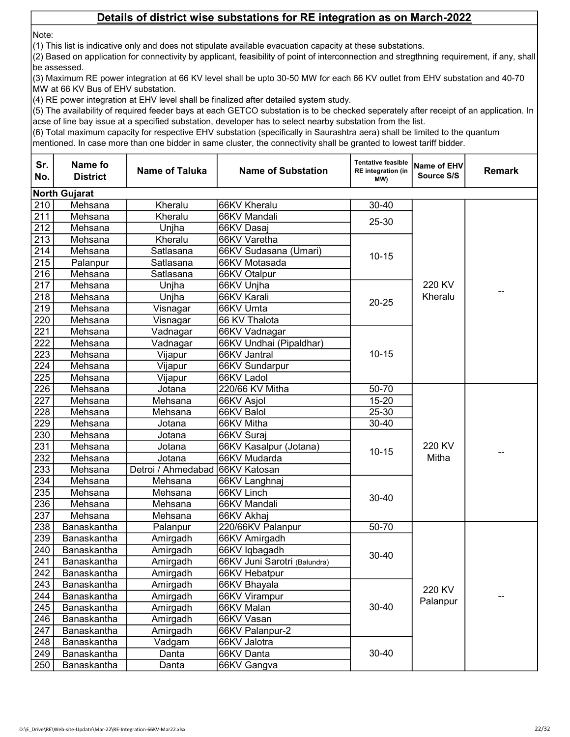## Details of district wise substations for RE integration as on March-2022

Note:

(1) This list is indicative only and does not stipulate available evacuation capacity at these substations.

(2) Based on application for connectivity by applicant, feasibility of point of interconnection and stregthning requirement, if any, shall be assessed.

(3) Maximum RE power integration at 66 KV level shall be upto 30-50 MW for each 66 KV outlet from EHV substation and 40-70 MW at 66 KV Bus of EHV substation.

(4) RE power integration at EHV level shall be finalized after detailed system study.

(5) The availability of required feeder bays at each GETCO substation is to be checked seperately after receipt of an application. In acse of line bay issue at a specified substation, developer has to select nearby substation from the list.

(6) Total maximum capacity for respective EHV substation (specifically in Saurashtra aera) shall be limited to the quantum mentioned. In case more than one bidder in same cluster, the connectivity shall be granted to lowest tariff bidder.

| Sr. No. | Name fo District | Name of Taluka | Name of Substation | Tentative feasible RE integration (in MW) | Name of EHV Source S/S | Remark |
|---|---|---|---|---|---|---|
| **North Gujarat** | | | | | | |
| 210 | Mehsana | Kheralu | 66KV Kheralu | 30-40 | 220 KV Kheralu | -- |
| 211 | Mehsana | Kheralu | 66KV Mandali | 25-30 | | |
| 212 | Mehsana | Unjha | 66KV Dasaj | | | |
| 213 | Mehsana | Kheralu | 66KV Varetha | 10-15 | | |
| 214 | Mehsana | Satlasana | 66KV Sudasana (Umari) | | | |
| 215 | Palanpur | Satlasana | 66KV Motasada | | | |
| 216 | Mehsana | Satlasana | 66KV Otalpur | | | |
| 217 | Mehsana | Unjha | 66KV Unjha | 20-25 | | |
| 218 | Mehsana | Unjha | 66KV Karali | | | |
| 219 | Mehsana | Visnagar | 66KV Umta | | | |
| 220 | Mehsana | Visnagar | 66 KV Thalota | | | |
| 221 | Mehsana | Vadnagar | 66KV Vadnagar | 10-15 | | |
| 222 | Mehsana | Vadnagar | 66KV Undhai (Pipaldhar) | | | |
| 223 | Mehsana | Vijapur | 66KV Jantral | | | |
| 224 | Mehsana | Vijapur | 66KV Sundarpur | | | |
| 225 | Mehsana | Vijapur | 66KV Ladol | | | |
| 226 | Mehsana | Jotana | 220/66 KV Mitha | 50-70 | 220 KV Mitha | -- |
| 227 | Mehsana | Mehsana | 66KV Asjol | 15-20 | | |
| 228 | Mehsana | Mehsana | 66KV Balol | 25-30 | | |
| 229 | Mehsana | Jotana | 66KV Mitha | 30-40 | | |
| 230 | Mehsana | Jotana | 66KV Suraj | 10-15 | | |
| 231 | Mehsana | Jotana | 66KV Kasalpur (Jotana) | | | |
| 232 | Mehsana | Jotana | 66KV Mudarda | | | |
| 233 | Mehsana | Detroi / Ahmedabad | 66KV Katosan | | | |
| 234 | Mehsana | Mehsana | 66KV Langhnaj | 30-40 | | |
| 235 | Mehsana | Mehsana | 66KV Linch | | | |
| 236 | Mehsana | Mehsana | 66KV Mandali | | | |
| 237 | Mehsana | Mehsana | 66KV Akhaj | | | |
| 238 | Banaskantha | Palanpur | 220/66KV Palanpur | 50-70 | 220 KV Palanpur | -- |
| 239 | Banaskantha | Amirgadh | 66KV Amirgadh | 30-40 | | |
| 240 | Banaskantha | Amirgadh | 66KV Iqbagadh | | | |
| 241 | Banaskantha | Amirgadh | 66KV Juni Sarotri (Balundra) | | | |
| 242 | Banaskantha | Amirgadh | 66KV Hebatpur | | | |
| 243 | Banaskantha | Amirgadh | 66KV Bhayala | 30-40 | | |
| 244 | Banaskantha | Amirgadh | 66KV Virampur | | | |
| 245 | Banaskantha | Amirgadh | 66KV Malan | | | |
| 246 | Banaskantha | Amirgadh | 66KV Vasan | | | |
| 247 | Banaskantha | Amirgadh | 66KV Palanpur-2 | | | |
| 248 | Banaskantha | Vadgam | 66KV Jalotra | 30-40 | | |
| 249 | Banaskantha | Danta | 66KV Danta | | | |
| 250 | Banaskantha | Danta | 66KV Gangva | | | |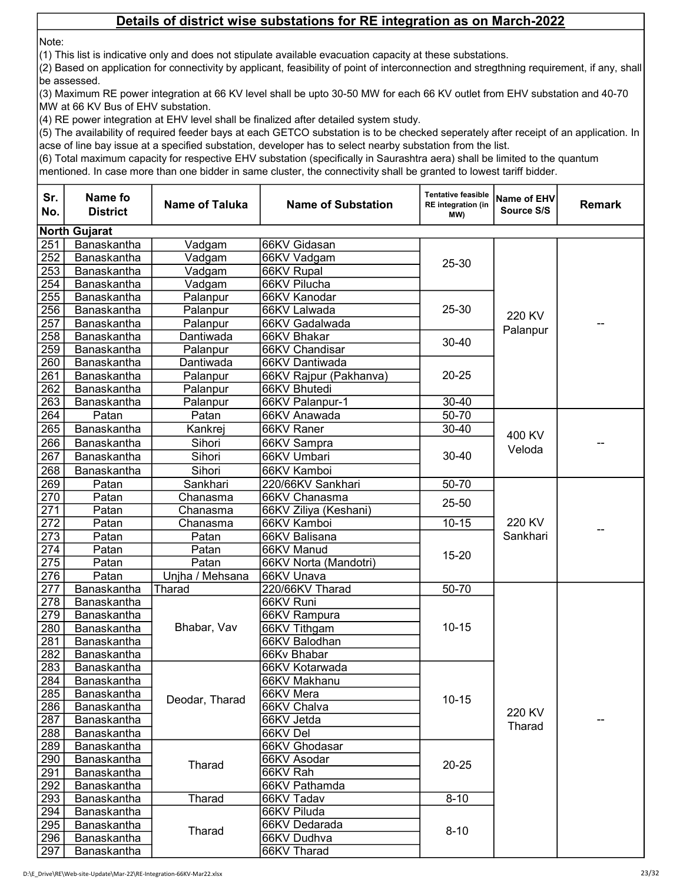## Details of district wise substations for RE integration as on March-2022

Note:

(1) This list is indicative only and does not stipulate available evacuation capacity at these substations.

(2) Based on application for connectivity by applicant, feasibility of point of interconnection and stregthning requirement, if any, shall be assessed.

(3) Maximum RE power integration at 66 KV level shall be upto 30-50 MW for each 66 KV outlet from EHV substation and 40-70 MW at 66 KV Bus of EHV substation.

(4) RE power integration at EHV level shall be finalized after detailed system study.

(5) The availability of required feeder bays at each GETCO substation is to be checked seperately after receipt of an application. In acse of line bay issue at a specified substation, developer has to select nearby substation from the list.

(6) Total maximum capacity for respective EHV substation (specifically in Saurashtra aera) shall be limited to the quantum mentioned. In case more than one bidder in same cluster, the connectivity shall be granted to lowest tariff bidder.

| Sr. No. | Name fo District | Name of Taluka | Name of Substation | Tentative feasible RE integration (in MW) | Name of EHV Source S/S | Remark |
|---|---|---|---|---|---|---|
| **North Gujarat** | | | | | | |
| 251 | Banaskantha | Vadgam | 66KV Gidasan | 25-30 | 220 KV Palanpur | -- |
| 252 | Banaskantha | Vadgam | 66KV Vadgam | | | |
| 253 | Banaskantha | Vadgam | 66KV Rupal | | | |
| 254 | Banaskantha | Vadgam | 66KV Pilucha | | | |
| 255 | Banaskantha | Palanpur | 66KV Kanodar | 25-30 | | |
| 256 | Banaskantha | Palanpur | 66KV Lalwada | | | |
| 257 | Banaskantha | Palanpur | 66KV Gadalwada | | | |
| 258 | Banaskantha | Dantiwada | 66KV Bhakar | 30-40 | | |
| 259 | Banaskantha | Palanpur | 66KV Chandisar | | | |
| 260 | Banaskantha | Dantiwada | 66KV Dantiwada | 20-25 | | |
| 261 | Banaskantha | Palanpur | 66KV Rajpur (Pakhanva) | | | |
| 262 | Banaskantha | Palanpur | 66KV Bhutedi | | | |
| 263 | Banaskantha | Palanpur | 66KV Palanpur-1 | 30-40 | | |
| 264 | Patan | Patan | 66KV Anawada | 50-70 | 400 KV Veloda | -- |
| 265 | Banaskantha | Kankrej | 66KV Raner | 30-40 | | |
| 266 | Banaskantha | Sihori | 66KV Sampra | 30-40 | | |
| 267 | Banaskantha | Sihori | 66KV Umbari | | | |
| 268 | Banaskantha | Sihori | 66KV Kamboi | | | |
| 269 | Patan | Sankhari | 220/66KV Sankhari | 50-70 | 220 KV Sankhari | -- |
| 270 | Patan | Chanasma | 66KV Chanasma | 25-50 | | |
| 271 | Patan | Chanasma | 66KV Ziliya (Keshani) | | | |
| 272 | Patan | Chanasma | 66KV Kamboi | 10-15 | | |
| 273 | Patan | Patan | 66KV Balisana | 15-20 | | |
| 274 | Patan | Patan | 66KV Manud | | | |
| 275 | Patan | Patan | 66KV Norta (Mandotri) | | | |
| 276 | Patan | Unjha / Mehsana | 66KV Unava | | | |
| 277 | Banaskantha | Tharad | 220/66KV Tharad | 50-70 | 220 KV Tharad | -- |
| 278 | Banaskantha | Bhabar, Vav | 66KV Runi | 10-15 | | |
| 279 | Banaskantha | | 66KV Rampura | | | |
| 280 | Banaskantha | | 66KV Tithgam | | | |
| 281 | Banaskantha | | 66KV Balodhan | | | |
| 282 | Banaskantha | | 66Kv Bhabar | | | |
| 283 | Banaskantha | Deodar, Tharad | 66KV Kotarwada | 10-15 | | |
| 284 | Banaskantha | | 66KV Makhanu | | | |
| 285 | Banaskantha | | 66KV Mera | | | |
| 286 | Banaskantha | | 66KV Chalva | | | |
| 287 | Banaskantha | | 66KV Jetda | | | |
| 288 | Banaskantha | | 66KV Del | | | |
| 289 | Banaskantha | Tharad | 66KV Ghodasar | 20-25 | | |
| 290 | Banaskantha | | 66KV Asodar | | | |
| 291 | Banaskantha | | 66KV Rah | | | |
| 292 | Banaskantha | | 66KV Pathamda | | | |
| 293 | Banaskantha | Tharad | 66KV Tadav | 8-10 | | |
| 294 | Banaskantha | Tharad | 66KV Piluda | 8-10 | | |
| 295 | Banaskantha | | 66KV Dedarada | | | |
| 296 | Banaskantha | | 66KV Dudhva | | | |
| 297 | Banaskantha | | 66KV Tharad | | | |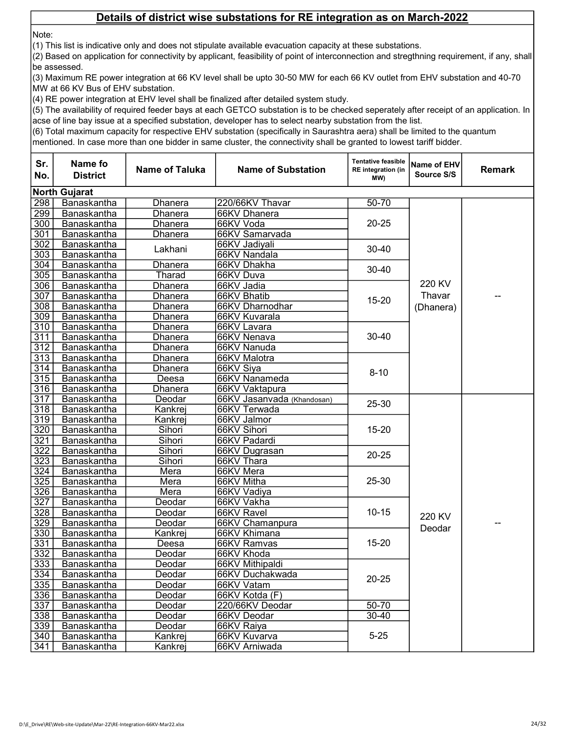## Details of district wise substations for RE integration as on March-2022

Note:

(1) This list is indicative only and does not stipulate available evacuation capacity at these substations.

(2) Based on application for connectivity by applicant, feasibility of point of interconnection and stregthning requirement, if any, shall be assessed.

(3) Maximum RE power integration at 66 KV level shall be upto 30-50 MW for each 66 KV outlet from EHV substation and 40-70 MW at 66 KV Bus of EHV substation.

(4) RE power integration at EHV level shall be finalized after detailed system study.

(5) The availability of required feeder bays at each GETCO substation is to be checked seperately after receipt of an application. In acse of line bay issue at a specified substation, developer has to select nearby substation from the list.

(6) Total maximum capacity for respective EHV substation (specifically in Saurashtra aera) shall be limited to the quantum mentioned. In case more than one bidder in same cluster, the connectivity shall be granted to lowest tariff bidder.

| Sr. No. | Name fo District | Name of Taluka | Name of Substation | Tentative feasible RE integration (in MW) | Name of EHV Source S/S | Remark |
|---|---|---|---|---|---|---|
| **North Gujarat** | | | | | | |
| 298 | Banaskantha | Dhanera | 220/66KV Thavar | 50-70 | 220 KV Thavar (Dhanera) | -- |
| 299 | Banaskantha | Dhanera | 66KV Dhanera | 20-25 | | |
| 300 | Banaskantha | Dhanera | 66KV Voda | | | |
| 301 | Banaskantha | Dhanera | 66KV Samarvada | | | |
| 302 | Banaskantha | Lakhani | 66KV Jadiyali | 30-40 | | |
| 303 | Banaskantha | | 66KV Nandala | | | |
| 304 | Banaskantha | Dhanera | 66KV Dhakha | 30-40 | | |
| 305 | Banaskantha | Tharad | 66KV Duva | | | |
| 306 | Banaskantha | Dhanera | 66KV Jadia | 15-20 | | |
| 307 | Banaskantha | Dhanera | 66KV Bhatib | | | |
| 308 | Banaskantha | Dhanera | 66KV Dharnodhar | | | |
| 309 | Banaskantha | Dhanera | 66KV Kuvarala | | | |
| 310 | Banaskantha | Dhanera | 66KV Lavara | 30-40 | | |
| 311 | Banaskantha | Dhanera | 66KV Nenava | | | |
| 312 | Banaskantha | Dhanera | 66KV Nanuda | | | |
| 313 | Banaskantha | Dhanera | 66KV Malotra | 8-10 | | |
| 314 | Banaskantha | Dhanera | 66KV Siya | | | |
| 315 | Banaskantha | Deesa | 66KV Nanameda | | | |
| 316 | Banaskantha | Dhanera | 66KV Vaktapura | | | |
| 317 | Banaskantha | Deodar | 66KV Jasanvada (Khandosan) | 25-30 | 220 KV Deodar | -- |
| 318 | Banaskantha | Kankrej | 66KV Terwada | | | |
| 319 | Banaskantha | Kankrej | 66KV Jalmor | 15-20 | | |
| 320 | Banaskantha | Sihori | 66KV Sihori | | | |
| 321 | Banaskantha | Sihori | 66KV Padardi | | | |
| 322 | Banaskantha | Sihori | 66KV Dugrasan | 20-25 | | |
| 323 | Banaskantha | Sihori | 66KV Thara | | | |
| 324 | Banaskantha | Mera | 66KV Mera | 25-30 | | |
| 325 | Banaskantha | Mera | 66KV Mitha | | | |
| 326 | Banaskantha | Mera | 66KV Vadiya | | | |
| 327 | Banaskantha | Deodar | 66KV Vakha | 10-15 | | |
| 328 | Banaskantha | Deodar | 66KV Ravel | | | |
| 329 | Banaskantha | Deodar | 66KV Chamanpura | | | |
| 330 | Banaskantha | Kankrej | 66KV Khimana | 15-20 | | |
| 331 | Banaskantha | Deesa | 66KV Ramvas | | | |
| 332 | Banaskantha | Deodar | 66KV Khoda | | | |
| 333 | Banaskantha | Deodar | 66KV Mithipaldi | 20-25 | | |
| 334 | Banaskantha | Deodar | 66KV Duchakwada | | | |
| 335 | Banaskantha | Deodar | 66KV Vatam | | | |
| 336 | Banaskantha | Deodar | 66KV Kotda (F) | | | |
| 337 | Banaskantha | Deodar | 220/66KV Deodar | 50-70 | | |
| 338 | Banaskantha | Deodar | 66KV Deodar | 30-40 | | |
| 339 | Banaskantha | Deodar | 66KV Raiya | 5-25 | | |
| 340 | Banaskantha | Kankrej | 66KV Kuvarva | | | |
| 341 | Banaskantha | Kankrej | 66KV Arniwada | | | |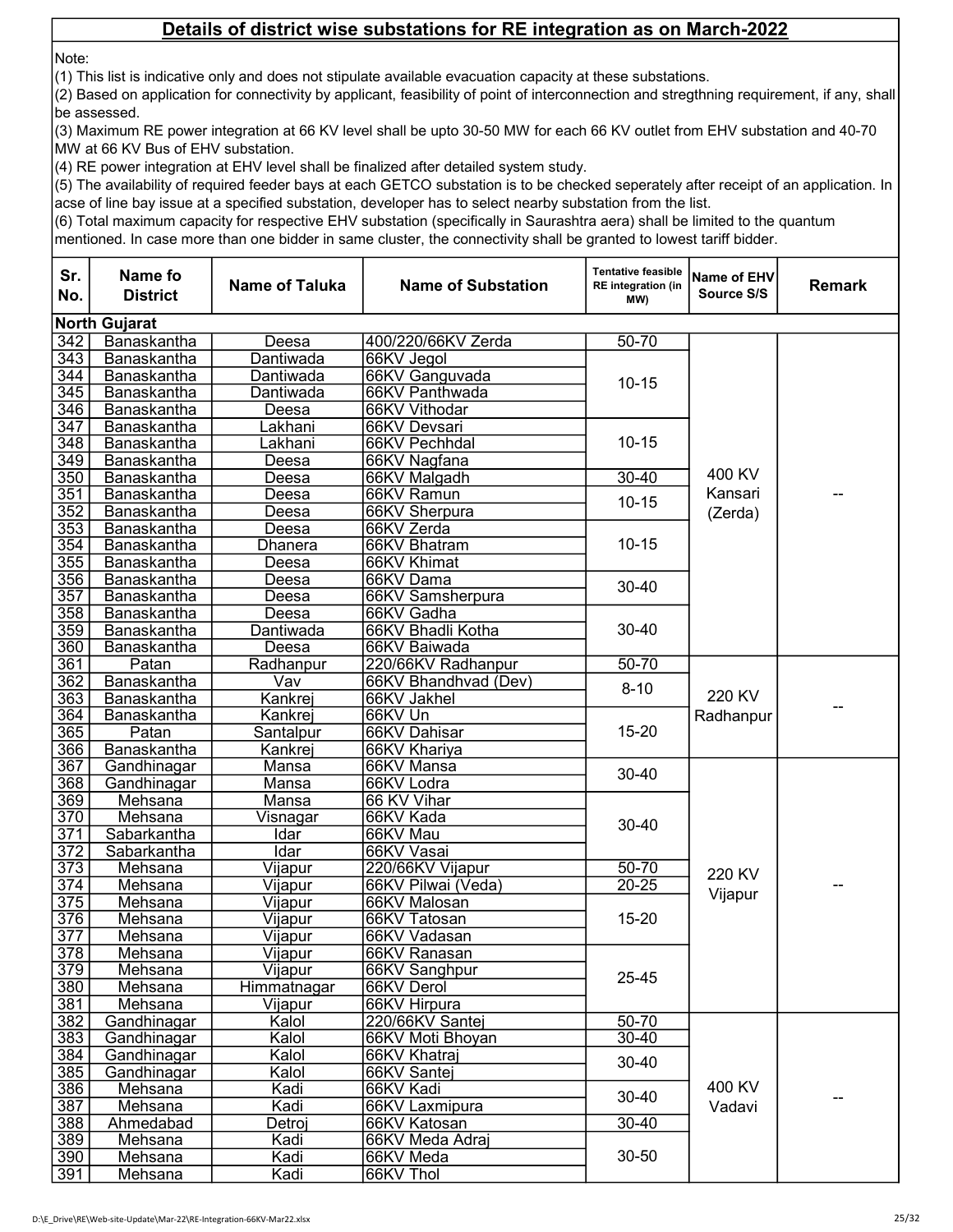## Details of district wise substations for RE integration as on March-2022

Note:

(1) This list is indicative only and does not stipulate available evacuation capacity at these substations.

(2) Based on application for connectivity by applicant, feasibility of point of interconnection and stregthning requirement, if any, shall be assessed.

(3) Maximum RE power integration at 66 KV level shall be upto 30-50 MW for each 66 KV outlet from EHV substation and 40-70 MW at 66 KV Bus of EHV substation.

(4) RE power integration at EHV level shall be finalized after detailed system study.

(5) The availability of required feeder bays at each GETCO substation is to be checked seperately after receipt of an application. In acse of line bay issue at a specified substation, developer has to select nearby substation from the list.

(6) Total maximum capacity for respective EHV substation (specifically in Saurashtra aera) shall be limited to the quantum mentioned. In case more than one bidder in same cluster, the connectivity shall be granted to lowest tariff bidder.

| Sr. No. | Name fo District | Name of Taluka | Name of Substation | Tentative feasible RE integration (in MW) | Name of EHV Source S/S | Remark |
|---|---|---|---|---|---|---|
| **North Gujarat** | | | | | | |
| 342 | Banaskantha | Deesa | 400/220/66KV Zerda | 50-70 | 400 KV Kansari (Zerda) | -- |
| 343 | Banaskantha | Dantiwada | 66KV Jegol | 10-15 | | |
| 344 | Banaskantha | Dantiwada | 66KV Ganguvada | | | |
| 345 | Banaskantha | Dantiwada | 66KV Panthwada | | | |
| 346 | Banaskantha | Deesa | 66KV Vithodar | | | |
| 347 | Banaskantha | Lakhani | 66KV Devsari | 10-15 | | |
| 348 | Banaskantha | Lakhani | 66KV Pechhdal | | | |
| 349 | Banaskantha | Deesa | 66KV Nagfana | | | |
| 350 | Banaskantha | Deesa | 66KV Malgadh | 30-40 | | |
| 351 | Banaskantha | Deesa | 66KV Ramun | 10-15 | | |
| 352 | Banaskantha | Deesa | 66KV Sherpura | | | |
| 353 | Banaskantha | Deesa | 66KV Zerda | 10-15 | | |
| 354 | Banaskantha | Dhanera | 66KV Bhatram | | | |
| 355 | Banaskantha | Deesa | 66KV Khimat | | | |
| 356 | Banaskantha | Deesa | 66KV Dama | 30-40 | | |
| 357 | Banaskantha | Deesa | 66KV Samsherpura | | | |
| 358 | Banaskantha | Deesa | 66KV Gadha | 30-40 | | |
| 359 | Banaskantha | Dantiwada | 66KV Bhadli Kotha | | | |
| 360 | Banaskantha | Deesa | 66KV Baiwada | | | |
| 361 | Patan | Radhanpur | 220/66KV Radhanpur | 50-70 | 220 KV Radhanpur | -- |
| 362 | Banaskantha | Vav | 66KV Bhandhvad (Dev) | 8-10 | | |
| 363 | Banaskantha | Kankrej | 66KV Jakhel | | | |
| 364 | Banaskantha | Kankrej | 66KV Un | 15-20 | | |
| 365 | Patan | Santalpur | 66KV Dahisar | | | |
| 366 | Banaskantha | Kankrej | 66KV Khariya | | | |
| 367 | Gandhinagar | Mansa | 66KV Mansa | 30-40 | 220 KV Vijapur | -- |
| 368 | Gandhinagar | Mansa | 66KV Lodra | | | |
| 369 | Mehsana | Mansa | 66 KV Vihar | 30-40 | | |
| 370 | Mehsana | Visnagar | 66KV Kada | | | |
| 371 | Sabarkantha | Idar | 66KV Mau | | | |
| 372 | Sabarkantha | Idar | 66KV Vasai | | | |
| 373 | Mehsana | Vijapur | 220/66KV Vijapur | 50-70 | | |
| 374 | Mehsana | Vijapur | 66KV Pilwai (Veda) | 20-25 | | |
| 375 | Mehsana | Vijapur | 66KV Malosan | 15-20 | | |
| 376 | Mehsana | Vijapur | 66KV Tatosan | | | |
| 377 | Mehsana | Vijapur | 66KV Vadasan | | | |
| 378 | Mehsana | Vijapur | 66KV Ranasan | 25-45 | | |
| 379 | Mehsana | Vijapur | 66KV Sanghpur | | | |
| 380 | Mehsana | Himmatnagar | 66KV Derol | | | |
| 381 | Mehsana | Vijapur | 66KV Hirpura | | | |
| 382 | Gandhinagar | Kalol | 220/66KV Santej | 50-70 | 400 KV Vadavi | -- |
| 383 | Gandhinagar | Kalol | 66KV Moti Bhoyan | 30-40 | | |
| 384 | Gandhinagar | Kalol | 66KV Khatraj | 30-40 | | |
| 385 | Gandhinagar | Kalol | 66KV Santej | | | |
| 386 | Mehsana | Kadi | 66KV Kadi | 30-40 | | |
| 387 | Mehsana | Kadi | 66KV Laxmipura | | | |
| 388 | Ahmedabad | Detroj | 66KV Katosan | 30-40 | | |
| 389 | Mehsana | Kadi | 66KV Meda Adraj | 30-50 | | |
| 390 | Mehsana | Kadi | 66KV Meda | | | |
| 391 | Mehsana | Kadi | 66KV Thol | | | |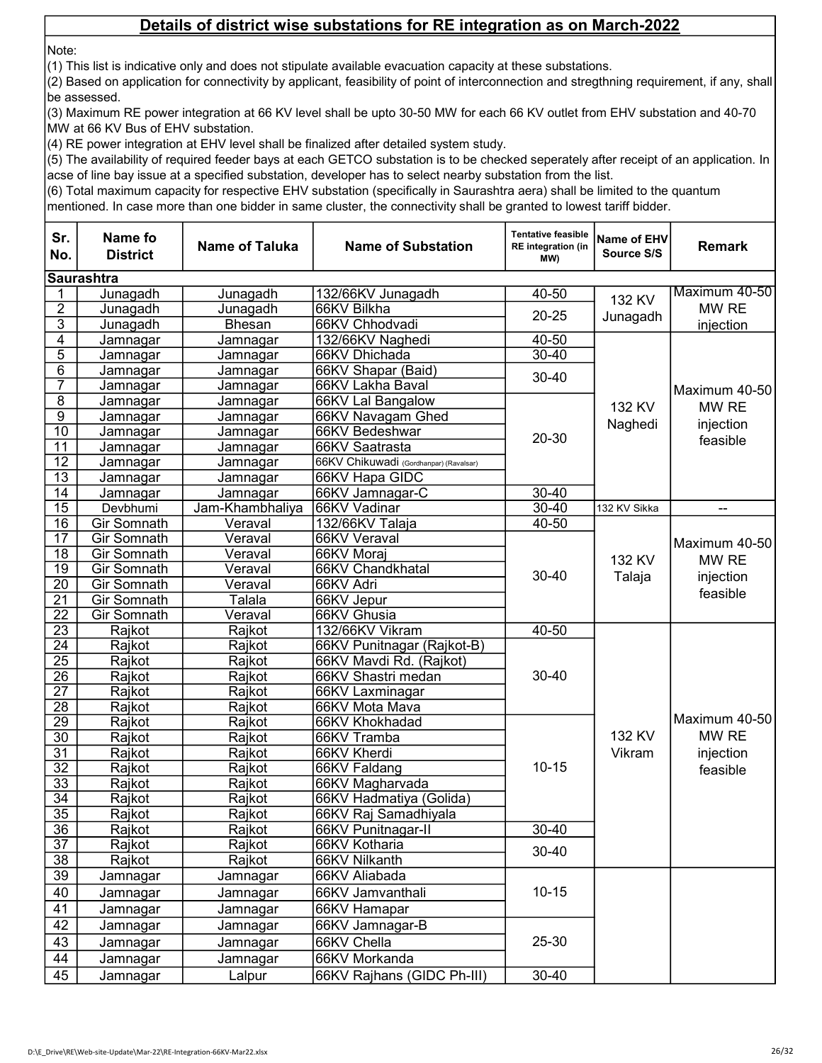## Details of district wise substations for RE integration as on March-2022

Note:

(1) This list is indicative only and does not stipulate available evacuation capacity at these substations.

(2) Based on application for connectivity by applicant, feasibility of point of interconnection and stregthning requirement, if any, shall be assessed.

(3) Maximum RE power integration at 66 KV level shall be upto 30-50 MW for each 66 KV outlet from EHV substation and 40-70 MW at 66 KV Bus of EHV substation.

(4) RE power integration at EHV level shall be finalized after detailed system study.

(5) The availability of required feeder bays at each GETCO substation is to be checked seperately after receipt of an application. In acse of line bay issue at a specified substation, developer has to select nearby substation from the list.

(6) Total maximum capacity for respective EHV substation (specifically in Saurashtra aera) shall be limited to the quantum mentioned. In case more than one bidder in same cluster, the connectivity shall be granted to lowest tariff bidder.

| Sr. No. | Name fo District | Name of Taluka | Name of Substation | Tentative feasible RE integration (in MW) | Name of EHV Source S/S | Remark |
|---|---|---|---|---|---|---|
| **Saurashtra** | | | | | | |
| 1 | Junagadh | Junagadh | 132/66KV Junagadh | 40-50 | 132 KV Junagadh | Maximum 40-50 MW RE injection |
| 2 | Junagadh | Junagadh | 66KV Bilkha | 20-25 | | |
| 3 | Junagadh | Bhesan | 66KV Chhodvadi | | | |
| 4 | Jamnagar | Jamnagar | 132/66KV Naghedi | 40-50 | 132 KV Naghedi | Maximum 40-50 MW RE injection feasible |
| 5 | Jamnagar | Jamnagar | 66KV Dhichada | 30-40 | | |
| 6 | Jamnagar | Jamnagar | 66KV Shapar (Baid) | 30-40 | | |
| 7 | Jamnagar | Jamnagar | 66KV Lakha Baval | | | |
| 8 | Jamnagar | Jamnagar | 66KV Lal Bangalow | 20-30 | | |
| 9 | Jamnagar | Jamnagar | 66KV Navagam Ghed | | | |
| 10 | Jamnagar | Jamnagar | 66KV Bedeshwar | | | |
| 11 | Jamnagar | Jamnagar | 66KV Saatrasta | | | |
| 12 | Jamnagar | Jamnagar | 66KV Chikuwadi (Gordhanpar) (Ravalsar) | | | |
| 13 | Jamnagar | Jamnagar | 66KV Hapa GIDC | | | |
| 14 | Jamnagar | Jamnagar | 66KV Jamnagar-C | 30-40 | | |
| 15 | Devbhumi | Jam-Khambhaliya | 66KV Vadinar | 30-40 | 132 KV Sikka | -- |
| 16 | Gir Somnath | Veraval | 132/66KV Talaja | 40-50 | 132 KV Talaja | Maximum 40-50 MW RE injection feasible |
| 17 | Gir Somnath | Veraval | 66KV Veraval | 30-40 | | |
| 18 | Gir Somnath | Veraval | 66KV Moraj | | | |
| 19 | Gir Somnath | Veraval | 66KV Chandkhatal | | | |
| 20 | Gir Somnath | Veraval | 66KV Adri | | | |
| 21 | Gir Somnath | Talala | 66KV Jepur | | | |
| 22 | Gir Somnath | Veraval | 66KV Ghusia | | | |
| 23 | Rajkot | Rajkot | 132/66KV Vikram | 40-50 | 132 KV Vikram | Maximum 40-50 MW RE injection feasible |
| 24 | Rajkot | Rajkot | 66KV Punitnagar (Rajkot-B) | 30-40 | | |
| 25 | Rajkot | Rajkot | 66KV Mavdi Rd. (Rajkot) | | | |
| 26 | Rajkot | Rajkot | 66KV Shastri medan | | | |
| 27 | Rajkot | Rajkot | 66KV Laxminagar | | | |
| 28 | Rajkot | Rajkot | 66KV Mota Mava | | | |
| 29 | Rajkot | Rajkot | 66KV Khokhadad | 10-15 | | |
| 30 | Rajkot | Rajkot | 66KV Tramba | | | |
| 31 | Rajkot | Rajkot | 66KV Kherdi | | | |
| 32 | Rajkot | Rajkot | 66KV Faldang | | | |
| 33 | Rajkot | Rajkot | 66KV Magharvada | | | |
| 34 | Rajkot | Rajkot | 66KV Hadmatiya (Golida) | | | |
| 35 | Rajkot | Rajkot | 66KV Raj Samadhiyala | | | |
| 36 | Rajkot | Rajkot | 66KV Punitnagar-II | 30-40 | | |
| 37 | Rajkot | Rajkot | 66KV Kotharia | 30-40 | | |
| 38 | Rajkot | Rajkot | 66KV Nilkanth | | | |
| 39 | Jamnagar | Jamnagar | 66KV Aliabada | 10-15 | | |
| 40 | Jamnagar | Jamnagar | 66KV Jamvanthali | | | |
| 41 | Jamnagar | Jamnagar | 66KV Hamapar | | | |
| 42 | Jamnagar | Jamnagar | 66KV Jamnagar-B | 25-30 | | |
| 43 | Jamnagar | Jamnagar | 66KV Chella | | | |
| 44 | Jamnagar | Jamnagar | 66KV Morkanda | | | |
| 45 | Jamnagar | Lalpur | 66KV Rajhans (GIDC Ph-III) | 30-40 | | |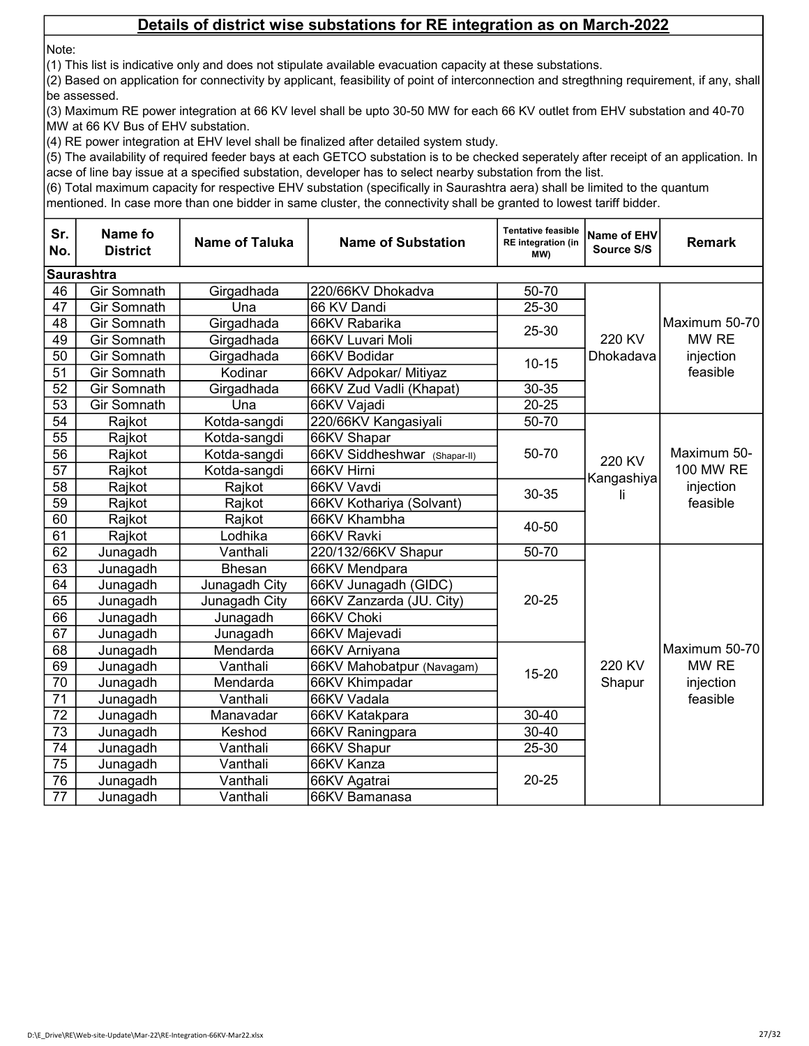## Details of district wise substations for RE integration as on March-2022

Note:
(1) This list is indicative only and does not stipulate available evacuation capacity at these substations.
(2) Based on application for connectivity by applicant, feasibility of point of interconnection and stregthning requirement, if any, shall be assessed.
(3) Maximum RE power integration at 66 KV level shall be upto 30-50 MW for each 66 KV outlet from EHV substation and 40-70 MW at 66 KV Bus of EHV substation.
(4) RE power integration at EHV level shall be finalized after detailed system study.
(5) The availability of required feeder bays at each GETCO substation is to be checked seperately after receipt of an application. In acse of line bay issue at a specified substation, developer has to select nearby substation from the list.
(6) Total maximum capacity for respective EHV substation (specifically in Saurashtra aera) shall be limited to the quantum mentioned. In case more than one bidder in same cluster, the connectivity shall be granted to lowest tariff bidder.

| Sr. No. | Name fo District | Name of Taluka | Name of Substation | Tentative feasible RE integration (in MW) | Name of EHV Source S/S | Remark |
|---|---|---|---|---|---|---|
| **Saurashtra** | | | | | | |
| 46 | Gir Somnath | Girgadhada | 220/66KV Dhokadva | 50-70 | 220 KV Dhokadava | Maximum 50-70 MW RE injection feasible |
| 47 | Gir Somnath | Una | 66 KV Dandi | 25-30 | | |
| 48 | Gir Somnath | Girgadhada | 66KV Rabarika | 25-30 | | |
| 49 | Gir Somnath | Girgadhada | 66KV Luvari Moli | | | |
| 50 | Gir Somnath | Girgadhada | 66KV Bodidar | 10-15 | | |
| 51 | Gir Somnath | Kodinar | 66KV Adpokar/ Mitiyaz | | | |
| 52 | Gir Somnath | Girgadhada | 66KV Zud Vadli (Khapat) | 30-35 | | |
| 53 | Gir Somnath | Una | 66KV Vajadi | 20-25 | | |
| 54 | Rajkot | Kotda-sangdi | 220/66KV Kangasiyali | 50-70 | 220 KV Kangashiyali | Maximum 50-100 MW RE injection feasible |
| 55 | Rajkot | Kotda-sangdi | 66KV Shapar | 50-70 | | |
| 56 | Rajkot | Kotda-sangdi | 66KV Siddheshwar (Shapar-II) | | | |
| 57 | Rajkot | Kotda-sangdi | 66KV Hirni | | | |
| 58 | Rajkot | Rajkot | 66KV Vavdi | 30-35 | | |
| 59 | Rajkot | Rajkot | 66KV Kothariya (Solvant) | | | |
| 60 | Rajkot | Rajkot | 66KV Khambha | 40-50 | | |
| 61 | Rajkot | Lodhika | 66KV Ravki | | | |
| 62 | Junagadh | Vanthali | 220/132/66KV Shapur | 50-70 | 220 KV Shapur | Maximum 50-70 MW RE injection feasible |
| 63 | Junagadh | Bhesan | 66KV Mendpara | 20-25 | | |
| 64 | Junagadh | Junagadh City | 66KV Junagadh (GIDC) | | | |
| 65 | Junagadh | Junagadh City | 66KV Zanzarda (JU. City) | | | |
| 66 | Junagadh | Junagadh | 66KV Choki | | | |
| 67 | Junagadh | Junagadh | 66KV Majevadi | | | |
| 68 | Junagadh | Mendarda | 66KV Arniyana | 15-20 | | |
| 69 | Junagadh | Vanthali | 66KV Mahobatpur (Navagam) | | | |
| 70 | Junagadh | Mendarda | 66KV Khimpadar | | | |
| 71 | Junagadh | Vanthali | 66KV Vadala | | | |
| 72 | Junagadh | Manavadar | 66KV Katakpara | 30-40 | | |
| 73 | Junagadh | Keshod | 66KV Raningpara | 30-40 | | |
| 74 | Junagadh | Vanthali | 66KV Shapur | 25-30 | | |
| 75 | Junagadh | Vanthali | 66KV Kanza | 20-25 | | |
| 76 | Junagadh | Vanthali | 66KV Agatrai | | | |
| 77 | Junagadh | Vanthali | 66KV Bamanasa | | | |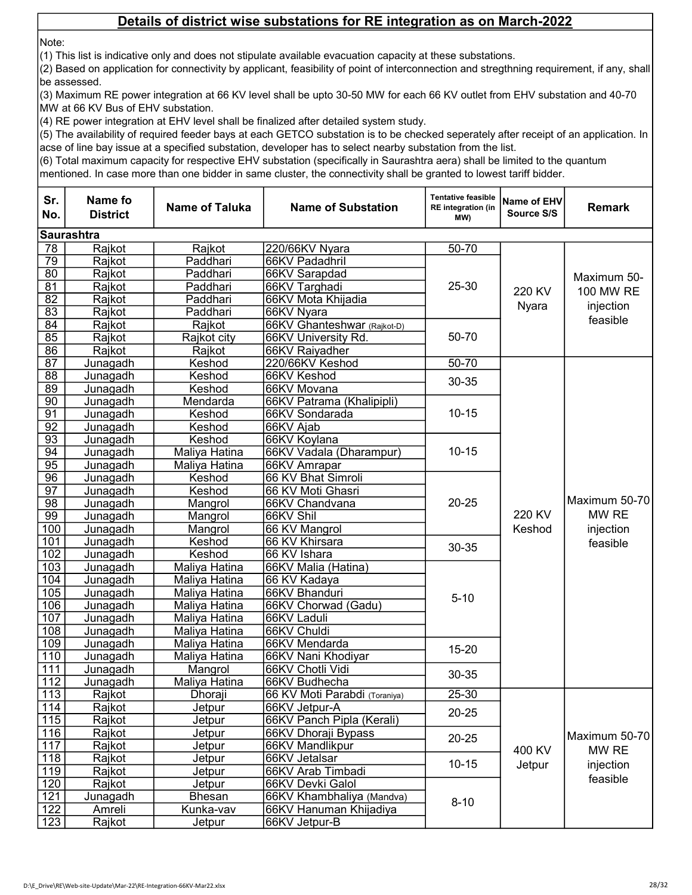## Details of district wise substations for RE integration as on March-2022

Note:

(1) This list is indicative only and does not stipulate available evacuation capacity at these substations.

(2) Based on application for connectivity by applicant, feasibility of point of interconnection and stregthning requirement, if any, shall be assessed.

(3) Maximum RE power integration at 66 KV level shall be upto 30-50 MW for each 66 KV outlet from EHV substation and 40-70 MW at 66 KV Bus of EHV substation.

(4) RE power integration at EHV level shall be finalized after detailed system study.

(5) The availability of required feeder bays at each GETCO substation is to be checked seperately after receipt of an application. In acse of line bay issue at a specified substation, developer has to select nearby substation from the list.

(6) Total maximum capacity for respective EHV substation (specifically in Saurashtra aera) shall be limited to the quantum mentioned. In case more than one bidder in same cluster, the connectivity shall be granted to lowest tariff bidder.

| Sr. No. | Name fo District | Name of Taluka | Name of Substation | Tentative feasible RE integration (in MW) | Name of EHV Source S/S | Remark |
|---|---|---|---|---|---|---|
| **Saurashtra** | | | | | | |
| 78 | Rajkot | Rajkot | 220/66KV Nyara | 50-70 | 220 KV Nyara | Maximum 50-100 MW RE injection feasible |
| 79 | Rajkot | Paddhari | 66KV Padadhril | 25-30 | | |
| 80 | Rajkot | Paddhari | 66KV Sarapdad | | | |
| 81 | Rajkot | Paddhari | 66KV Targhadi | | | |
| 82 | Rajkot | Paddhari | 66KV Mota Khijadia | | | |
| 83 | Rajkot | Paddhari | 66KV Nyara | | | |
| 84 | Rajkot | Rajkot | 66KV Ghanteshwar (Rajkot-D) | 50-70 | | |
| 85 | Rajkot | Rajkot city | 66KV University Rd. | | | |
| 86 | Rajkot | Rajkot | 66KV Raiyadher | | | |
| 87 | Junagadh | Keshod | 220/66KV Keshod | 50-70 | 220 KV Keshod | Maximum 50-70 MW RE injection feasible |
| 88 | Junagadh | Keshod | 66KV Keshod | 30-35 | | |
| 89 | Junagadh | Keshod | 66KV Movana | | | |
| 90 | Junagadh | Mendarda | 66KV Patrama (Khalipipli) | 10-15 | | |
| 91 | Junagadh | Keshod | 66KV Sondarada | | | |
| 92 | Junagadh | Keshod | 66KV Ajab | | | |
| 93 | Junagadh | Keshod | 66KV Koylana | 10-15 | | |
| 94 | Junagadh | Maliya Hatina | 66KV Vadala (Dharampur) | | | |
| 95 | Junagadh | Maliya Hatina | 66KV Amrapar | | | |
| 96 | Junagadh | Keshod | 66 KV Bhat Simroli | 20-25 | | |
| 97 | Junagadh | Keshod | 66 KV Moti Ghasri | | | |
| 98 | Junagadh | Mangrol | 66KV Chandvana | | | |
| 99 | Junagadh | Mangrol | 66KV Shil | | | |
| 100 | Junagadh | Mangrol | 66 KV Mangrol | | | |
| 101 | Junagadh | Keshod | 66 KV Khirsara | 30-35 | | |
| 102 | Junagadh | Keshod | 66 KV Ishara | | | |
| 103 | Junagadh | Maliya Hatina | 66KV Malia (Hatina) | 5-10 | | |
| 104 | Junagadh | Maliya Hatina | 66 KV Kadaya | | | |
| 105 | Junagadh | Maliya Hatina | 66KV Bhanduri | | | |
| 106 | Junagadh | Maliya Hatina | 66KV Chorwad (Gadu) | | | |
| 107 | Junagadh | Maliya Hatina | 66KV Laduli | | | |
| 108 | Junagadh | Maliya Hatina | 66KV Chuldi | | | |
| 109 | Junagadh | Maliya Hatina | 66KV Mendarda | 15-20 | | |
| 110 | Junagadh | Maliya Hatina | 66KV Nani Khodiyar | | | |
| 111 | Junagadh | Mangrol | 66KV Chotli Vidi | 30-35 | | |
| 112 | Junagadh | Maliya Hatina | 66KV Budhecha | | | |
| 113 | Rajkot | Dhoraji | 66 KV Moti Parabdi (Toraniya) | 25-30 | 400 KV Jetpur | Maximum 50-70 MW RE injection feasible |
| 114 | Rajkot | Jetpur | 66KV Jetpur-A | 20-25 | | |
| 115 | Rajkot | Jetpur | 66KV Panch Pipla (Kerali) | | | |
| 116 | Rajkot | Jetpur | 66KV Dhoraji Bypass | 20-25 | | |
| 117 | Rajkot | Jetpur | 66KV Mandlikpur | | | |
| 118 | Rajkot | Jetpur | 66KV Jetalsar | 10-15 | | |
| 119 | Rajkot | Jetpur | 66KV Arab Timbadi | | | |
| 120 | Rajkot | Jetpur | 66KV Devki Galol | 8-10 | | |
| 121 | Junagadh | Bhesan | 66KV Khambhaliya (Mandva) | | | |
| 122 | Amreli | Kunka-vav | 66KV Hanuman Khijadiya | | | |
| 123 | Rajkot | Jetpur | 66KV Jetpur-B | | | |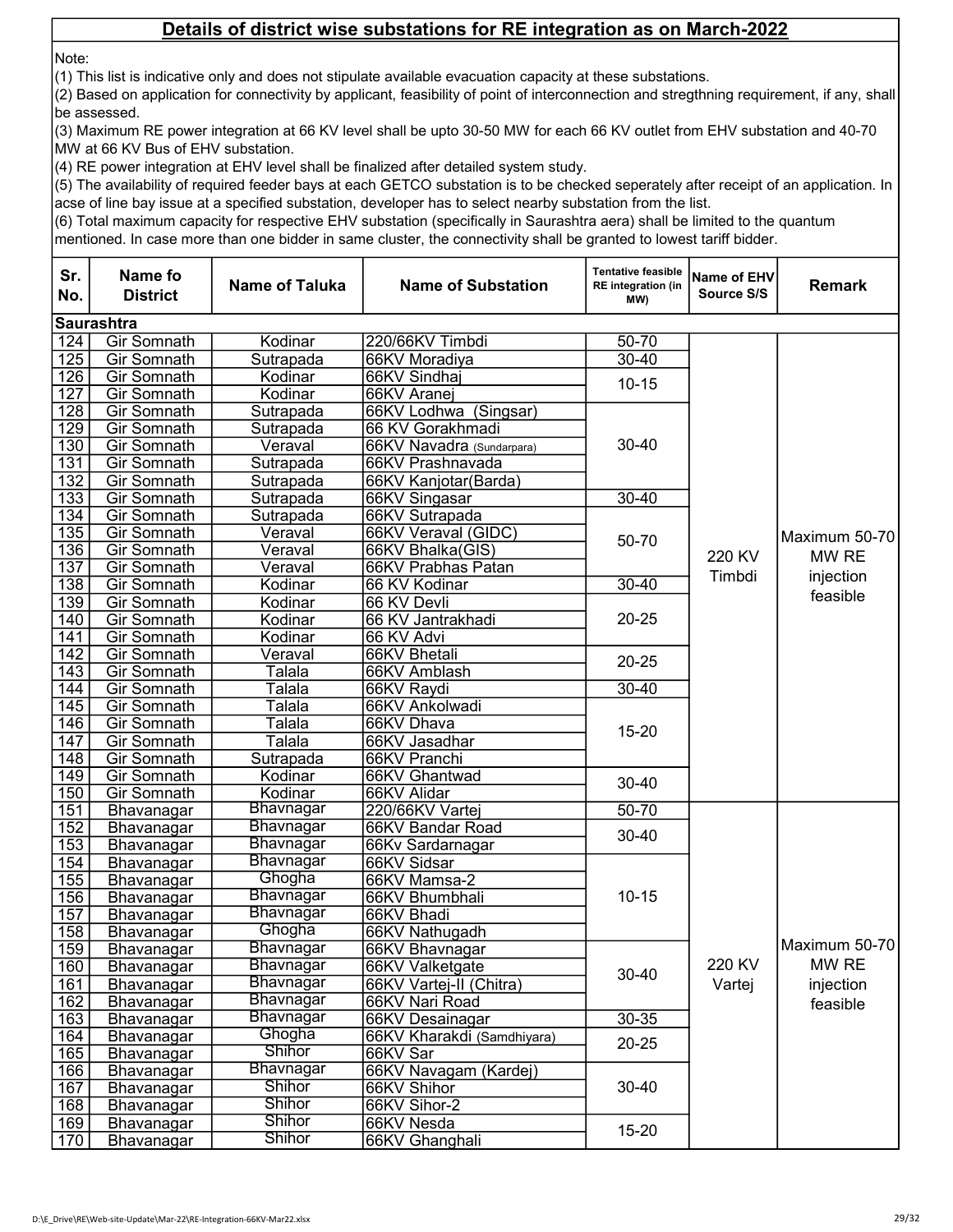## Details of district wise substations for RE integration as on March-2022

Note:

(1) This list is indicative only and does not stipulate available evacuation capacity at these substations.

(2) Based on application for connectivity by applicant, feasibility of point of interconnection and stregthning requirement, if any, shall be assessed.

(3) Maximum RE power integration at 66 KV level shall be upto 30-50 MW for each 66 KV outlet from EHV substation and 40-70 MW at 66 KV Bus of EHV substation.

(4) RE power integration at EHV level shall be finalized after detailed system study.

(5) The availability of required feeder bays at each GETCO substation is to be checked seperately after receipt of an application. In acse of line bay issue at a specified substation, developer has to select nearby substation from the list.

(6) Total maximum capacity for respective EHV substation (specifically in Saurashtra aera) shall be limited to the quantum mentioned. In case more than one bidder in same cluster, the connectivity shall be granted to lowest tariff bidder.

| Sr. No. | Name fo District | Name of Taluka | Name of Substation | Tentative feasible RE integration (in MW) | Name of EHV Source S/S | Remark |
|---|---|---|---|---|---|---|
| **Saurashtra** | | | | | | |
| 124 | Gir Somnath | Kodinar | 220/66KV Timbdi | 50-70 | 220 KV Timbdi | Maximum 50-70 MW RE injection feasible |
| 125 | Gir Somnath | Sutrapada | 66KV Moradiya | 30-40 | | |
| 126 | Gir Somnath | Kodinar | 66KV Sindhaj | 10-15 | | |
| 127 | Gir Somnath | Kodinar | 66KV Aranej | | | |
| 128 | Gir Somnath | Sutrapada | 66KV Lodhwa (Singsar) | 30-40 | | |
| 129 | Gir Somnath | Sutrapada | 66 KV Gorakhmadi | | | |
| 130 | Gir Somnath | Veraval | 66KV Navadra (Sundarpara) | | | |
| 131 | Gir Somnath | Sutrapada | 66KV Prashnavada | | | |
| 132 | Gir Somnath | Sutrapada | 66KV Kanjotar(Barda) | | | |
| 133 | Gir Somnath | Sutrapada | 66KV Singasar | 30-40 | | |
| 134 | Gir Somnath | Sutrapada | 66KV Sutrapada | 50-70 | | |
| 135 | Gir Somnath | Veraval | 66KV Veraval (GIDC) | | | |
| 136 | Gir Somnath | Veraval | 66KV Bhalka(GIS) | | | |
| 137 | Gir Somnath | Veraval | 66KV Prabhas Patan | | | |
| 138 | Gir Somnath | Kodinar | 66 KV Kodinar | 30-40 | | |
| 139 | Gir Somnath | Kodinar | 66 KV Devli | 20-25 | | |
| 140 | Gir Somnath | Kodinar | 66 KV Jantrakhadi | | | |
| 141 | Gir Somnath | Kodinar | 66 KV Advi | | | |
| 142 | Gir Somnath | Veraval | 66KV Bhetali | 20-25 | | |
| 143 | Gir Somnath | Talala | 66KV Amblash | | | |
| 144 | Gir Somnath | Talala | 66KV Raydi | 30-40 | | |
| 145 | Gir Somnath | Talala | 66KV Ankolwadi | 15-20 | | |
| 146 | Gir Somnath | Talala | 66KV Dhava | | | |
| 147 | Gir Somnath | Talala | 66KV Jasadhar | | | |
| 148 | Gir Somnath | Sutrapada | 66KV Pranchi | | | |
| 149 | Gir Somnath | Kodinar | 66KV Ghantwad | 30-40 | | |
| 150 | Gir Somnath | Kodinar | 66KV Alidar | | | |
| 151 | Bhavanagar | Bhavnagar | 220/66KV Vartej | 50-70 | 220 KV Vartej | Maximum 50-70 MW RE injection feasible |
| 152 | Bhavanagar | Bhavnagar | 66KV Bandar Road | 30-40 | | |
| 153 | Bhavanagar | Bhavnagar | 66Kv Sardarnagar | | | |
| 154 | Bhavanagar | Bhavnagar | 66KV Sidsar | 10-15 | | |
| 155 | Bhavanagar | Ghogha | 66KV Mamsa-2 | | | |
| 156 | Bhavanagar | Bhavnagar | 66KV Bhumbhali | | | |
| 157 | Bhavanagar | Bhavnagar | 66KV Bhadi | | | |
| 158 | Bhavanagar | Ghogha | 66KV Nathugadh | | | |
| 159 | Bhavanagar | Bhavnagar | 66KV Bhavnagar | 30-40 | | |
| 160 | Bhavanagar | Bhavnagar | 66KV Valketgate | | | |
| 161 | Bhavanagar | Bhavnagar | 66KV Vartej-II (Chitra) | | | |
| 162 | Bhavanagar | Bhavnagar | 66KV Nari Road | | | |
| 163 | Bhavanagar | Bhavnagar | 66KV Desainagar | 30-35 | | |
| 164 | Bhavanagar | Ghogha | 66KV Kharakdi (Samdhiyara) | 20-25 | | |
| 165 | Bhavanagar | Shihor | 66KV Sar | | | |
| 166 | Bhavanagar | Bhavnagar | 66KV Navagam (Kardej) | 30-40 | | |
| 167 | Bhavanagar | Shihor | 66KV Shihor | | | |
| 168 | Bhavanagar | Shihor | 66KV Sihor-2 | | | |
| 169 | Bhavanagar | Shihor | 66KV Nesda | 15-20 | | |
| 170 | Bhavanagar | Shihor | 66KV Ghanghali | | | |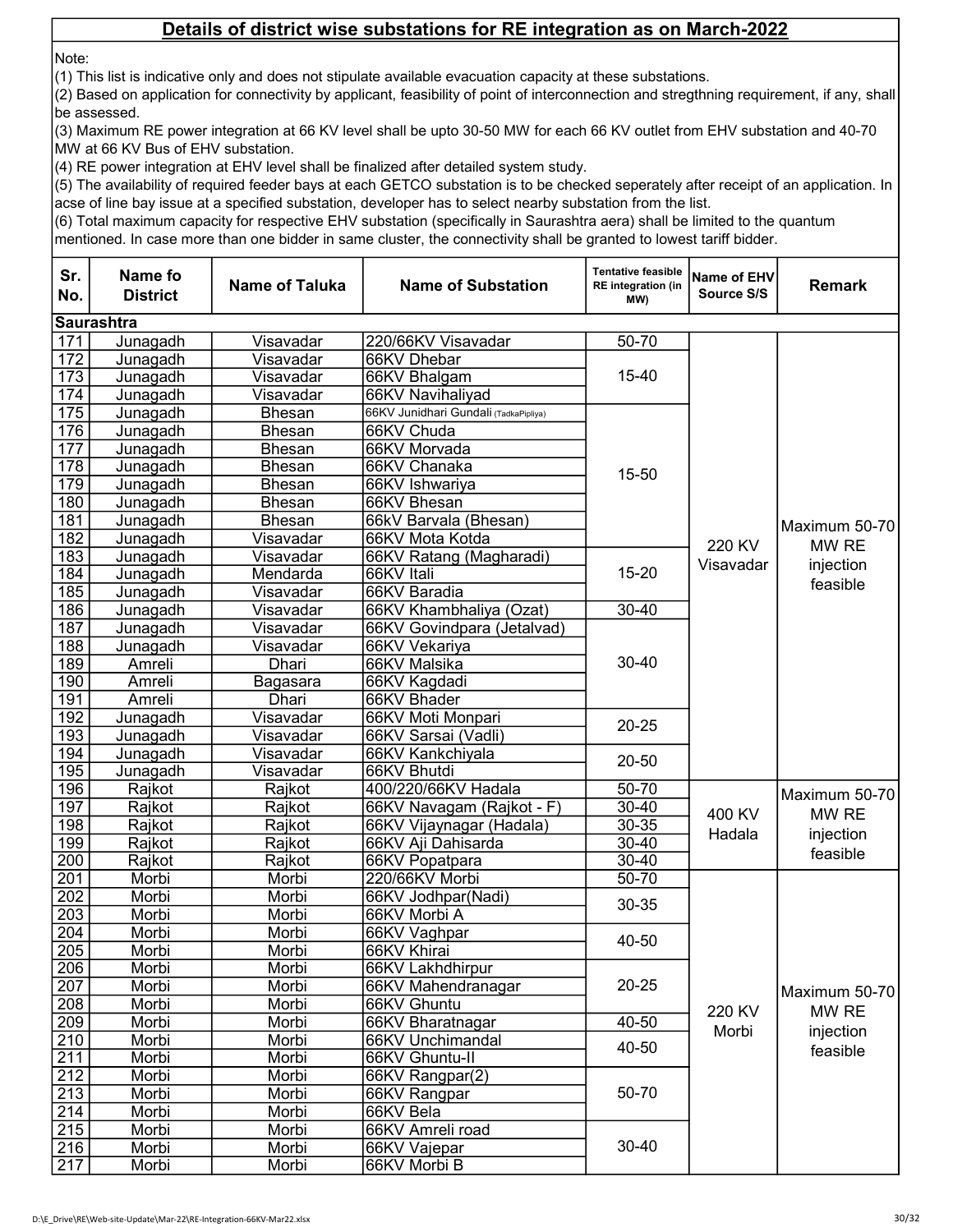## Details of district wise substations for RE integration as on March-2022

Note:

(1) This list is indicative only and does not stipulate available evacuation capacity at these substations.

(2) Based on application for connectivity by applicant, feasibility of point of interconnection and stregthning requirement, if any, shall be assessed.

(3) Maximum RE power integration at 66 KV level shall be upto 30-50 MW for each 66 KV outlet from EHV substation and 40-70 MW at 66 KV Bus of EHV substation.

(4) RE power integration at EHV level shall be finalized after detailed system study.

(5) The availability of required feeder bays at each GETCO substation is to be checked seperately after receipt of an application. In acse of line bay issue at a specified substation, developer has to select nearby substation from the list.

(6) Total maximum capacity for respective EHV substation (specifically in Saurashtra aera) shall be limited to the quantum mentioned. In case more than one bidder in same cluster, the connectivity shall be granted to lowest tariff bidder.

| Sr. No. | Name fo District | Name of Taluka | Name of Substation | Tentative feasible RE integration (in MW) | Name of EHV Source S/S | Remark |
|---|---|---|---|---|---|---|
| **Saurashtra** | | | | | | |
| 171 | Junagadh | Visavadar | 220/66KV Visavadar | 50-70 | 220 KV Visavadar | Maximum 50-70 MW RE injection feasible |
| 172 | Junagadh | Visavadar | 66KV Dhebar | 15-40 | | |
| 173 | Junagadh | Visavadar | 66KV Bhalgam | | | |
| 174 | Junagadh | Visavadar | 66KV Navihaliyad | | | |
| 175 | Junagadh | Bhesan | 66KV Junidhari Gundali (TadkaPipliya) | 15-50 | | |
| 176 | Junagadh | Bhesan | 66KV Chuda | | | |
| 177 | Junagadh | Bhesan | 66KV Morvada | | | |
| 178 | Junagadh | Bhesan | 66KV Chanaka | | | |
| 179 | Junagadh | Bhesan | 66KV Ishwariya | | | |
| 180 | Junagadh | Bhesan | 66KV Bhesan | | | |
| 181 | Junagadh | Bhesan | 66kV Barvala (Bhesan) | | | |
| 182 | Junagadh | Visavadar | 66KV Mota Kotda | | | |
| 183 | Junagadh | Visavadar | 66KV Ratang (Magharadi) | 15-20 | | |
| 184 | Junagadh | Mendarda | 66KV Itali | | | |
| 185 | Junagadh | Visavadar | 66KV Baradia | | | |
| 186 | Junagadh | Visavadar | 66KV Khambhaliya (Ozat) | 30-40 | | |
| 187 | Junagadh | Visavadar | 66KV Govindpara (Jetalvad) | 30-40 | | |
| 188 | Junagadh | Visavadar | 66KV Vekariya | | | |
| 189 | Amreli | Dhari | 66KV Malsika | | | |
| 190 | Amreli | Bagasara | 66KV Kagdadi | | | |
| 191 | Amreli | Dhari | 66KV Bhader | | | |
| 192 | Junagadh | Visavadar | 66KV Moti Monpari | 20-25 | | |
| 193 | Junagadh | Visavadar | 66KV Sarsai (Vadli) | | | |
| 194 | Junagadh | Visavadar | 66KV Kankchiyala | 20-50 | | |
| 195 | Junagadh | Visavadar | 66KV Bhutdi | | | |
| 196 | Rajkot | Rajkot | 400/220/66KV Hadala | 50-70 | 400 KV Hadala | Maximum 50-70 MW RE injection feasible |
| 197 | Rajkot | Rajkot | 66KV Navagam (Rajkot - F) | 30-40 | | |
| 198 | Rajkot | Rajkot | 66KV Vijaynagar (Hadala) | 30-35 | | |
| 199 | Rajkot | Rajkot | 66KV Aji Dahisarda | 30-40 | | |
| 200 | Rajkot | Rajkot | 66KV Popatpara | 30-40 | | |
| 201 | Morbi | Morbi | 220/66KV Morbi | 50-70 | 220 KV Morbi | Maximum 50-70 MW RE injection feasible |
| 202 | Morbi | Morbi | 66KV Jodhpar(Nadi) | 30-35 | | |
| 203 | Morbi | Morbi | 66KV Morbi A | | | |
| 204 | Morbi | Morbi | 66KV Vaghpar | 40-50 | | |
| 205 | Morbi | Morbi | 66KV Khirai | | | |
| 206 | Morbi | Morbi | 66KV Lakhdhirpur | 20-25 | | |
| 207 | Morbi | Morbi | 66KV Mahendranagar | | | |
| 208 | Morbi | Morbi | 66KV Ghuntu | | | |
| 209 | Morbi | Morbi | 66KV Bharatnagar | 40-50 | | |
| 210 | Morbi | Morbi | 66KV Unchimandal | 40-50 | | |
| 211 | Morbi | Morbi | 66KV Ghuntu-II | | | |
| 212 | Morbi | Morbi | 66KV Rangpar(2) | 50-70 | | |
| 213 | Morbi | Morbi | 66KV Rangpar | | | |
| 214 | Morbi | Morbi | 66KV Bela | | | |
| 215 | Morbi | Morbi | 66KV Amreli road | 30-40 | | |
| 216 | Morbi | Morbi | 66KV Vajepar | | | |
| 217 | Morbi | Morbi | 66KV Morbi B | | | |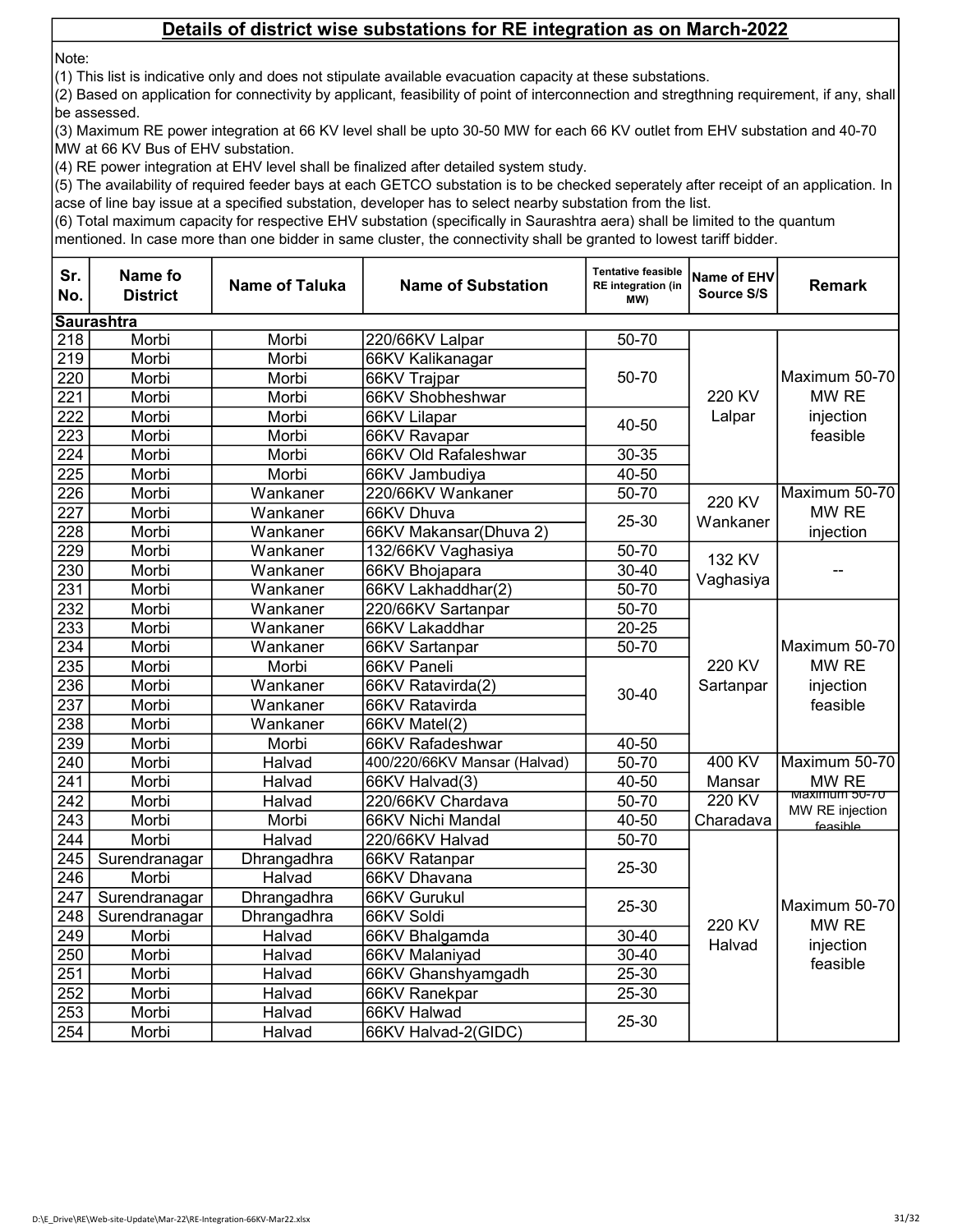## Details of district wise substations for RE integration as on March-2022

Note:

(1) This list is indicative only and does not stipulate available evacuation capacity at these substations.

(2) Based on application for connectivity by applicant, feasibility of point of interconnection and stregthning requirement, if any, shall be assessed.

(3) Maximum RE power integration at 66 KV level shall be upto 30-50 MW for each 66 KV outlet from EHV substation and 40-70 MW at 66 KV Bus of EHV substation.

(4) RE power integration at EHV level shall be finalized after detailed system study.

(5) The availability of required feeder bays at each GETCO substation is to be checked seperately after receipt of an application. In acse of line bay issue at a specified substation, developer has to select nearby substation from the list.

(6) Total maximum capacity for respective EHV substation (specifically in Saurashtra aera) shall be limited to the quantum mentioned. In case more than one bidder in same cluster, the connectivity shall be granted to lowest tariff bidder.

| Sr. No. | Name fo District | Name of Taluka | Name of Substation | Tentative feasible RE integration (in MW) | Name of EHV Source S/S | Remark |
|---|---|---|---|---|---|---|
| **Saurashtra** | | | | | | |
| 218 | Morbi | Morbi | 220/66KV Lalpar | 50-70 | 220 KV Lalpar | Maximum 50-70 MW RE injection feasible |
| 219 | Morbi | Morbi | 66KV Kalikanagar | 50-70 | | |
| 220 | Morbi | Morbi | 66KV Trajpar | | | |
| 221 | Morbi | Morbi | 66KV Shobheshwar | | | |
| 222 | Morbi | Morbi | 66KV Lilapar | 40-50 | | |
| 223 | Morbi | Morbi | 66KV Ravapar | | | |
| 224 | Morbi | Morbi | 66KV Old Rafaleshwar | 30-35 | | |
| 225 | Morbi | Morbi | 66KV Jambudiya | 40-50 | | |
| 226 | Morbi | Wankaner | 220/66KV Wankaner | 50-70 | 220 KV Wankaner | Maximum 50-70 MW RE injection |
| 227 | Morbi | Wankaner | 66KV Dhuva | 25-30 | | |
| 228 | Morbi | Wankaner | 66KV Makansar(Dhuva 2) | | | |
| 229 | Morbi | Wankaner | 132/66KV Vaghasiya | 50-70 | 132 KV Vaghasiya | -- |
| 230 | Morbi | Wankaner | 66KV Bhojapara | 30-40 | | |
| 231 | Morbi | Wankaner | 66KV Lakhaddhar(2) | 50-70 | | |
| 232 | Morbi | Wankaner | 220/66KV Sartanpar | 50-70 | 220 KV Sartanpar | Maximum 50-70 MW RE injection feasible |
| 233 | Morbi | Wankaner | 66KV Lakaddhar | 20-25 | | |
| 234 | Morbi | Wankaner | 66KV Sartanpar | 50-70 | | |
| 235 | Morbi | Morbi | 66KV Paneli | 30-40 | | |
| 236 | Morbi | Wankaner | 66KV Ratavirda(2) | | | |
| 237 | Morbi | Wankaner | 66KV Ratavirda | | | |
| 238 | Morbi | Wankaner | 66KV Matel(2) | | | |
| 239 | Morbi | Morbi | 66KV Rafadeshwar | 40-50 | | |
| 240 | Morbi | Halvad | 400/220/66KV Mansar (Halvad) | 50-70 | 400 KV Mansar | Maximum 50-70 MW RE |
| 241 | Morbi | Halvad | 66KV Halvad(3) | 40-50 | | |
| 242 | Morbi | Halvad | 220/66KV Chardava | 50-70 | 220 KV Charadava | Maximum 50-70 MW RE injection feasible |
| 243 | Morbi | Morbi | 66KV Nichi Mandal | 40-50 | | |
| 244 | Morbi | Halvad | 220/66KV Halvad | 50-70 | 220 KV Halvad | Maximum 50-70 MW RE injection feasible |
| 245 | Surendranagar | Dhrangadhra | 66KV Ratanpar | 25-30 | | |
| 246 | Morbi | Halvad | 66KV Dhavana | | | |
| 247 | Surendranagar | Dhrangadhra | 66KV Gurukul | 25-30 | | |
| 248 | Surendranagar | Dhrangadhra | 66KV Soldi | | | |
| 249 | Morbi | Halvad | 66KV Bhalgamda | 30-40 | | |
| 250 | Morbi | Halvad | 66KV Malaniyad | 30-40 | | |
| 251 | Morbi | Halvad | 66KV Ghanshyamgadh | 25-30 | | |
| 252 | Morbi | Halvad | 66KV Ranekpar | 25-30 | | |
| 253 | Morbi | Halvad | 66KV Halwad | 25-30 | | |
| 254 | Morbi | Halvad | 66KV Halvad-2(GIDC) | | | |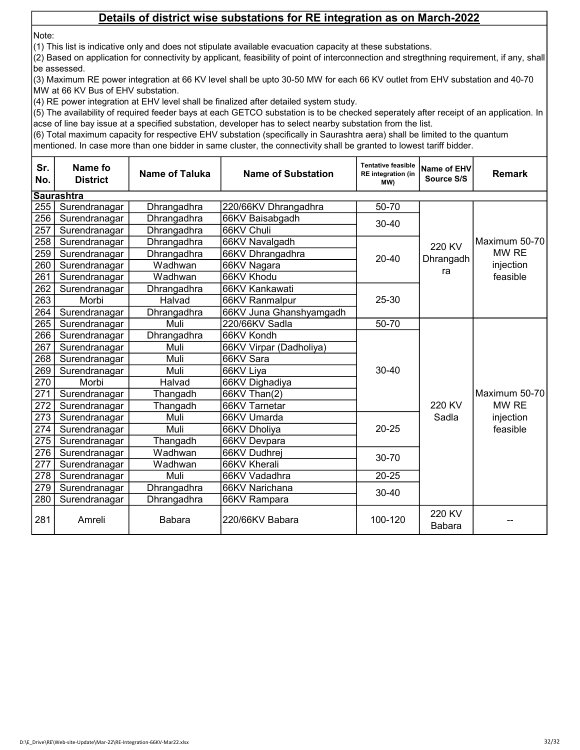## Details of district wise substations for RE integration as on March-2022

Note:
(1) This list is indicative only and does not stipulate available evacuation capacity at these substations.
(2) Based on application for connectivity by applicant, feasibility of point of interconnection and stregthning requirement, if any, shall be assessed.
(3) Maximum RE power integration at 66 KV level shall be upto 30-50 MW for each 66 KV outlet from EHV substation and 40-70 MW at 66 KV Bus of EHV substation.
(4) RE power integration at EHV level shall be finalized after detailed system study.
(5) The availability of required feeder bays at each GETCO substation is to be checked seperately after receipt of an application. In acse of line bay issue at a specified substation, developer has to select nearby substation from the list.
(6) Total maximum capacity for respective EHV substation (specifically in Saurashtra aera) shall be limited to the quantum mentioned. In case more than one bidder in same cluster, the connectivity shall be granted to lowest tariff bidder.

| Sr. No. | Name fo District | Name of Taluka | Name of Substation | Tentative feasible RE integration (in MW) | Name of EHV Source S/S | Remark |
|---|---|---|---|---|---|---|
| **Saurashtra** | | | | | | |
| 255 | Surendranagar | Dhrangadhra | 220/66KV Dhrangadhra | 50-70 | 220 KV Dhrangadhra | Maximum 50-70 MW RE injection feasible |
| 256 | Surendranagar | Dhrangadhra | 66KV Baisabgadh | 30-40 | | |
| 257 | Surendranagar | Dhrangadhra | 66KV Chuli | | | |
| 258 | Surendranagar | Dhrangadhra | 66KV Navalgadh | 20-40 | | |
| 259 | Surendranagar | Dhrangadhra | 66KV Dhrangadhra | | | |
| 260 | Surendranagar | Wadhwan | 66KV Nagara | | | |
| 261 | Surendranagar | Wadhwan | 66KV Khodu | | | |
| 262 | Surendranagar | Dhrangadhra | 66KV Kankawati | 25-30 | | |
| 263 | Morbi | Halvad | 66KV Ranmalpur | | | |
| 264 | Surendranagar | Dhrangadhra | 66KV Juna Ghanshyamgadh | | | |
| 265 | Surendranagar | Muli | 220/66KV Sadla | 50-70 | 220 KV Sadla | Maximum 50-70 MW RE injection feasible |
| 266 | Surendranagar | Dhrangadhra | 66KV Kondh | 30-40 | | |
| 267 | Surendranagar | Muli | 66KV Virpar (Dadholiya) | | | |
| 268 | Surendranagar | Muli | 66KV Sara | | | |
| 269 | Surendranagar | Muli | 66KV Liya | | | |
| 270 | Morbi | Halvad | 66KV Dighadiya | | | |
| 271 | Surendranagar | Thangadh | 66KV Than(2) | | | |
| 272 | Surendranagar | Thangadh | 66KV Tarnetar | | | |
| 273 | Surendranagar | Muli | 66KV Umarda | 20-25 | | |
| 274 | Surendranagar | Muli | 66KV Dholiya | | | |
| 275 | Surendranagar | Thangadh | 66KV Devpara | | | |
| 276 | Surendranagar | Wadhwan | 66KV Dudhrej | 30-70 | | |
| 277 | Surendranagar | Wadhwan | 66KV Kherali | | | |
| 278 | Surendranagar | Muli | 66KV Vadadhra | 20-25 | | |
| 279 | Surendranagar | Dhrangadhra | 66KV Narichana | 30-40 | | |
| 280 | Surendranagar | Dhrangadhra | 66KV Rampara | | | |
| 281 | Amreli | Babara | 220/66KV Babara | 100-120 | 220 KV Babara | -- |